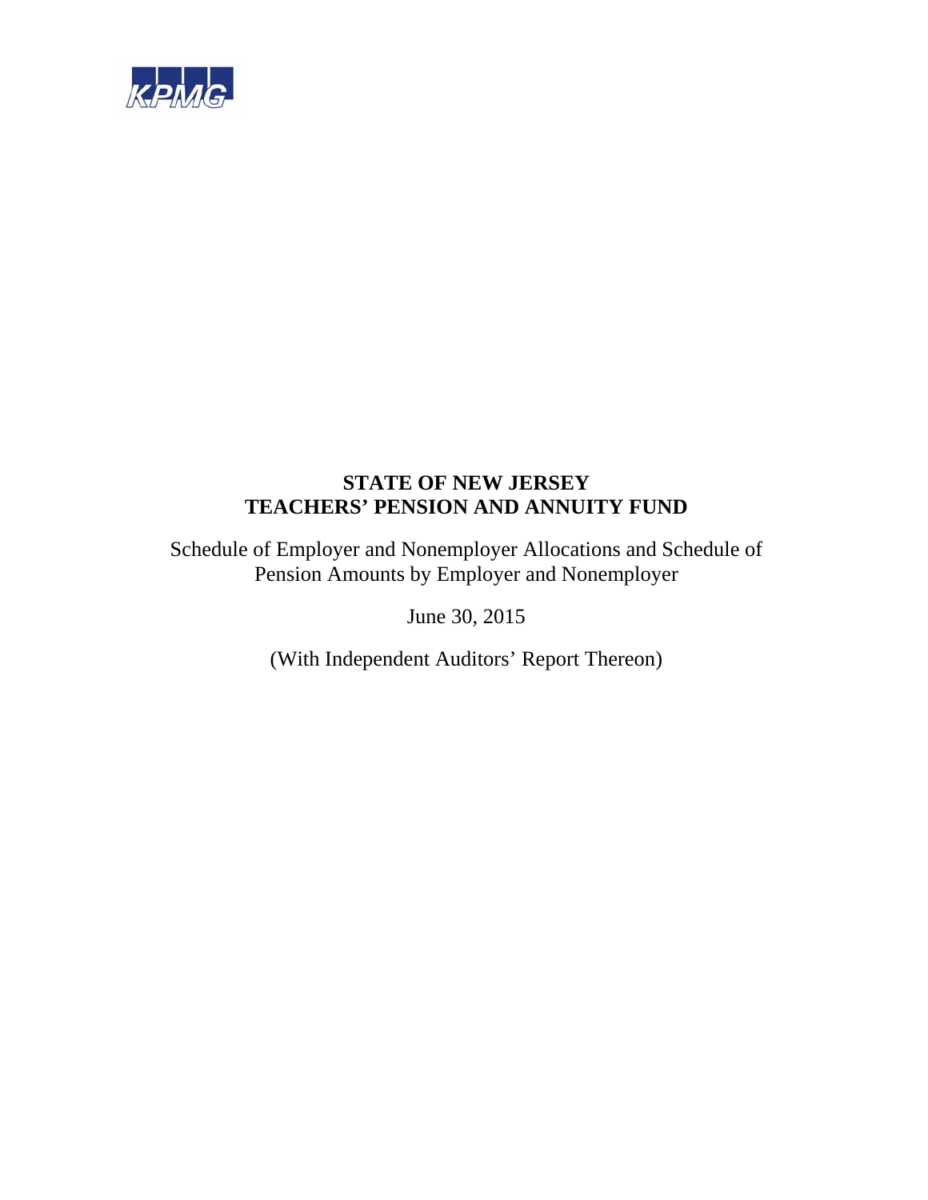KPMG

# STATE OF NEW JERSEY
# TEACHERS' PENSION AND ANNUITY FUND

Schedule of Employer and Nonemployer Allocations and Schedule of Pension Amounts by Employer and Nonemployer

June 30, 2015

(With Independent Auditors' Report Thereon)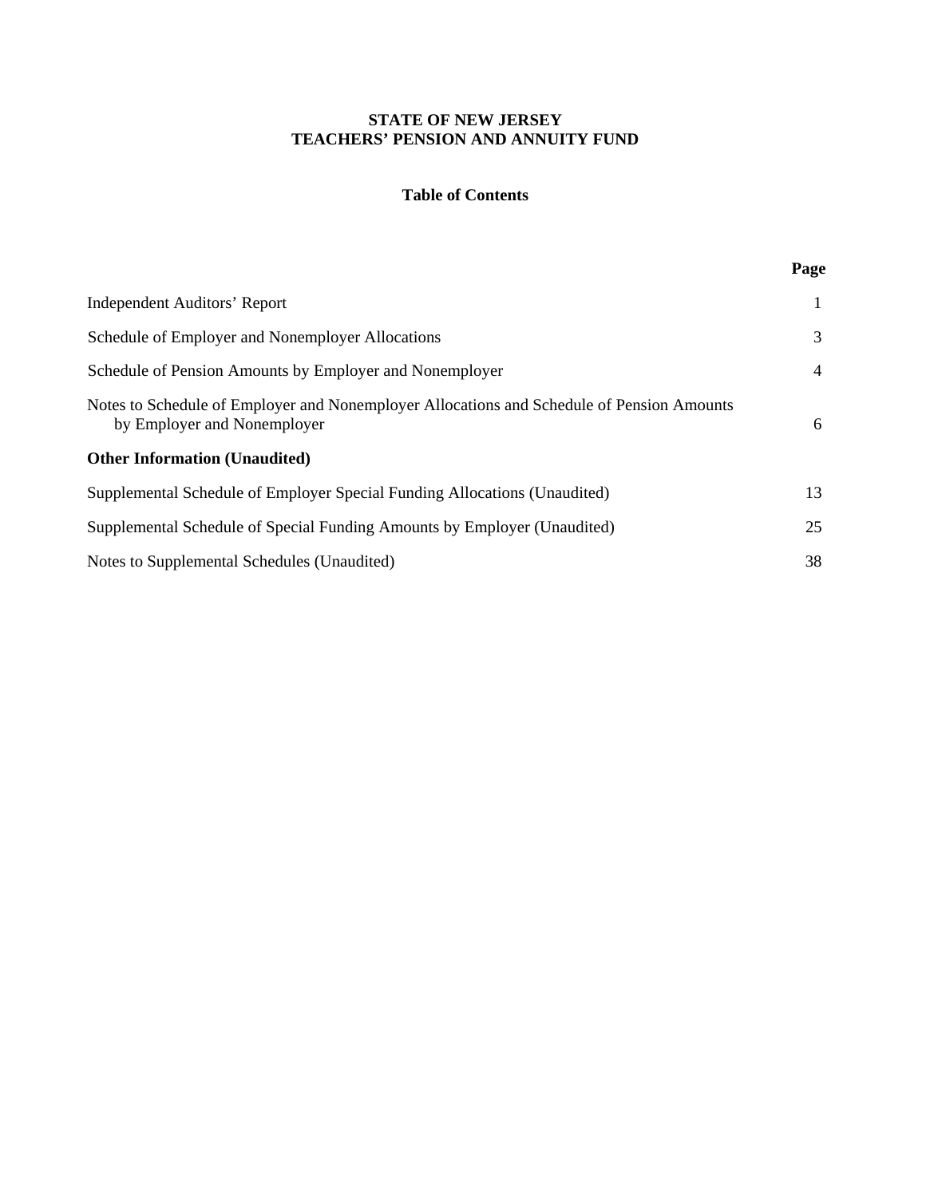**STATE OF NEW JERSEY**
**TEACHERS' PENSION AND ANNUITY FUND**

**Table of Contents**

| | Page |
|---|---|
| Independent Auditors' Report | 1 |
| Schedule of Employer and Nonemployer Allocations | 3 |
| Schedule of Pension Amounts by Employer and Nonemployer | 4 |
| Notes to Schedule of Employer and Nonemployer Allocations and Schedule of Pension Amounts by Employer and Nonemployer | 6 |
| **Other Information (Unaudited)** | |
| Supplemental Schedule of Employer Special Funding Allocations (Unaudited) | 13 |
| Supplemental Schedule of Special Funding Amounts by Employer (Unaudited) | 25 |
| Notes to Supplemental Schedules (Unaudited) | 38 |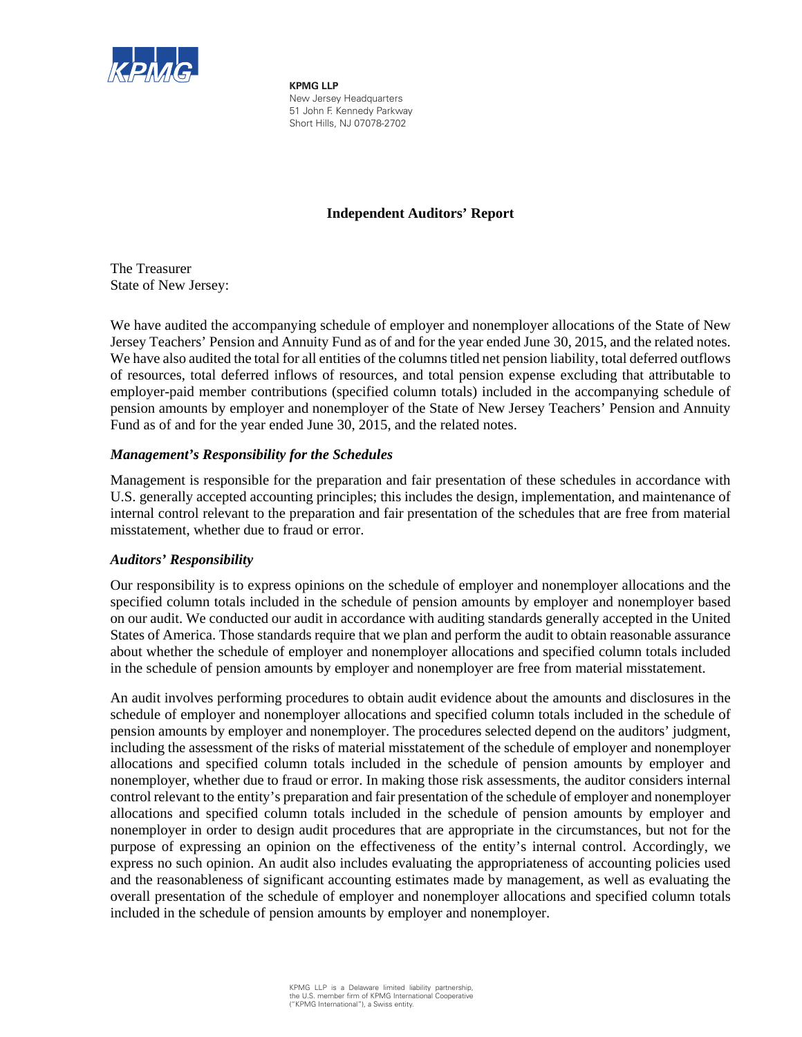**KPMG LLP**
New Jersey Headquarters
51 John F. Kennedy Parkway
Short Hills, NJ 07078-2702

# Independent Auditors' Report

The Treasurer
State of New Jersey:

We have audited the accompanying schedule of employer and nonemployer allocations of the State of New Jersey Teachers' Pension and Annuity Fund as of and for the year ended June 30, 2015, and the related notes. We have also audited the total for all entities of the columns titled net pension liability, total deferred outflows of resources, total deferred inflows of resources, and total pension expense excluding that attributable to employer-paid member contributions (specified column totals) included in the accompanying schedule of pension amounts by employer and nonemployer of the State of New Jersey Teachers' Pension and Annuity Fund as of and for the year ended June 30, 2015, and the related notes.

### *Management's Responsibility for the Schedules*

Management is responsible for the preparation and fair presentation of these schedules in accordance with U.S. generally accepted accounting principles; this includes the design, implementation, and maintenance of internal control relevant to the preparation and fair presentation of the schedules that are free from material misstatement, whether due to fraud or error.

### *Auditors' Responsibility*

Our responsibility is to express opinions on the schedule of employer and nonemployer allocations and the specified column totals included in the schedule of pension amounts by employer and nonemployer based on our audit. We conducted our audit in accordance with auditing standards generally accepted in the United States of America. Those standards require that we plan and perform the audit to obtain reasonable assurance about whether the schedule of employer and nonemployer allocations and specified column totals included in the schedule of pension amounts by employer and nonemployer are free from material misstatement.

An audit involves performing procedures to obtain audit evidence about the amounts and disclosures in the schedule of employer and nonemployer allocations and specified column totals included in the schedule of pension amounts by employer and nonemployer. The procedures selected depend on the auditors' judgment, including the assessment of the risks of material misstatement of the schedule of employer and nonemployer allocations and specified column totals included in the schedule of pension amounts by employer and nonemployer, whether due to fraud or error. In making those risk assessments, the auditor considers internal control relevant to the entity's preparation and fair presentation of the schedule of employer and nonemployer allocations and specified column totals included in the schedule of pension amounts by employer and nonemployer in order to design audit procedures that are appropriate in the circumstances, but not for the purpose of expressing an opinion on the effectiveness of the entity's internal control. Accordingly, we express no such opinion. An audit also includes evaluating the appropriateness of accounting policies used and the reasonableness of significant accounting estimates made by management, as well as evaluating the overall presentation of the schedule of employer and nonemployer allocations and specified column totals included in the schedule of pension amounts by employer and nonemployer.

KPMG LLP is a Delaware limited liability partnership, the U.S. member firm of KPMG International Cooperative ("KPMG International"), a Swiss entity.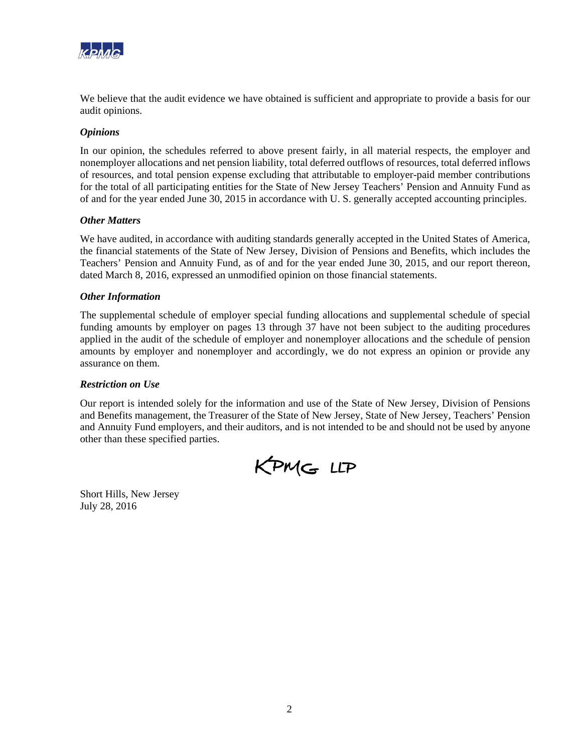We believe that the audit evidence we have obtained is sufficient and appropriate to provide a basis for our audit opinions.

***Opinions***

In our opinion, the schedules referred to above present fairly, in all material respects, the employer and nonemployer allocations and net pension liability, total deferred outflows of resources, total deferred inflows of resources, and total pension expense excluding that attributable to employer-paid member contributions for the total of all participating entities for the State of New Jersey Teachers' Pension and Annuity Fund as of and for the year ended June 30, 2015 in accordance with U. S. generally accepted accounting principles.

***Other Matters***

We have audited, in accordance with auditing standards generally accepted in the United States of America, the financial statements of the State of New Jersey, Division of Pensions and Benefits, which includes the Teachers' Pension and Annuity Fund, as of and for the year ended June 30, 2015, and our report thereon, dated March 8, 2016, expressed an unmodified opinion on those financial statements.

***Other Information***

The supplemental schedule of employer special funding allocations and supplemental schedule of special funding amounts by employer on pages 13 through 37 have not been subject to the auditing procedures applied in the audit of the schedule of employer and nonemployer allocations and the schedule of pension amounts by employer and nonemployer and accordingly, we do not express an opinion or provide any assurance on them.

***Restriction on Use***

Our report is intended solely for the information and use of the State of New Jersey, Division of Pensions and Benefits management, the Treasurer of the State of New Jersey, State of New Jersey, Teachers' Pension and Annuity Fund employers, and their auditors, and is not intended to be and should not be used by anyone other than these specified parties.

KPMG LLP

Short Hills, New Jersey
July 28, 2016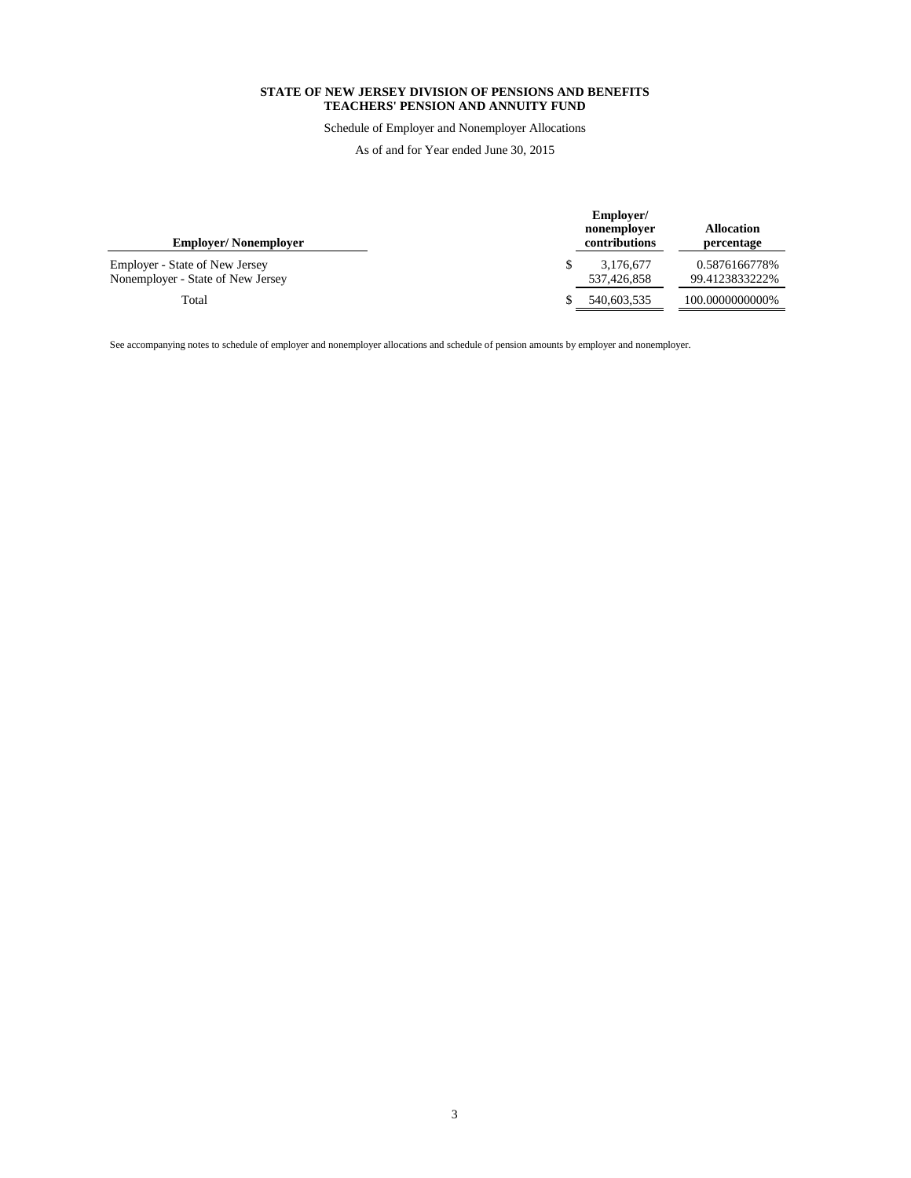**STATE OF NEW JERSEY DIVISION OF PENSIONS AND BENEFITS**
**TEACHERS' PENSION AND ANNUITY FUND**

Schedule of Employer and Nonemployer Allocations

As of and for Year ended June 30, 2015

| Employer/ Nonemployer | Employer/ nonemployer contributions | Allocation percentage |
|---|---|---|
| Employer - State of New Jersey | $ 3,176,677 | 0.5876166778% |
| Nonemployer - State of New Jersey | 537,426,858 | 99.4123833222% |
| Total | $ 540,603,535 | 100.0000000000% |

See accompanying notes to schedule of employer and nonemployer allocations and schedule of pension amounts by employer and nonemployer.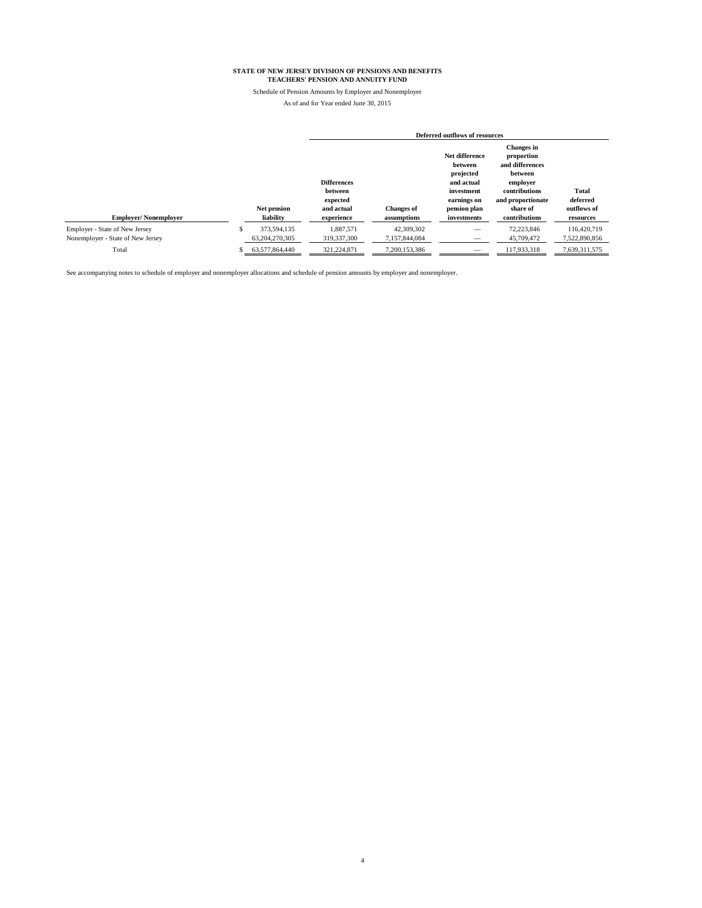**STATE OF NEW JERSEY DIVISION OF PENSIONS AND BENEFITS**
**TEACHERS' PENSION AND ANNUITY FUND**

Schedule of Pension Amounts by Employer and Nonemployer

As of and for Year ended June 30, 2015

| | | Deferred outflows of resources | | | | |
|---|---|---|---|---|---|---|
| **Employer/ Nonemployer** | **Net pension liability** | **Differences between expected and actual experience** | **Changes of assumptions** | **Net difference between projected and actual investment earnings on pension plan investments** | **Changes in proportion and differences between employer contributions and proportionate share of contributions** | **Total deferred outflows of resources** |
| Employer - State of New Jersey | $ 373,594,135 | 1,887,571 | 42,309,302 | — | 72,223,846 | 116,420,719 |
| Nonemployer - State of New Jersey | 63,204,270,305 | 319,337,300 | 7,157,844,084 | — | 45,709,472 | 7,522,890,856 |
| Total | $ 63,577,864,440 | 321,224,871 | 7,200,153,386 | — | 117,933,318 | 7,639,311,575 |

See accompanying notes to schedule of employer and nonemployer allocations and schedule of pension amounts by employer and nonemployer.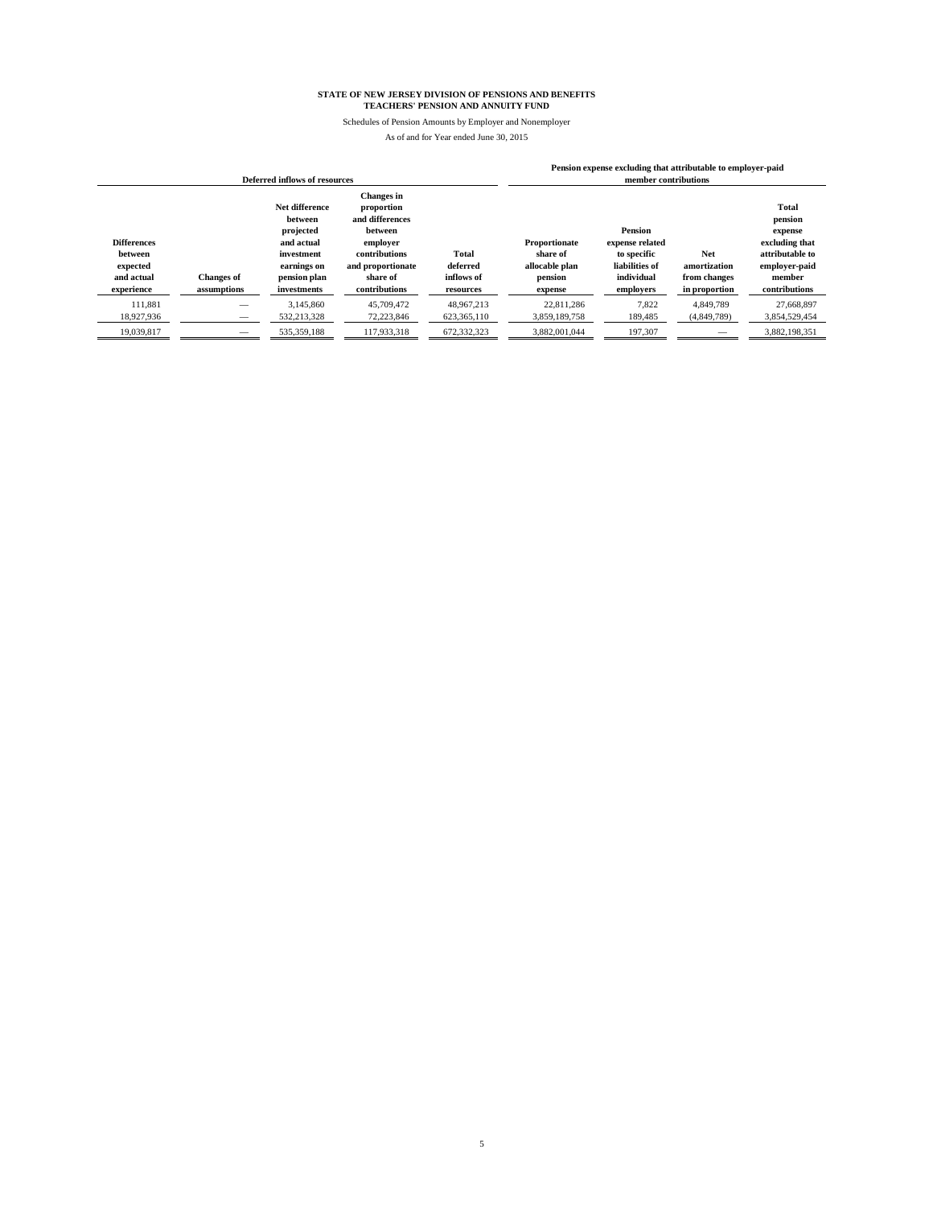**STATE OF NEW JERSEY DIVISION OF PENSIONS AND BENEFITS**
**TEACHERS' PENSION AND ANNUITY FUND**

Schedules of Pension Amounts by Employer and Nonemployer

As of and for Year ended June 30, 2015

| Deferred inflows of resources | | | | | Pension expense excluding that attributable to employer-paid member contributions | | | |
|---|---|---|---|---|---|---|---|---|
| **Differences between expected and actual experience** | **Changes of assumptions** | **Net difference between projected and actual investment earnings on pension plan investments** | **Changes in proportion and differences between employer contributions and proportionate share of contributions** | **Total deferred inflows of resources** | **Proportionate share of allocable plan pension expense** | **Pension expense related to specific liabilities of individual employers** | **Net amortization from changes in proportion** | **Total pension expense excluding that attributable to employer-paid member contributions** |
| 111,881 | — | 3,145,860 | 45,709,472 | 48,967,213 | 22,811,286 | 7,822 | 4,849,789 | 27,668,897 |
| 18,927,936 | — | 532,213,328 | 72,223,846 | 623,365,110 | 3,859,189,758 | 189,485 | (4,849,789) | 3,854,529,454 |
| 19,039,817 | — | 535,359,188 | 117,933,318 | 672,332,323 | 3,882,001,044 | 197,307 | — | 3,882,198,351 |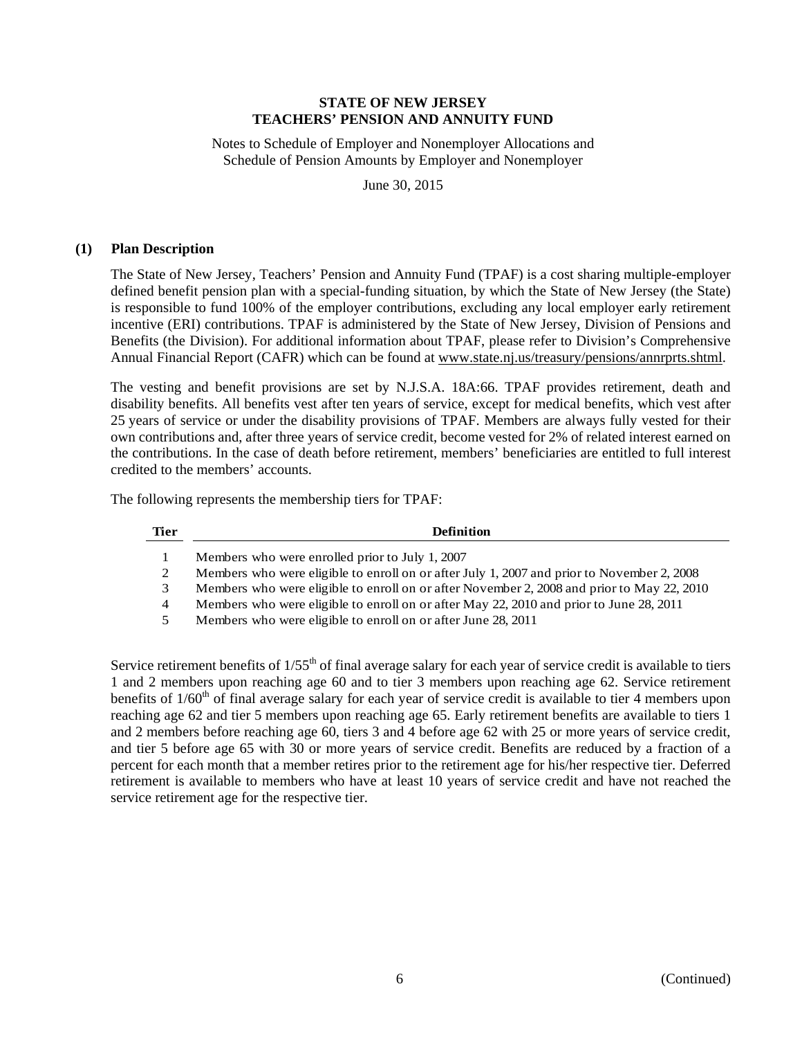# STATE OF NEW JERSEY
# TEACHERS' PENSION AND ANNUITY FUND

Notes to Schedule of Employer and Nonemployer Allocations and Schedule of Pension Amounts by Employer and Nonemployer

June 30, 2015

## (1) Plan Description

The State of New Jersey, Teachers' Pension and Annuity Fund (TPAF) is a cost sharing multiple-employer defined benefit pension plan with a special-funding situation, by which the State of New Jersey (the State) is responsible to fund 100% of the employer contributions, excluding any local employer early retirement incentive (ERI) contributions. TPAF is administered by the State of New Jersey, Division of Pensions and Benefits (the Division). For additional information about TPAF, please refer to Division's Comprehensive Annual Financial Report (CAFR) which can be found at www.state.nj.us/treasury/pensions/annrprts.shtml.

The vesting and benefit provisions are set by N.J.S.A. 18A:66. TPAF provides retirement, death and disability benefits. All benefits vest after ten years of service, except for medical benefits, which vest after 25 years of service or under the disability provisions of TPAF. Members are always fully vested for their own contributions and, after three years of service credit, become vested for 2% of related interest earned on the contributions. In the case of death before retirement, members' beneficiaries are entitled to full interest credited to the members' accounts.

The following represents the membership tiers for TPAF:

| Tier | Definition |
|---|---|
| 1 | Members who were enrolled prior to July 1, 2007 |
| 2 | Members who were eligible to enroll on or after July 1, 2007 and prior to November 2, 2008 |
| 3 | Members who were eligible to enroll on or after November 2, 2008 and prior to May 22, 2010 |
| 4 | Members who were eligible to enroll on or after May 22, 2010 and prior to June 28, 2011 |
| 5 | Members who were eligible to enroll on or after June 28, 2011 |

Service retirement benefits of 1/55th of final average salary for each year of service credit is available to tiers 1 and 2 members upon reaching age 60 and to tier 3 members upon reaching age 62. Service retirement benefits of 1/60th of final average salary for each year of service credit is available to tier 4 members upon reaching age 62 and tier 5 members upon reaching age 65. Early retirement benefits are available to tiers 1 and 2 members before reaching age 60, tiers 3 and 4 before age 62 with 25 or more years of service credit, and tier 5 before age 65 with 30 or more years of service credit. Benefits are reduced by a fraction of a percent for each month that a member retires prior to the retirement age for his/her respective tier. Deferred retirement is available to members who have at least 10 years of service credit and have not reached the service retirement age for the respective tier.

(Continued)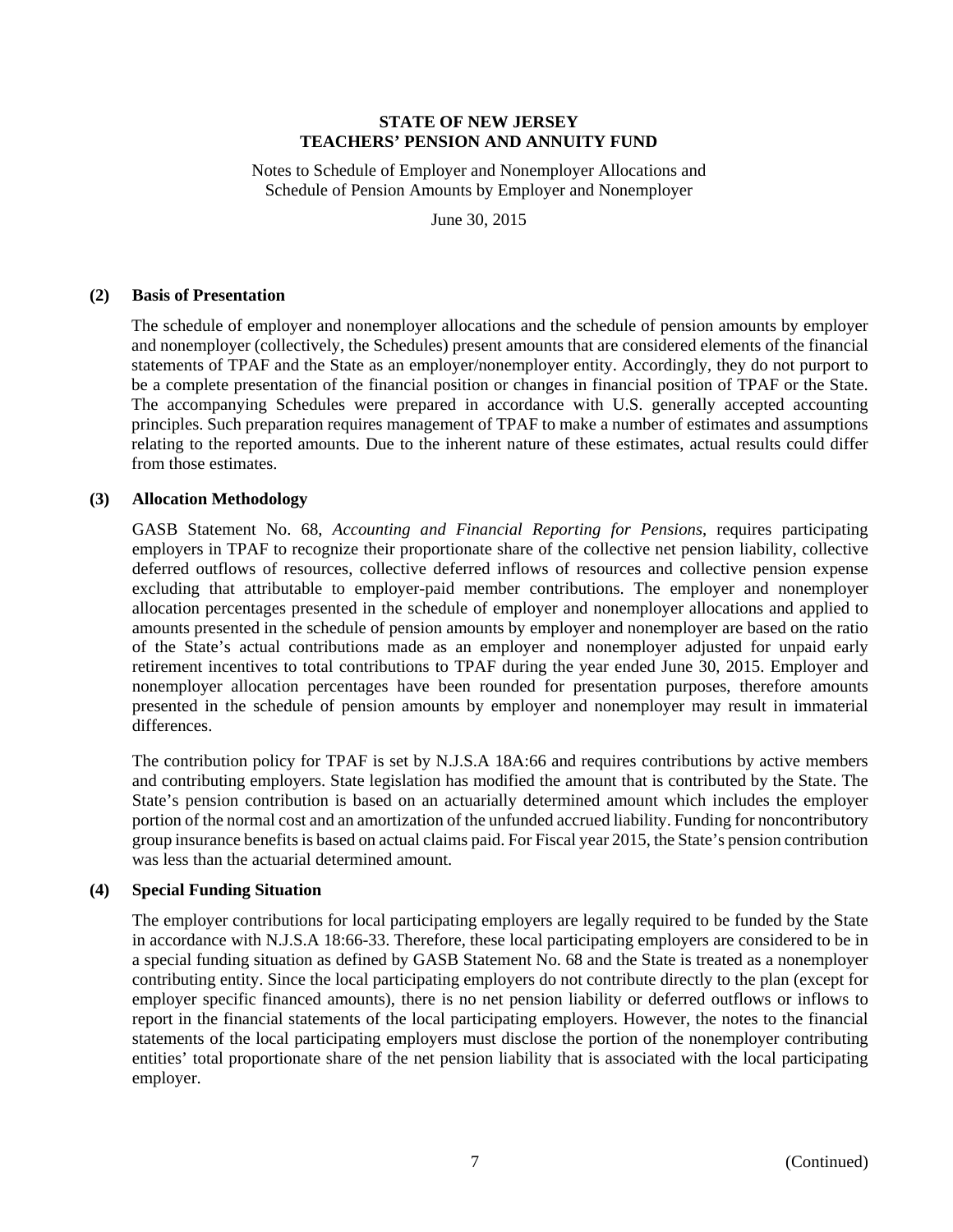**STATE OF NEW JERSEY**
**TEACHERS' PENSION AND ANNUITY FUND**

Notes to Schedule of Employer and Nonemployer Allocations and Schedule of Pension Amounts by Employer and Nonemployer

June 30, 2015

## (2) Basis of Presentation

The schedule of employer and nonemployer allocations and the schedule of pension amounts by employer and nonemployer (collectively, the Schedules) present amounts that are considered elements of the financial statements of TPAF and the State as an employer/nonemployer entity. Accordingly, they do not purport to be a complete presentation of the financial position or changes in financial position of TPAF or the State. The accompanying Schedules were prepared in accordance with U.S. generally accepted accounting principles. Such preparation requires management of TPAF to make a number of estimates and assumptions relating to the reported amounts. Due to the inherent nature of these estimates, actual results could differ from those estimates.

## (3) Allocation Methodology

GASB Statement No. 68, *Accounting and Financial Reporting for Pensions*, requires participating employers in TPAF to recognize their proportionate share of the collective net pension liability, collective deferred outflows of resources, collective deferred inflows of resources and collective pension expense excluding that attributable to employer-paid member contributions. The employer and nonemployer allocation percentages presented in the schedule of employer and nonemployer allocations and applied to amounts presented in the schedule of pension amounts by employer and nonemployer are based on the ratio of the State's actual contributions made as an employer and nonemployer adjusted for unpaid early retirement incentives to total contributions to TPAF during the year ended June 30, 2015. Employer and nonemployer allocation percentages have been rounded for presentation purposes, therefore amounts presented in the schedule of pension amounts by employer and nonemployer may result in immaterial differences.

The contribution policy for TPAF is set by N.J.S.A 18A:66 and requires contributions by active members and contributing employers. State legislation has modified the amount that is contributed by the State. The State's pension contribution is based on an actuarially determined amount which includes the employer portion of the normal cost and an amortization of the unfunded accrued liability. Funding for noncontributory group insurance benefits is based on actual claims paid. For Fiscal year 2015, the State's pension contribution was less than the actuarial determined amount.

## (4) Special Funding Situation

The employer contributions for local participating employers are legally required to be funded by the State in accordance with N.J.S.A 18:66-33. Therefore, these local participating employers are considered to be in a special funding situation as defined by GASB Statement No. 68 and the State is treated as a nonemployer contributing entity. Since the local participating employers do not contribute directly to the plan (except for employer specific financed amounts), there is no net pension liability or deferred outflows or inflows to report in the financial statements of the local participating employers. However, the notes to the financial statements of the local participating employers must disclose the portion of the nonemployer contributing entities' total proportionate share of the net pension liability that is associated with the local participating employer.

(Continued)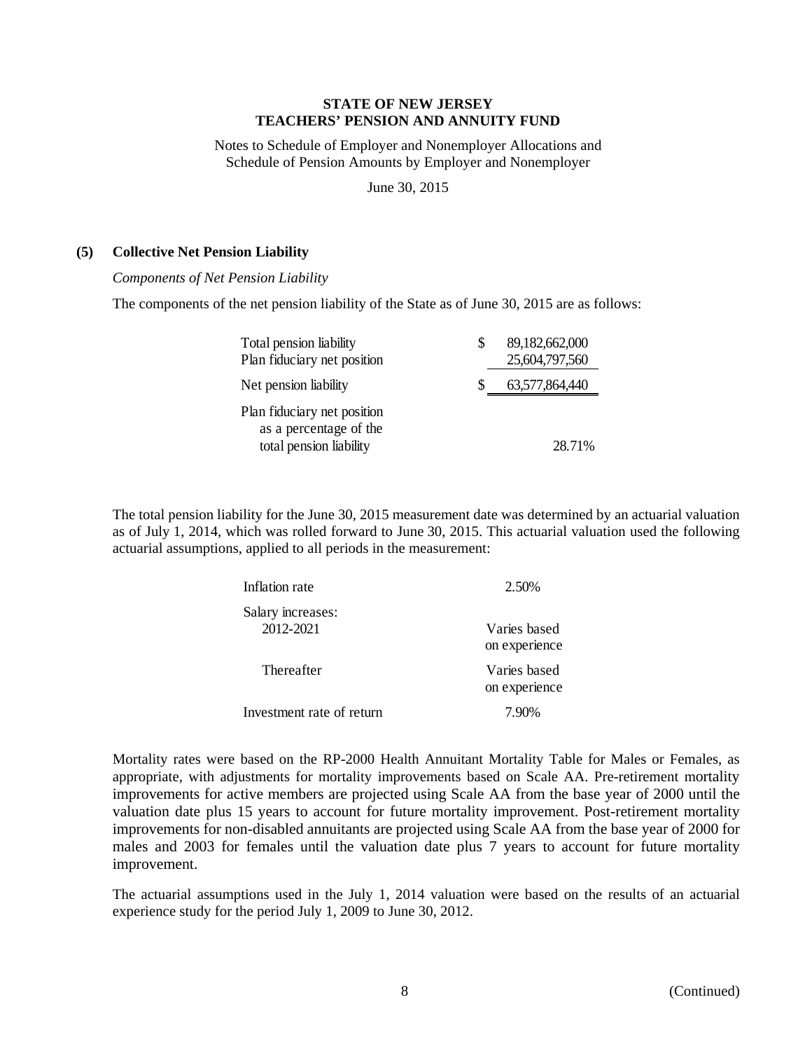**STATE OF NEW JERSEY**
**TEACHERS' PENSION AND ANNUITY FUND**

Notes to Schedule of Employer and Nonemployer Allocations and Schedule of Pension Amounts by Employer and Nonemployer

June 30, 2015

## (5) Collective Net Pension Liability

*Components of Net Pension Liability*

The components of the net pension liability of the State as of June 30, 2015 are as follows:

| | | |
|---|---|---|
| Total pension liability | $ | 89,182,662,000 |
| Plan fiduciary net position | | 25,604,797,560 |
| Net pension liability | $ | 63,577,864,440 |
| Plan fiduciary net position as a percentage of the total pension liability | | 28.71% |

The total pension liability for the June 30, 2015 measurement date was determined by an actuarial valuation as of July 1, 2014, which was rolled forward to June 30, 2015. This actuarial valuation used the following actuarial assumptions, applied to all periods in the measurement:

| | |
|---|---|
| Inflation rate | 2.50% |
| Salary increases: | |
| 2012-2021 | Varies based on experience |
| Thereafter | Varies based on experience |
| Investment rate of return | 7.90% |

Mortality rates were based on the RP-2000 Health Annuitant Mortality Table for Males or Females, as appropriate, with adjustments for mortality improvements based on Scale AA. Pre-retirement mortality improvements for active members are projected using Scale AA from the base year of 2000 until the valuation date plus 15 years to account for future mortality improvement. Post-retirement mortality improvements for non-disabled annuitants are projected using Scale AA from the base year of 2000 for males and 2003 for females until the valuation date plus 7 years to account for future mortality improvement.

The actuarial assumptions used in the July 1, 2014 valuation were based on the results of an actuarial experience study for the period July 1, 2009 to June 30, 2012.

(Continued)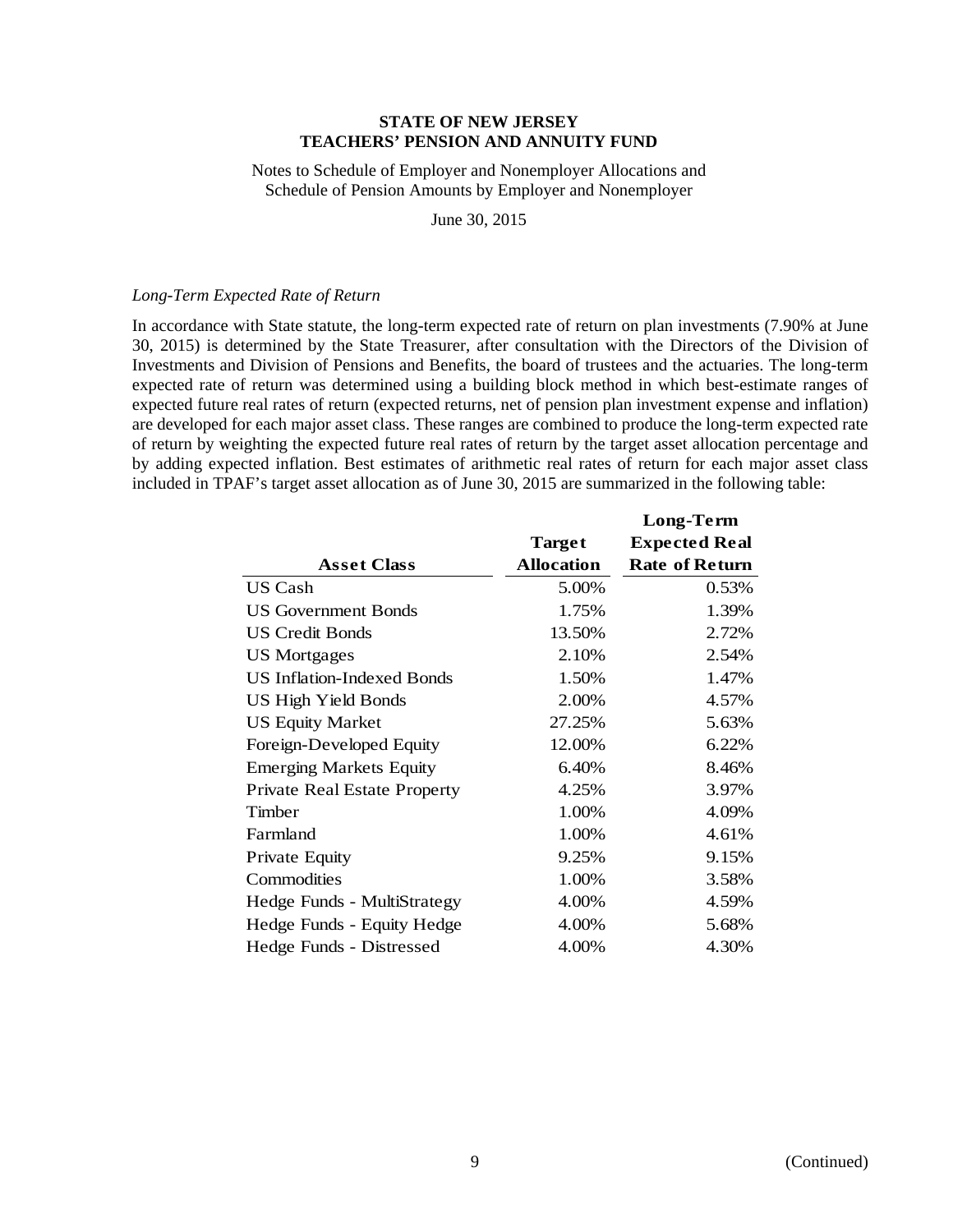**STATE OF NEW JERSEY**
**TEACHERS' PENSION AND ANNUITY FUND**

Notes to Schedule of Employer and Nonemployer Allocations and Schedule of Pension Amounts by Employer and Nonemployer

June 30, 2015

*Long-Term Expected Rate of Return*

In accordance with State statute, the long-term expected rate of return on plan investments (7.90% at June 30, 2015) is determined by the State Treasurer, after consultation with the Directors of the Division of Investments and Division of Pensions and Benefits, the board of trustees and the actuaries. The long-term expected rate of return was determined using a building block method in which best-estimate ranges of expected future real rates of return (expected returns, net of pension plan investment expense and inflation) are developed for each major asset class. These ranges are combined to produce the long-term expected rate of return by weighting the expected future real rates of return by the target asset allocation percentage and by adding expected inflation. Best estimates of arithmetic real rates of return for each major asset class included in TPAF's target asset allocation as of June 30, 2015 are summarized in the following table:

| Asset Class | Target Allocation | Long-Term Expected Real Rate of Return |
|---|---|---|
| US Cash | 5.00% | 0.53% |
| US Government Bonds | 1.75% | 1.39% |
| US Credit Bonds | 13.50% | 2.72% |
| US Mortgages | 2.10% | 2.54% |
| US Inflation-Indexed Bonds | 1.50% | 1.47% |
| US High Yield Bonds | 2.00% | 4.57% |
| US Equity Market | 27.25% | 5.63% |
| Foreign-Developed Equity | 12.00% | 6.22% |
| Emerging Markets Equity | 6.40% | 8.46% |
| Private Real Estate Property | 4.25% | 3.97% |
| Timber | 1.00% | 4.09% |
| Farmland | 1.00% | 4.61% |
| Private Equity | 9.25% | 9.15% |
| Commodities | 1.00% | 3.58% |
| Hedge Funds - MultiStrategy | 4.00% | 4.59% |
| Hedge Funds - Equity Hedge | 4.00% | 5.68% |
| Hedge Funds - Distressed | 4.00% | 4.30% |

(Continued)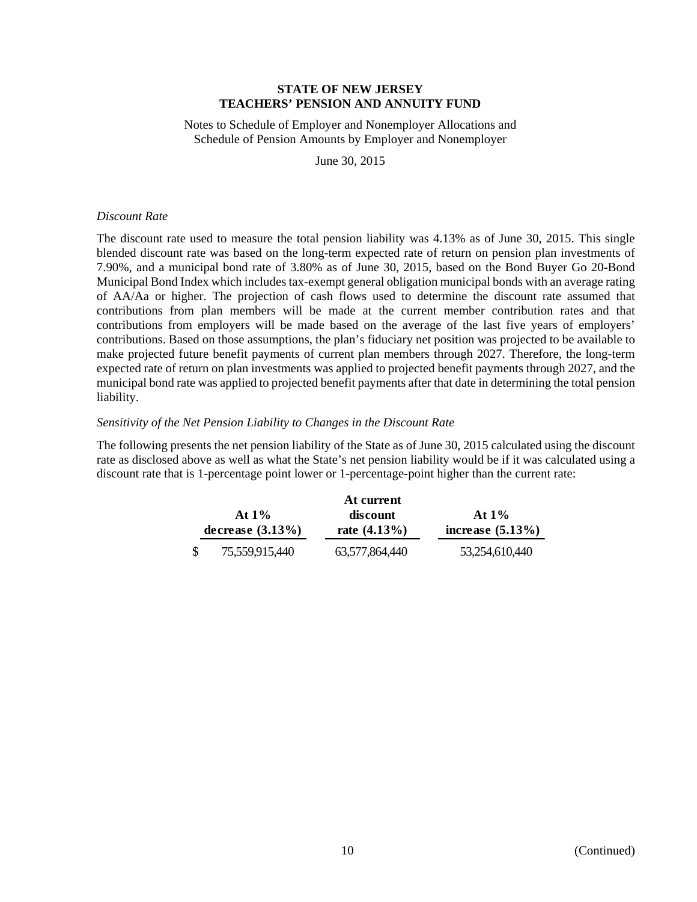# STATE OF NEW JERSEY
# TEACHERS' PENSION AND ANNUITY FUND

Notes to Schedule of Employer and Nonemployer Allocations and Schedule of Pension Amounts by Employer and Nonemployer

June 30, 2015

*Discount Rate*

The discount rate used to measure the total pension liability was 4.13% as of June 30, 2015. This single blended discount rate was based on the long-term expected rate of return on pension plan investments of 7.90%, and a municipal bond rate of 3.80% as of June 30, 2015, based on the Bond Buyer Go 20-Bond Municipal Bond Index which includes tax-exempt general obligation municipal bonds with an average rating of AA/Aa or higher. The projection of cash flows used to determine the discount rate assumed that contributions from plan members will be made at the current member contribution rates and that contributions from employers will be made based on the average of the last five years of employers' contributions. Based on those assumptions, the plan's fiduciary net position was projected to be available to make projected future benefit payments of current plan members through 2027. Therefore, the long-term expected rate of return on plan investments was applied to projected benefit payments through 2027, and the municipal bond rate was applied to projected benefit payments after that date in determining the total pension liability.

*Sensitivity of the Net Pension Liability to Changes in the Discount Rate*

The following presents the net pension liability of the State as of June 30, 2015 calculated using the discount rate as disclosed above as well as what the State's net pension liability would be if it was calculated using a discount rate that is 1-percentage point lower or 1-percentage-point higher than the current rate:

| At 1% decrease (3.13%) | At current discount rate (4.13%) | At 1% increase (5.13%) |
|---|---|---|
| $ 75,559,915,440 | 63,577,864,440 | 53,254,610,440 |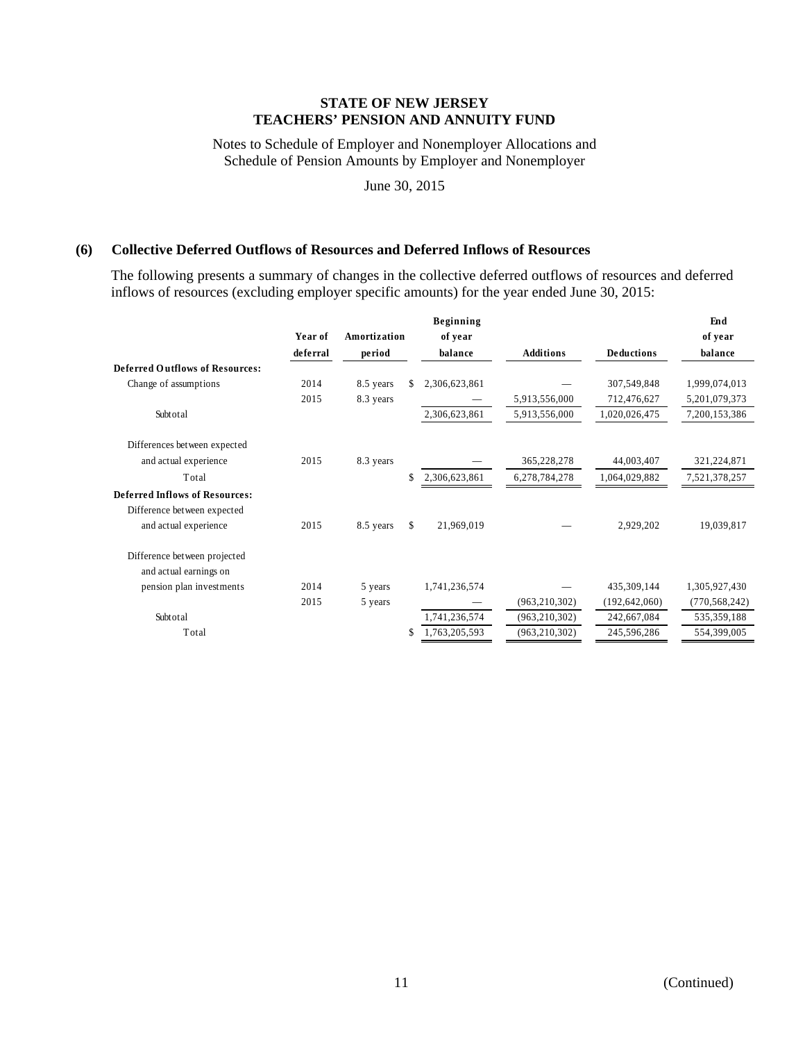**STATE OF NEW JERSEY**
**TEACHERS' PENSION AND ANNUITY FUND**

Notes to Schedule of Employer and Nonemployer Allocations and
Schedule of Pension Amounts by Employer and Nonemployer

June 30, 2015

## (6) Collective Deferred Outflows of Resources and Deferred Inflows of Resources

The following presents a summary of changes in the collective deferred outflows of resources and deferred inflows of resources (excluding employer specific amounts) for the year ended June 30, 2015:

| | Year of deferral | Amortization period | Beginning of year balance | Additions | Deductions | End of year balance |
|---|---|---|---|---|---|---|
| **Deferred Outflows of Resources:** | | | | | | |
| Change of assumptions | 2014 | 8.5 years | $ 2,306,623,861 | — | 307,549,848 | 1,999,074,013 |
| | 2015 | 8.3 years | — | 5,913,556,000 | 712,476,627 | 5,201,079,373 |
| Subtotal | | | 2,306,623,861 | 5,913,556,000 | 1,020,026,475 | 7,200,153,386 |
| Differences between expected and actual experience | 2015 | 8.3 years | — | 365,228,278 | 44,003,407 | 321,224,871 |
| Total | | | $ 2,306,623,861 | 6,278,784,278 | 1,064,029,882 | 7,521,378,257 |
| **Deferred Inflows of Resources:** | | | | | | |
| Difference between expected and actual experience | 2015 | 8.5 years | $ 21,969,019 | — | 2,929,202 | 19,039,817 |
| Difference between projected and actual earnings on pension plan investments | 2014 | 5 years | 1,741,236,574 | — | 435,309,144 | 1,305,927,430 |
| | 2015 | 5 years | — | (963,210,302) | (192,642,060) | (770,568,242) |
| Subtotal | | | 1,741,236,574 | (963,210,302) | 242,667,084 | 535,359,188 |
| Total | | | $ 1,763,205,593 | (963,210,302) | 245,596,286 | 554,399,005 |

(Continued)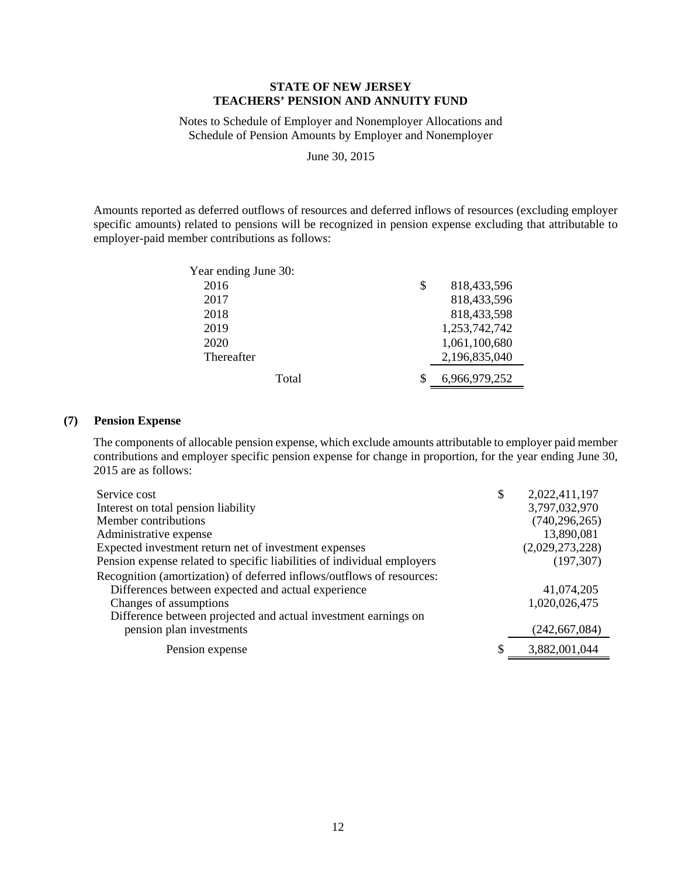Amounts reported as deferred outflows of resources and deferred inflows of resources (excluding employer specific amounts) related to pensions will be recognized in pension expense excluding that attributable to employer-paid member contributions as follows:

| Year ending June 30: | |
|---|---|
| 2016 | $ 818,433,596 |
| 2017 | 818,433,596 |
| 2018 | 818,433,598 |
| 2019 | 1,253,742,742 |
| 2020 | 1,061,100,680 |
| Thereafter | 2,196,835,040 |
| Total | $ 6,966,979,252 |

## (7) Pension Expense

The components of allocable pension expense, which exclude amounts attributable to employer paid member contributions and employer specific pension expense for change in proportion, for the year ending June 30, 2015 are as follows:

| | |
|---|---|
| Service cost | $ 2,022,411,197 |
| Interest on total pension liability | 3,797,032,970 |
| Member contributions | (740,296,265) |
| Administrative expense | 13,890,081 |
| Expected investment return net of investment expenses | (2,029,273,228) |
| Pension expense related to specific liabilities of individual employers | (197,307) |
| Recognition (amortization) of deferred inflows/outflows of resources: | |
| Differences between expected and actual experience | 41,074,205 |
| Changes of assumptions | 1,020,026,475 |
| Difference between projected and actual investment earnings on pension plan investments | (242,667,084) |
| Pension expense | $ 3,882,001,044 |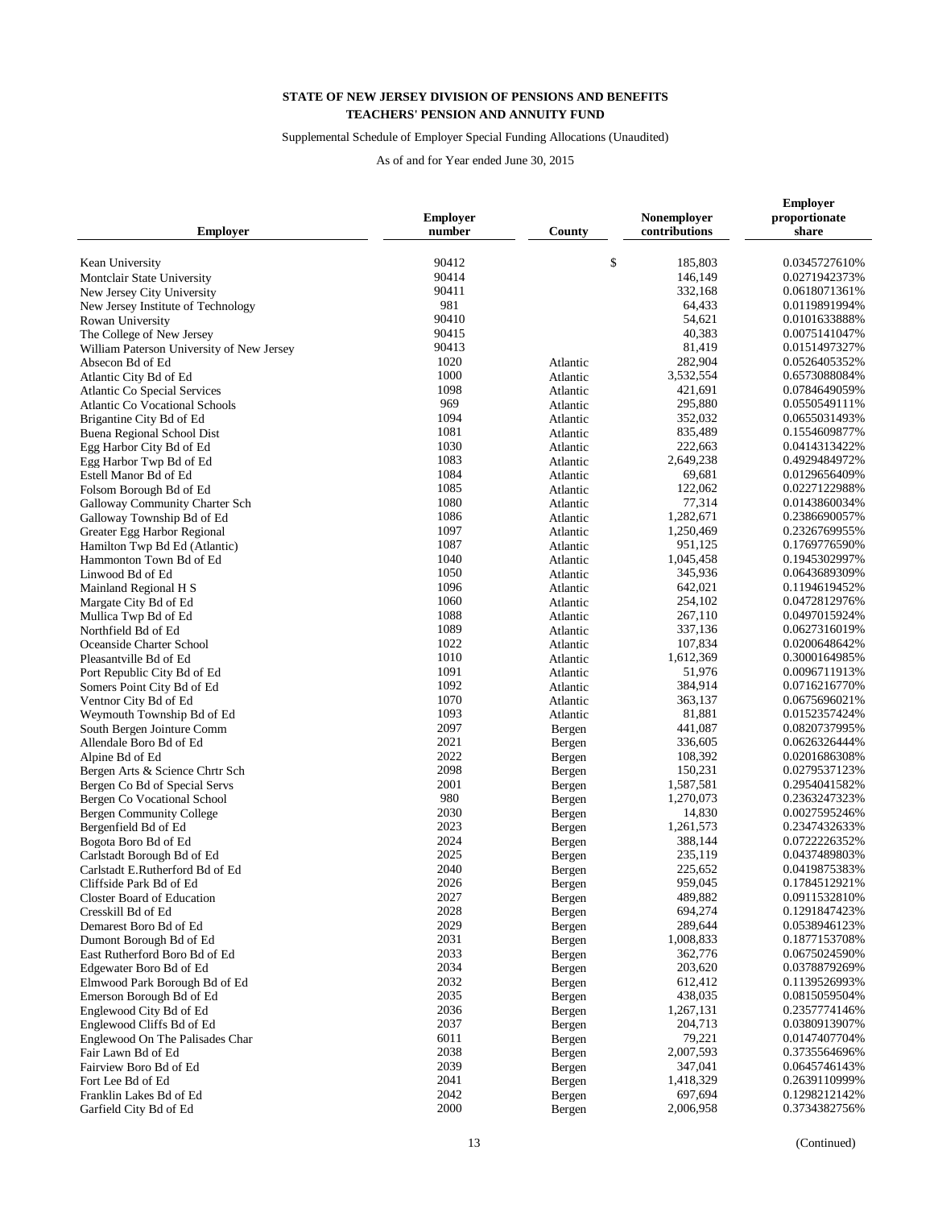**STATE OF NEW JERSEY DIVISION OF PENSIONS AND BENEFITS**
**TEACHERS' PENSION AND ANNUITY FUND**

Supplemental Schedule of Employer Special Funding Allocations (Unaudited)

As of and for Year ended June 30, 2015

| Employer | Employer number | County | Nonemployer contributions | Employer proportionate share |
|---|---|---|---|---|
| Kean University | 90412 | | $ 185,803 | 0.0345727610% |
| Montclair State University | 90414 | | 146,149 | 0.0271942373% |
| New Jersey City University | 90411 | | 332,168 | 0.0618071361% |
| New Jersey Institute of Technology | 981 | | 64,433 | 0.0119891994% |
| Rowan University | 90410 | | 54,621 | 0.0101633888% |
| The College of New Jersey | 90415 | | 40,383 | 0.0075141047% |
| William Paterson University of New Jersey | 90413 | | 81,419 | 0.0151497327% |
| Absecon Bd of Ed | 1020 | Atlantic | 282,904 | 0.0526405352% |
| Atlantic City Bd of Ed | 1000 | Atlantic | 3,532,554 | 0.6573088084% |
| Atlantic Co Special Services | 1098 | Atlantic | 421,691 | 0.0784649059% |
| Atlantic Co Vocational Schools | 969 | Atlantic | 295,880 | 0.0550549111% |
| Brigantine City Bd of Ed | 1094 | Atlantic | 352,032 | 0.0655031493% |
| Buena Regional School Dist | 1081 | Atlantic | 835,489 | 0.1554609877% |
| Egg Harbor City Bd of Ed | 1030 | Atlantic | 222,663 | 0.0414313422% |
| Egg Harbor Twp Bd of Ed | 1083 | Atlantic | 2,649,238 | 0.4929484972% |
| Estell Manor Bd of Ed | 1084 | Atlantic | 69,681 | 0.0129656409% |
| Folsom Borough Bd of Ed | 1085 | Atlantic | 122,062 | 0.0227122988% |
| Galloway Community Charter Sch | 1080 | Atlantic | 77,314 | 0.0143860034% |
| Galloway Township Bd of Ed | 1086 | Atlantic | 1,282,671 | 0.2386690057% |
| Greater Egg Harbor Regional | 1097 | Atlantic | 1,250,469 | 0.2326769955% |
| Hamilton Twp Bd Ed (Atlantic) | 1087 | Atlantic | 951,125 | 0.1769776590% |
| Hammonton Town Bd of Ed | 1040 | Atlantic | 1,045,458 | 0.1945302997% |
| Linwood Bd of Ed | 1050 | Atlantic | 345,936 | 0.0643689309% |
| Mainland Regional H S | 1096 | Atlantic | 642,021 | 0.1194619452% |
| Margate City Bd of Ed | 1060 | Atlantic | 254,102 | 0.0472812976% |
| Mullica Twp Bd of Ed | 1088 | Atlantic | 267,110 | 0.0497015924% |
| Northfield Bd of Ed | 1089 | Atlantic | 337,136 | 0.0627316019% |
| Oceanside Charter School | 1022 | Atlantic | 107,834 | 0.0200648642% |
| Pleasantville Bd of Ed | 1010 | Atlantic | 1,612,369 | 0.3000164985% |
| Port Republic City Bd of Ed | 1091 | Atlantic | 51,976 | 0.0096711913% |
| Somers Point City Bd of Ed | 1092 | Atlantic | 384,914 | 0.0716216770% |
| Ventnor City Bd of Ed | 1070 | Atlantic | 363,137 | 0.0675696021% |
| Weymouth Township Bd of Ed | 1093 | Atlantic | 81,881 | 0.0152357424% |
| South Bergen Jointure Comm | 2097 | Bergen | 441,087 | 0.0820737995% |
| Allendale Boro Bd of Ed | 2021 | Bergen | 336,605 | 0.0626326444% |
| Alpine Bd of Ed | 2022 | Bergen | 108,392 | 0.0201686308% |
| Bergen Arts & Science Chrtr Sch | 2098 | Bergen | 150,231 | 0.0279537123% |
| Bergen Co Bd of Special Servs | 2001 | Bergen | 1,587,581 | 0.2954041582% |
| Bergen Co Vocational School | 980 | Bergen | 1,270,073 | 0.2363247323% |
| Bergen Community College | 2030 | Bergen | 14,830 | 0.0027595246% |
| Bergenfield Bd of Ed | 2023 | Bergen | 1,261,573 | 0.2347432633% |
| Bogota Boro Bd of Ed | 2024 | Bergen | 388,144 | 0.0722226352% |
| Carlstadt Borough Bd of Ed | 2025 | Bergen | 235,119 | 0.0437489803% |
| Carlstadt E.Rutherford Bd of Ed | 2040 | Bergen | 225,652 | 0.0419875383% |
| Cliffside Park Bd of Ed | 2026 | Bergen | 959,045 | 0.1784512921% |
| Closter Board of Education | 2027 | Bergen | 489,882 | 0.0911532810% |
| Cresskill Bd of Ed | 2028 | Bergen | 694,274 | 0.1291847423% |
| Demarest Boro Bd of Ed | 2029 | Bergen | 289,644 | 0.0538946123% |
| Dumont Borough Bd of Ed | 2031 | Bergen | 1,008,833 | 0.1877153708% |
| East Rutherford Boro Bd of Ed | 2033 | Bergen | 362,776 | 0.0675024590% |
| Edgewater Boro Bd of Ed | 2034 | Bergen | 203,620 | 0.0378879269% |
| Elmwood Park Borough Bd of Ed | 2032 | Bergen | 612,412 | 0.1139526993% |
| Emerson Borough Bd of Ed | 2035 | Bergen | 438,035 | 0.0815059504% |
| Englewood City Bd of Ed | 2036 | Bergen | 1,267,131 | 0.2357774146% |
| Englewood Cliffs Bd of Ed | 2037 | Bergen | 204,713 | 0.0380913907% |
| Englewood On The Palisades Char | 6011 | Bergen | 79,221 | 0.0147407704% |
| Fair Lawn Bd of Ed | 2038 | Bergen | 2,007,593 | 0.3735564696% |
| Fairview Boro Bd of Ed | 2039 | Bergen | 347,041 | 0.0645746143% |
| Fort Lee Bd of Ed | 2041 | Bergen | 1,418,329 | 0.2639110999% |
| Franklin Lakes Bd of Ed | 2042 | Bergen | 697,694 | 0.1298212142% |
| Garfield City Bd of Ed | 2000 | Bergen | 2,006,958 | 0.3734382756% |

(Continued)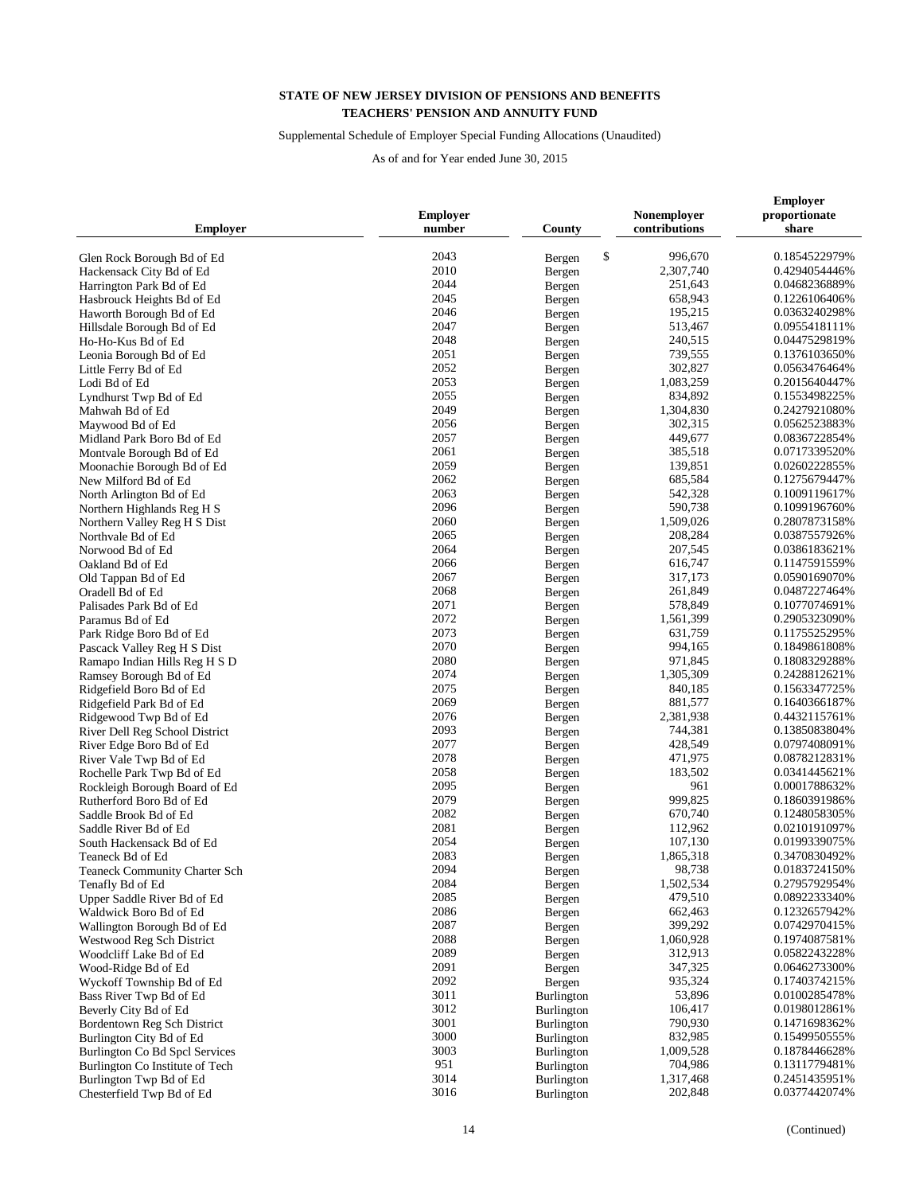**STATE OF NEW JERSEY DIVISION OF PENSIONS AND BENEFITS**
**TEACHERS' PENSION AND ANNUITY FUND**

Supplemental Schedule of Employer Special Funding Allocations (Unaudited)

As of and for Year ended June 30, 2015

| Employer | Employer number | County | Nonemployer contributions | Employer proportionate share |
|---|---|---|---|---|
| Glen Rock Borough Bd of Ed | 2043 | Bergen | $ 996,670 | 0.1854522979% |
| Hackensack City Bd of Ed | 2010 | Bergen | 2,307,740 | 0.4294054446% |
| Harrington Park Bd of Ed | 2044 | Bergen | 251,643 | 0.0468236889% |
| Hasbrouck Heights Bd of Ed | 2045 | Bergen | 658,943 | 0.1226106406% |
| Haworth Borough Bd of Ed | 2046 | Bergen | 195,215 | 0.0363240298% |
| Hillsdale Borough Bd of Ed | 2047 | Bergen | 513,467 | 0.0955418111% |
| Ho-Ho-Kus Bd of Ed | 2048 | Bergen | 240,515 | 0.0447529819% |
| Leonia Borough Bd of Ed | 2051 | Bergen | 739,555 | 0.1376103650% |
| Little Ferry Bd of Ed | 2052 | Bergen | 302,827 | 0.0563476464% |
| Lodi Bd of Ed | 2053 | Bergen | 1,083,259 | 0.2015640447% |
| Lyndhurst Twp Bd of Ed | 2055 | Bergen | 834,892 | 0.1553498225% |
| Mahwah Bd of Ed | 2049 | Bergen | 1,304,830 | 0.2427921080% |
| Maywood Bd of Ed | 2056 | Bergen | 302,315 | 0.0562523883% |
| Midland Park Boro Bd of Ed | 2057 | Bergen | 449,677 | 0.0836722854% |
| Montvale Borough Bd of Ed | 2061 | Bergen | 385,518 | 0.0717339520% |
| Moonachie Borough Bd of Ed | 2059 | Bergen | 139,851 | 0.0260222855% |
| New Milford Bd of Ed | 2062 | Bergen | 685,584 | 0.1275679447% |
| North Arlington Bd of Ed | 2063 | Bergen | 542,328 | 0.1009119617% |
| Northern Highlands Reg H S | 2096 | Bergen | 590,738 | 0.1099196760% |
| Northern Valley Reg H S Dist | 2060 | Bergen | 1,509,026 | 0.2807873158% |
| Northvale Bd of Ed | 2065 | Bergen | 208,284 | 0.0387557926% |
| Norwood Bd of Ed | 2064 | Bergen | 207,545 | 0.0386183621% |
| Oakland Bd of Ed | 2066 | Bergen | 616,747 | 0.1147591559% |
| Old Tappan Bd of Ed | 2067 | Bergen | 317,173 | 0.0590169070% |
| Oradell Bd of Ed | 2068 | Bergen | 261,849 | 0.0487227464% |
| Palisades Park Bd of Ed | 2071 | Bergen | 578,849 | 0.1077074691% |
| Paramus Bd of Ed | 2072 | Bergen | 1,561,399 | 0.2905323090% |
| Park Ridge Boro Bd of Ed | 2073 | Bergen | 631,759 | 0.1175525295% |
| Pascack Valley Reg H S Dist | 2070 | Bergen | 994,165 | 0.1849861808% |
| Ramapo Indian Hills Reg H S D | 2080 | Bergen | 971,845 | 0.1808329288% |
| Ramsey Borough Bd of Ed | 2074 | Bergen | 1,305,309 | 0.2428812621% |
| Ridgefield Boro Bd of Ed | 2075 | Bergen | 840,185 | 0.1563347725% |
| Ridgefield Park Bd of Ed | 2069 | Bergen | 881,577 | 0.1640366187% |
| Ridgewood Twp Bd of Ed | 2076 | Bergen | 2,381,938 | 0.4432115761% |
| River Dell Reg School District | 2093 | Bergen | 744,381 | 0.1385083804% |
| River Edge Boro Bd of Ed | 2077 | Bergen | 428,549 | 0.0797408091% |
| River Vale Twp Bd of Ed | 2078 | Bergen | 471,975 | 0.0878212831% |
| Rochelle Park Twp Bd of Ed | 2058 | Bergen | 183,502 | 0.0341445621% |
| Rockleigh Borough Board of Ed | 2095 | Bergen | 961 | 0.0001788632% |
| Rutherford Boro Bd of Ed | 2079 | Bergen | 999,825 | 0.1860391986% |
| Saddle Brook Bd of Ed | 2082 | Bergen | 670,740 | 0.1248058305% |
| Saddle River Bd of Ed | 2081 | Bergen | 112,962 | 0.0210191097% |
| South Hackensack Bd of Ed | 2054 | Bergen | 107,130 | 0.0199339075% |
| Teaneck Bd of Ed | 2083 | Bergen | 1,865,318 | 0.3470830492% |
| Teaneck Community Charter Sch | 2094 | Bergen | 98,738 | 0.0183724150% |
| Tenafly Bd of Ed | 2084 | Bergen | 1,502,534 | 0.2795792954% |
| Upper Saddle River Bd of Ed | 2085 | Bergen | 479,510 | 0.0892233340% |
| Waldwick Boro Bd of Ed | 2086 | Bergen | 662,463 | 0.1232657942% |
| Wallington Borough Bd of Ed | 2087 | Bergen | 399,292 | 0.0742970415% |
| Westwood Reg Sch District | 2088 | Bergen | 1,060,928 | 0.1974087581% |
| Woodcliff Lake Bd of Ed | 2089 | Bergen | 312,913 | 0.0582243228% |
| Wood-Ridge Bd of Ed | 2091 | Bergen | 347,325 | 0.0646273300% |
| Wyckoff Township Bd of Ed | 2092 | Bergen | 935,324 | 0.1740374215% |
| Bass River Twp Bd of Ed | 3011 | Burlington | 53,896 | 0.0100285478% |
| Beverly City Bd of Ed | 3012 | Burlington | 106,417 | 0.0198012861% |
| Bordentown Reg Sch District | 3001 | Burlington | 790,930 | 0.1471698362% |
| Burlington City Bd of Ed | 3000 | Burlington | 832,985 | 0.1549950555% |
| Burlington Co Bd Spcl Services | 3003 | Burlington | 1,009,528 | 0.1878446628% |
| Burlington Co Institute of Tech | 951 | Burlington | 704,986 | 0.1311779481% |
| Burlington Twp Bd of Ed | 3014 | Burlington | 1,317,468 | 0.2451435951% |
| Chesterfield Twp Bd of Ed | 3016 | Burlington | 202,848 | 0.0377442074% |

(Continued)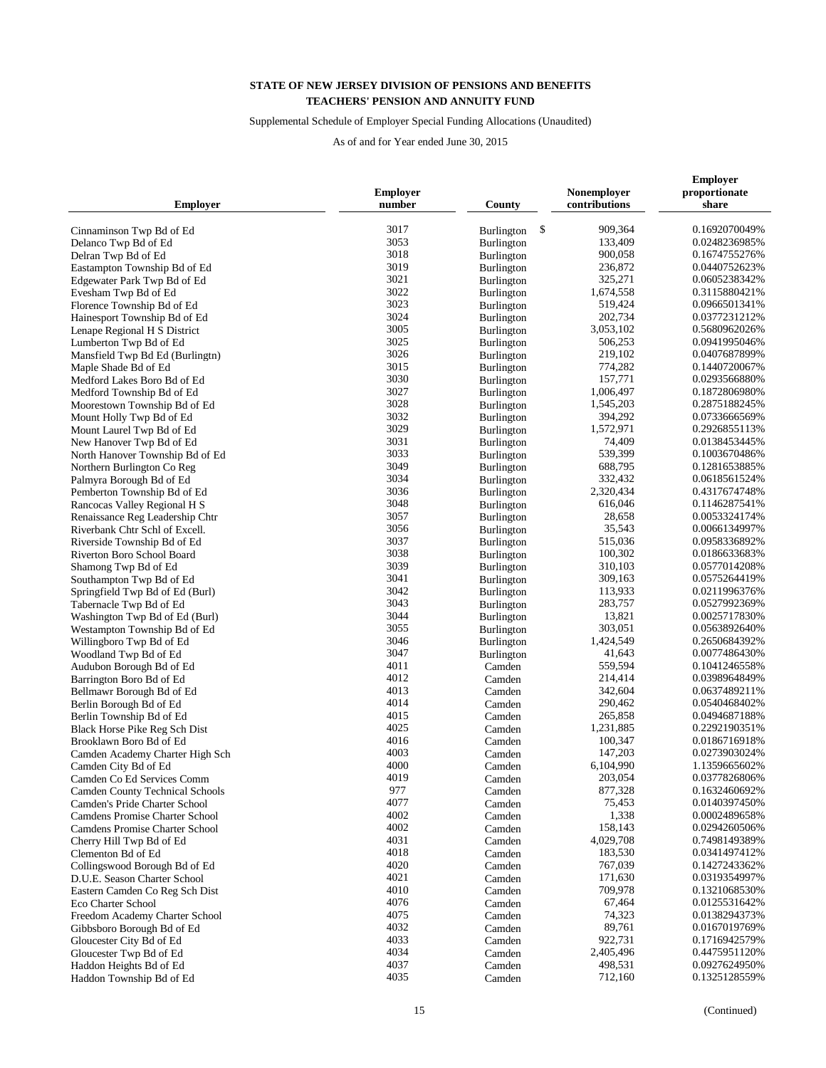**STATE OF NEW JERSEY DIVISION OF PENSIONS AND BENEFITS**
**TEACHERS' PENSION AND ANNUITY FUND**

Supplemental Schedule of Employer Special Funding Allocations (Unaudited)

As of and for Year ended June 30, 2015

| Employer | Employer number | County | Nonemployer contributions | Employer proportionate share |
|---|---|---|---|---|
| Cinnaminson Twp Bd of Ed | 3017 | Burlington | $ 909,364 | 0.1692070049% |
| Delanco Twp Bd of Ed | 3053 | Burlington | 133,409 | 0.0248236985% |
| Delran Twp Bd of Ed | 3018 | Burlington | 900,058 | 0.1674755276% |
| Eastampton Township Bd of Ed | 3019 | Burlington | 236,872 | 0.0440752623% |
| Edgewater Park Twp Bd of Ed | 3021 | Burlington | 325,271 | 0.0605238342% |
| Evesham Twp Bd of Ed | 3022 | Burlington | 1,674,558 | 0.3115880421% |
| Florence Township Bd of Ed | 3023 | Burlington | 519,424 | 0.0966501341% |
| Hainesport Township Bd of Ed | 3024 | Burlington | 202,734 | 0.0377231212% |
| Lenape Regional H S District | 3005 | Burlington | 3,053,102 | 0.5680962026% |
| Lumberton Twp Bd of Ed | 3025 | Burlington | 506,253 | 0.0941995046% |
| Mansfield Twp Bd Ed (Burlingtn) | 3026 | Burlington | 219,102 | 0.0407687899% |
| Maple Shade Bd of Ed | 3015 | Burlington | 774,282 | 0.1440720067% |
| Medford Lakes Boro Bd of Ed | 3030 | Burlington | 157,771 | 0.0293566880% |
| Medford Township Bd of Ed | 3027 | Burlington | 1,006,497 | 0.1872806980% |
| Moorestown Township Bd of Ed | 3028 | Burlington | 1,545,203 | 0.2875188245% |
| Mount Holly Twp Bd of Ed | 3032 | Burlington | 394,292 | 0.0733666569% |
| Mount Laurel Twp Bd of Ed | 3029 | Burlington | 1,572,971 | 0.2926855113% |
| New Hanover Twp Bd of Ed | 3031 | Burlington | 74,409 | 0.0138453445% |
| North Hanover Township Bd of Ed | 3033 | Burlington | 539,399 | 0.1003670486% |
| Northern Burlington Co Reg | 3049 | Burlington | 688,795 | 0.1281653885% |
| Palmyra Borough Bd of Ed | 3034 | Burlington | 332,432 | 0.0618561524% |
| Pemberton Township Bd of Ed | 3036 | Burlington | 2,320,434 | 0.4317647748% |
| Rancocas Valley Regional H S | 3048 | Burlington | 616,046 | 0.1146287541% |
| Renaissance Reg Leadership Chtr | 3057 | Burlington | 28,658 | 0.0053324174% |
| Riverbank Chtr Schl of Excell. | 3056 | Burlington | 35,543 | 0.0066134997% |
| Riverside Township Bd of Ed | 3037 | Burlington | 515,036 | 0.0958336892% |
| Riverton Boro School Board | 3038 | Burlington | 100,302 | 0.0186633683% |
| Shamong Twp Bd of Ed | 3039 | Burlington | 310,103 | 0.0577014208% |
| Southampton Twp Bd of Ed | 3041 | Burlington | 309,163 | 0.0575264419% |
| Springfield Twp Bd of Ed (Burl) | 3042 | Burlington | 113,933 | 0.0211996376% |
| Tabernacle Twp Bd of Ed | 3043 | Burlington | 283,757 | 0.0527992369% |
| Washington Twp Bd of Ed (Burl) | 3044 | Burlington | 13,821 | 0.0025717830% |
| Westampton Township Bd of Ed | 3055 | Burlington | 303,051 | 0.0563892640% |
| Willingboro Twp Bd of Ed | 3046 | Burlington | 1,424,549 | 0.2650684392% |
| Woodland Twp Bd of Ed | 3047 | Burlington | 41,643 | 0.0077486430% |
| Audubon Borough Bd of Ed | 4011 | Camden | 559,594 | 0.1041246558% |
| Barrington Boro Bd of Ed | 4012 | Camden | 214,414 | 0.0398964849% |
| Bellmawr Borough Bd of Ed | 4013 | Camden | 342,604 | 0.0637489211% |
| Berlin Borough Bd of Ed | 4014 | Camden | 290,462 | 0.0540468402% |
| Berlin Township Bd of Ed | 4015 | Camden | 265,858 | 0.0494687188% |
| Black Horse Pike Reg Sch Dist | 4025 | Camden | 1,231,885 | 0.2292190351% |
| Brooklawn Boro Bd of Ed | 4016 | Camden | 100,347 | 0.0186716918% |
| Camden Academy Charter High Sch | 4003 | Camden | 147,203 | 0.0273903024% |
| Camden City Bd of Ed | 4000 | Camden | 6,104,990 | 1.1359665602% |
| Camden Co Ed Services Comm | 4019 | Camden | 203,054 | 0.0377826806% |
| Camden County Technical Schools | 977 | Camden | 877,328 | 0.1632460692% |
| Camden's Pride Charter School | 4077 | Camden | 75,453 | 0.0140397450% |
| Camdens Promise Charter School | 4002 | Camden | 1,338 | 0.0002489658% |
| Camdens Promise Charter School | 4002 | Camden | 158,143 | 0.0294260506% |
| Cherry Hill Twp Bd of Ed | 4031 | Camden | 4,029,708 | 0.7498149389% |
| Clementon Bd of Ed | 4018 | Camden | 183,530 | 0.0341497412% |
| Collingswood Borough Bd of Ed | 4020 | Camden | 767,039 | 0.1427243362% |
| D.U.E. Season Charter School | 4021 | Camden | 171,630 | 0.0319354997% |
| Eastern Camden Co Reg Sch Dist | 4010 | Camden | 709,978 | 0.1321068530% |
| Eco Charter School | 4076 | Camden | 67,464 | 0.0125531642% |
| Freedom Academy Charter School | 4075 | Camden | 74,323 | 0.0138294373% |
| Gibbsboro Borough Bd of Ed | 4032 | Camden | 89,761 | 0.0167019769% |
| Gloucester City Bd of Ed | 4033 | Camden | 922,731 | 0.1716942579% |
| Gloucester Twp Bd of Ed | 4034 | Camden | 2,405,496 | 0.4475951120% |
| Haddon Heights Bd of Ed | 4037 | Camden | 498,531 | 0.0927624950% |
| Haddon Township Bd of Ed | 4035 | Camden | 712,160 | 0.1325128559% |

(Continued)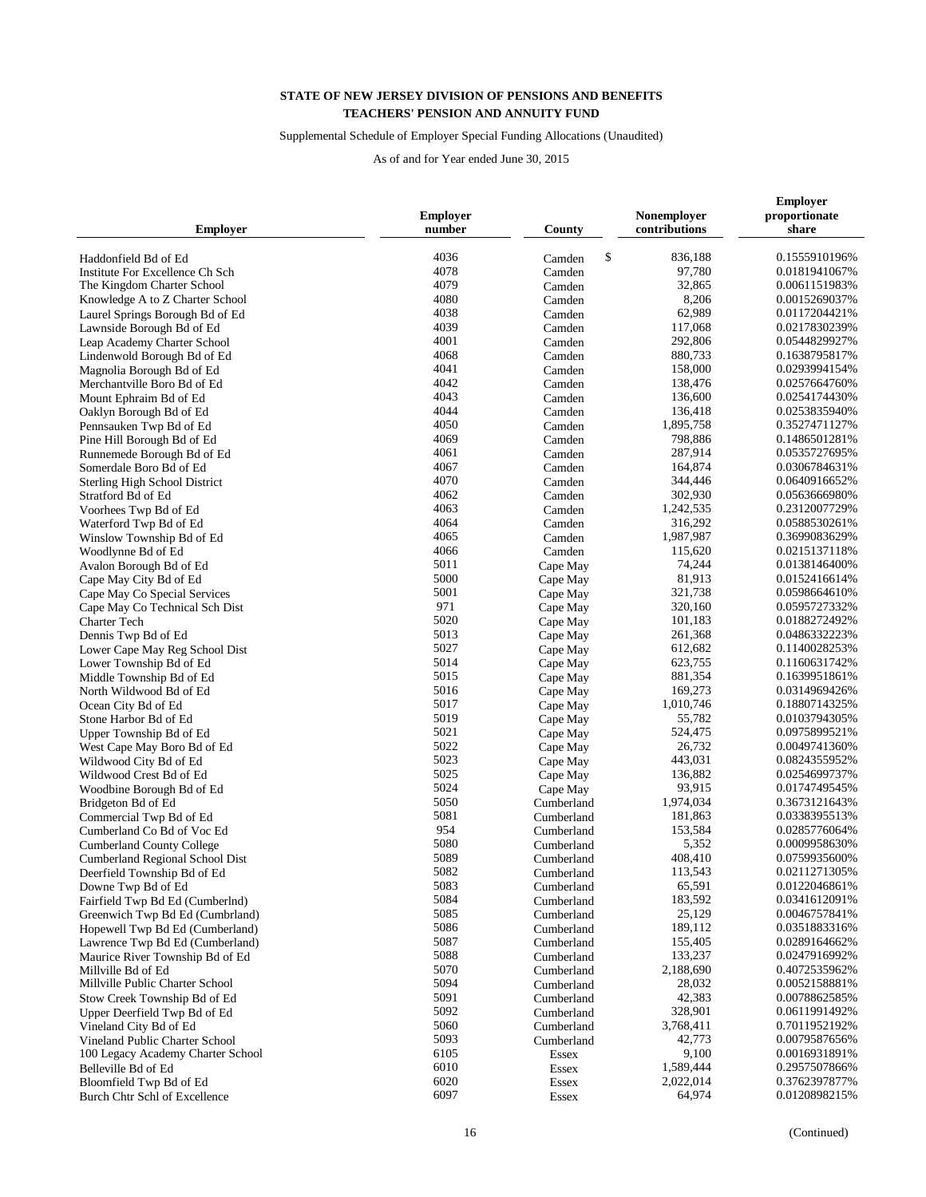**STATE OF NEW JERSEY DIVISION OF PENSIONS AND BENEFITS**
**TEACHERS' PENSION AND ANNUITY FUND**

Supplemental Schedule of Employer Special Funding Allocations (Unaudited)

As of and for Year ended June 30, 2015

| Employer | Employer number | County | Nonemployer contributions | Employer proportionate share |
|---|---|---|---|---|
| Haddonfield Bd of Ed | 4036 | Camden | $ 836,188 | 0.1555910196% |
| Institute For Excellence Ch Sch | 4078 | Camden | 97,780 | 0.0181941067% |
| The Kingdom Charter School | 4079 | Camden | 32,865 | 0.0061151983% |
| Knowledge A to Z Charter School | 4080 | Camden | 8,206 | 0.0015269037% |
| Laurel Springs Borough Bd of Ed | 4038 | Camden | 62,989 | 0.0117204421% |
| Lawnside Borough Bd of Ed | 4039 | Camden | 117,068 | 0.0217830239% |
| Leap Academy Charter School | 4001 | Camden | 292,806 | 0.0544829927% |
| Lindenwold Borough Bd of Ed | 4068 | Camden | 880,733 | 0.1638795817% |
| Magnolia Borough Bd of Ed | 4041 | Camden | 158,000 | 0.0293994154% |
| Merchantville Boro Bd of Ed | 4042 | Camden | 138,476 | 0.0257664760% |
| Mount Ephraim Bd of Ed | 4043 | Camden | 136,600 | 0.0254174430% |
| Oaklyn Borough Bd of Ed | 4044 | Camden | 136,418 | 0.0253835940% |
| Pennsauken Twp Bd of Ed | 4050 | Camden | 1,895,758 | 0.3527471127% |
| Pine Hill Borough Bd of Ed | 4069 | Camden | 798,886 | 0.1486501281% |
| Runnemede Borough Bd of Ed | 4061 | Camden | 287,914 | 0.0535727695% |
| Somerdale Boro Bd of Ed | 4067 | Camden | 164,874 | 0.0306784631% |
| Sterling High School District | 4070 | Camden | 344,446 | 0.0640916652% |
| Stratford Bd of Ed | 4062 | Camden | 302,930 | 0.0563666980% |
| Voorhees Twp Bd of Ed | 4063 | Camden | 1,242,535 | 0.2312007729% |
| Waterford Twp Bd of Ed | 4064 | Camden | 316,292 | 0.0588530261% |
| Winslow Township Bd of Ed | 4065 | Camden | 1,987,987 | 0.3699083629% |
| Woodlynne Bd of Ed | 4066 | Camden | 115,620 | 0.0215137118% |
| Avalon Borough Bd of Ed | 5011 | Cape May | 74,244 | 0.0138146400% |
| Cape May City Bd of Ed | 5000 | Cape May | 81,913 | 0.0152416614% |
| Cape May Co Special Services | 5001 | Cape May | 321,738 | 0.0598664610% |
| Cape May Co Technical Sch Dist | 971 | Cape May | 320,160 | 0.0595727332% |
| Charter Tech | 5020 | Cape May | 101,183 | 0.0188272492% |
| Dennis Twp Bd of Ed | 5013 | Cape May | 261,368 | 0.0486332223% |
| Lower Cape May Reg School Dist | 5027 | Cape May | 612,682 | 0.1140028253% |
| Lower Township Bd of Ed | 5014 | Cape May | 623,755 | 0.1160631742% |
| Middle Township Bd of Ed | 5015 | Cape May | 881,354 | 0.1639951861% |
| North Wildwood Bd of Ed | 5016 | Cape May | 169,273 | 0.0314969426% |
| Ocean City Bd of Ed | 5017 | Cape May | 1,010,746 | 0.1880714325% |
| Stone Harbor Bd of Ed | 5019 | Cape May | 55,782 | 0.0103794305% |
| Upper Township Bd of Ed | 5021 | Cape May | 524,475 | 0.0975899521% |
| West Cape May Boro Bd of Ed | 5022 | Cape May | 26,732 | 0.0049741360% |
| Wildwood City Bd of Ed | 5023 | Cape May | 443,031 | 0.0824355952% |
| Wildwood Crest Bd of Ed | 5025 | Cape May | 136,882 | 0.0254699737% |
| Woodbine Borough Bd of Ed | 5024 | Cape May | 93,915 | 0.0174749545% |
| Bridgeton Bd of Ed | 5050 | Cumberland | 1,974,034 | 0.3673121643% |
| Commercial Twp Bd of Ed | 5081 | Cumberland | 181,863 | 0.0338395513% |
| Cumberland Co Bd of Voc Ed | 954 | Cumberland | 153,584 | 0.0285776064% |
| Cumberland County College | 5080 | Cumberland | 5,352 | 0.0009958630% |
| Cumberland Regional School Dist | 5089 | Cumberland | 408,410 | 0.0759935600% |
| Deerfield Township Bd of Ed | 5082 | Cumberland | 113,543 | 0.0211271305% |
| Downe Twp Bd of Ed | 5083 | Cumberland | 65,591 | 0.0122046861% |
| Fairfield Twp Bd Ed (Cumberlnd) | 5084 | Cumberland | 183,592 | 0.0341612091% |
| Greenwich Twp Bd Ed (Cumbrland) | 5085 | Cumberland | 25,129 | 0.0046757841% |
| Hopewell Twp Bd Ed (Cumberland) | 5086 | Cumberland | 189,112 | 0.0351883316% |
| Lawrence Twp Bd Ed (Cumberland) | 5087 | Cumberland | 155,405 | 0.0289164662% |
| Maurice River Township Bd of Ed | 5088 | Cumberland | 133,237 | 0.0247916992% |
| Millville Bd of Ed | 5070 | Cumberland | 2,188,690 | 0.4072535962% |
| Millville Public Charter School | 5094 | Cumberland | 28,032 | 0.0052158881% |
| Stow Creek Township Bd of Ed | 5091 | Cumberland | 42,383 | 0.0078862585% |
| Upper Deerfield Twp Bd of Ed | 5092 | Cumberland | 328,901 | 0.0611991492% |
| Vineland City Bd of Ed | 5060 | Cumberland | 3,768,411 | 0.7011952192% |
| Vineland Public Charter School | 5093 | Cumberland | 42,773 | 0.0079587656% |
| 100 Legacy Academy Charter School | 6105 | Essex | 9,100 | 0.0016931891% |
| Belleville Bd of Ed | 6010 | Essex | 1,589,444 | 0.2957507866% |
| Bloomfield Twp Bd of Ed | 6020 | Essex | 2,022,014 | 0.3762397877% |
| Burch Chtr Schl of Excellence | 6097 | Essex | 64,974 | 0.0120898215% |

(Continued)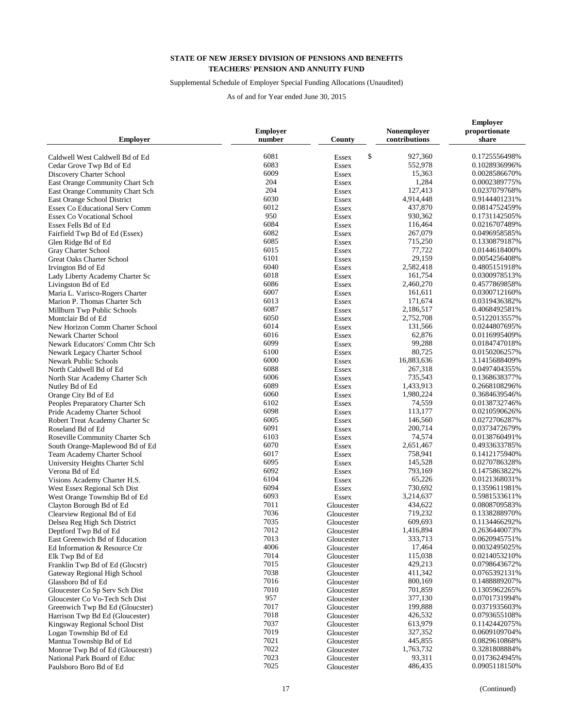**STATE OF NEW JERSEY DIVISION OF PENSIONS AND BENEFITS**
**TEACHERS' PENSION AND ANNUITY FUND**

Supplemental Schedule of Employer Special Funding Allocations (Unaudited)

As of and for Year ended June 30, 2015

| Employer | Employer number | County | Nonemployer contributions | Employer proportionate share |
|---|---|---|---|---|
| Caldwell West Caldwell Bd of Ed | 6081 | Essex | $ 927,360 | 0.1725556498% |
| Cedar Grove Twp Bd of Ed | 6083 | Essex | 552,978 | 0.1028936996% |
| Discovery Charter School | 6009 | Essex | 15,363 | 0.0028586670% |
| East Orange Community Chart Sch | 204 | Essex | 1,284 | 0.0002389775% |
| East Orange Community Chart Sch | 204 | Essex | 127,413 | 0.0237079768% |
| East Orange School District | 6030 | Essex | 4,914,448 | 0.9144401231% |
| Essex Co Educational Serv Comm | 6012 | Essex | 437,870 | 0.0814752459% |
| Essex Co Vocational School | 950 | Essex | 930,362 | 0.1731142505% |
| Essex Fells Bd of Ed | 6084 | Essex | 116,464 | 0.0216707489% |
| Fairfield Twp Bd of Ed (Essex) | 6082 | Essex | 267,079 | 0.0496958585% |
| Glen Ridge Bd of Ed | 6085 | Essex | 715,250 | 0.1330879187% |
| Gray Charter School | 6015 | Essex | 77,722 | 0.0144618400% |
| Great Oaks Charter School | 6101 | Essex | 29,159 | 0.0054256408% |
| Irvington Bd of Ed | 6040 | Essex | 2,582,418 | 0.4805151918% |
| Lady Liberty Academy Charter Sc | 6018 | Essex | 161,754 | 0.0300978513% |
| Livingston Bd of Ed | 6086 | Essex | 2,460,270 | 0.4577869858% |
| Maria L. Varisco-Rogers Charter | 6007 | Essex | 161,611 | 0.0300712160% |
| Marion P. Thomas Charter Sch | 6013 | Essex | 171,674 | 0.0319436382% |
| Millburn Twp Public Schools | 6087 | Essex | 2,186,517 | 0.4068492581% |
| Montclair Bd of Ed | 6050 | Essex | 2,752,708 | 0.5122013557% |
| New Horizon Comm Charter School | 6014 | Essex | 131,566 | 0.0244807695% |
| Newark Charter School | 6016 | Essex | 62,876 | 0.0116995409% |
| Newark Educators' Comm Chtr Sch | 6099 | Essex | 99,288 | 0.0184747018% |
| Newark Legacy Charter School | 6100 | Essex | 80,725 | 0.0150206257% |
| Newark Public Schools | 6000 | Essex | 16,883,636 | 3.1415688409% |
| North Caldwell Bd of Ed | 6088 | Essex | 267,318 | 0.0497404355% |
| North Star Academy Charter Sch | 6006 | Essex | 735,543 | 0.1368638377% |
| Nutley Bd of Ed | 6089 | Essex | 1,433,913 | 0.2668108296% |
| Orange City Bd of Ed | 6060 | Essex | 1,980,224 | 0.3684639546% |
| Peoples Preparatory Charter Sch | 6102 | Essex | 74,559 | 0.0138732746% |
| Pride Academy Charter School | 6098 | Essex | 113,177 | 0.0210590626% |
| Robert Treat Academy Charter Sc | 6005 | Essex | 146,560 | 0.0272706287% |
| Roseland Bd of Ed | 6091 | Essex | 200,714 | 0.0373472679% |
| Roseville Community Charter Sch | 6103 | Essex | 74,574 | 0.0138760491% |
| South Orange-Maplewood Bd of Ed | 6070 | Essex | 2,651,467 | 0.4933633785% |
| Team Academy Charter School | 6017 | Essex | 758,941 | 0.1412175940% |
| University Heights Charter Schl | 6095 | Essex | 145,528 | 0.0270786328% |
| Verona Bd of Ed | 6092 | Essex | 793,169 | 0.1475863822% |
| Visions Academy Charter H.S. | 6104 | Essex | 65,226 | 0.0121368031% |
| West Essex Regional Sch Dist | 6094 | Essex | 730,692 | 0.1359611981% |
| West Orange Township Bd of Ed | 6093 | Essex | 3,214,637 | 0.5981533611% |
| Clayton Borough Bd of Ed | 7011 | Gloucester | 434,622 | 0.0808709583% |
| Clearview Regional Bd of Ed | 7036 | Gloucester | 719,232 | 0.1338288970% |
| Delsea Reg High Sch District | 7035 | Gloucester | 609,693 | 0.1134466292% |
| Deptford Twp Bd of Ed | 7012 | Gloucester | 1,416,894 | 0.2636440073% |
| East Greenwich Bd of Education | 7013 | Gloucester | 333,713 | 0.0620945751% |
| Ed Information & Resource Ctr | 4006 | Gloucester | 17,464 | 0.0032495025% |
| Elk Twp Bd of Ed | 7014 | Gloucester | 115,038 | 0.0214053210% |
| Franklin Twp Bd of Ed (Glocstr) | 7015 | Gloucester | 429,213 | 0.0798643672% |
| Gateway Regional High School | 7038 | Gloucester | 411,342 | 0.0765392131% |
| Glassboro Bd of Ed | 7016 | Gloucester | 800,169 | 0.1488889207% |
| Gloucester Co Sp Serv Sch Dist | 7010 | Gloucester | 701,859 | 0.1305962265% |
| Gloucester Co Vo-Tech Sch Dist | 957 | Gloucester | 377,130 | 0.0701731994% |
| Greenwich Twp Bd Ed (Gloucster) | 7017 | Gloucester | 199,888 | 0.0371935603% |
| Harrison Twp Bd Ed (Gloucester) | 7018 | Gloucester | 426,532 | 0.0793655108% |
| Kingsway Regional School Dist | 7037 | Gloucester | 613,979 | 0.1142442075% |
| Logan Township Bd of Ed | 7019 | Gloucester | 327,352 | 0.0609109704% |
| Mantua Township Bd of Ed | 7021 | Gloucester | 445,855 | 0.0829610868% |
| Monroe Twp Bd of Ed (Gloucestr) | 7022 | Gloucester | 1,763,732 | 0.3281808884% |
| National Park Board of Educ | 7023 | Gloucester | 93,311 | 0.0173624945% |
| Paulsboro Boro Bd of Ed | 7025 | Gloucester | 486,435 | 0.0905118150% |

(Continued)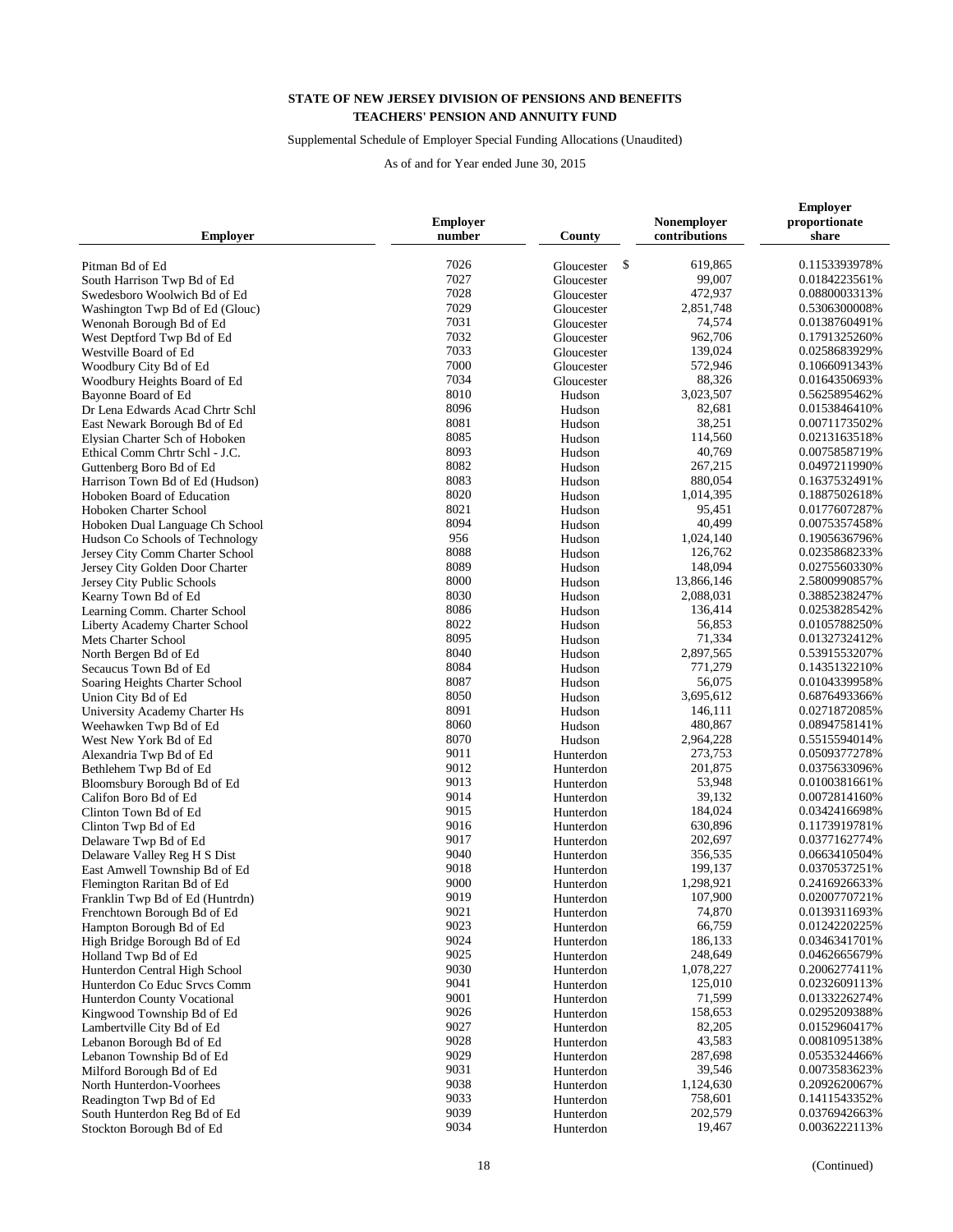**STATE OF NEW JERSEY DIVISION OF PENSIONS AND BENEFITS**
**TEACHERS' PENSION AND ANNUITY FUND**

Supplemental Schedule of Employer Special Funding Allocations (Unaudited)

As of and for Year ended June 30, 2015

| Employer | Employer number | County | Nonemployer contributions | Employer proportionate share |
|---|---|---|---|---|
| Pitman Bd of Ed | 7026 | Gloucester | $ 619,865 | 0.1153393978% |
| South Harrison Twp Bd of Ed | 7027 | Gloucester | 99,007 | 0.0184223561% |
| Swedesboro Woolwich Bd of Ed | 7028 | Gloucester | 472,937 | 0.0880003313% |
| Washington Twp Bd of Ed (Glouc) | 7029 | Gloucester | 2,851,748 | 0.5306300008% |
| Wenonah Borough Bd of Ed | 7031 | Gloucester | 74,574 | 0.0138760491% |
| West Deptford Twp Bd of Ed | 7032 | Gloucester | 962,706 | 0.1791325260% |
| Westville Board of Ed | 7033 | Gloucester | 139,024 | 0.0258683929% |
| Woodbury City Bd of Ed | 7000 | Gloucester | 572,946 | 0.1066091343% |
| Woodbury Heights Board of Ed | 7034 | Gloucester | 88,326 | 0.0164350693% |
| Bayonne Board of Ed | 8010 | Hudson | 3,023,507 | 0.5625895462% |
| Dr Lena Edwards Acad Chrtr Schl | 8096 | Hudson | 82,681 | 0.0153846410% |
| East Newark Borough Bd of Ed | 8081 | Hudson | 38,251 | 0.0071173502% |
| Elysian Charter Sch of Hoboken | 8085 | Hudson | 114,560 | 0.0213163518% |
| Ethical Comm Chrtr Schl - J.C. | 8093 | Hudson | 40,769 | 0.0075858719% |
| Guttenberg Boro Bd of Ed | 8082 | Hudson | 267,215 | 0.0497211990% |
| Harrison Town Bd of Ed (Hudson) | 8083 | Hudson | 880,054 | 0.1637532491% |
| Hoboken Board of Education | 8020 | Hudson | 1,014,395 | 0.1887502618% |
| Hoboken Charter School | 8021 | Hudson | 95,451 | 0.0177607287% |
| Hoboken Dual Language Ch School | 8094 | Hudson | 40,499 | 0.0075357458% |
| Hudson Co Schools of Technology | 956 | Hudson | 1,024,140 | 0.1905636796% |
| Jersey City Comm Charter School | 8088 | Hudson | 126,762 | 0.0235868233% |
| Jersey City Golden Door Charter | 8089 | Hudson | 148,094 | 0.0275560330% |
| Jersey City Public Schools | 8000 | Hudson | 13,866,146 | 2.5800990857% |
| Kearny Town Bd of Ed | 8030 | Hudson | 2,088,031 | 0.3885238247% |
| Learning Comm. Charter School | 8086 | Hudson | 136,414 | 0.0253828542% |
| Liberty Academy Charter School | 8022 | Hudson | 56,853 | 0.0105788250% |
| Mets Charter School | 8095 | Hudson | 71,334 | 0.0132732412% |
| North Bergen Bd of Ed | 8040 | Hudson | 2,897,565 | 0.5391553207% |
| Secaucus Town Bd of Ed | 8084 | Hudson | 771,279 | 0.1435132210% |
| Soaring Heights Charter School | 8087 | Hudson | 56,075 | 0.0104339958% |
| Union City Bd of Ed | 8050 | Hudson | 3,695,612 | 0.6876493366% |
| University Academy Charter Hs | 8091 | Hudson | 146,111 | 0.0271872085% |
| Weehawken Twp Bd of Ed | 8060 | Hudson | 480,867 | 0.0894758141% |
| West New York Bd of Ed | 8070 | Hudson | 2,964,228 | 0.5515594014% |
| Alexandria Twp Bd of Ed | 9011 | Hunterdon | 273,753 | 0.0509377278% |
| Bethlehem Twp Bd of Ed | 9012 | Hunterdon | 201,875 | 0.0375633096% |
| Bloomsbury Borough Bd of Ed | 9013 | Hunterdon | 53,948 | 0.0100381661% |
| Califon Boro Bd of Ed | 9014 | Hunterdon | 39,132 | 0.0072814160% |
| Clinton Town Bd of Ed | 9015 | Hunterdon | 184,024 | 0.0342416698% |
| Clinton Twp Bd of Ed | 9016 | Hunterdon | 630,896 | 0.1173919781% |
| Delaware Twp Bd of Ed | 9017 | Hunterdon | 202,697 | 0.0377162774% |
| Delaware Valley Reg H S Dist | 9040 | Hunterdon | 356,535 | 0.0663410504% |
| East Amwell Township Bd of Ed | 9018 | Hunterdon | 199,137 | 0.0370537251% |
| Flemington Raritan Bd of Ed | 9000 | Hunterdon | 1,298,921 | 0.2416926633% |
| Franklin Twp Bd of Ed (Huntrdn) | 9019 | Hunterdon | 107,900 | 0.0200770721% |
| Frenchtown Borough Bd of Ed | 9021 | Hunterdon | 74,870 | 0.0139311693% |
| Hampton Borough Bd of Ed | 9023 | Hunterdon | 66,759 | 0.0124220225% |
| High Bridge Borough Bd of Ed | 9024 | Hunterdon | 186,133 | 0.0346341701% |
| Holland Twp Bd of Ed | 9025 | Hunterdon | 248,649 | 0.0462665679% |
| Hunterdon Central High School | 9030 | Hunterdon | 1,078,227 | 0.2006277411% |
| Hunterdon Co Educ Srvcs Comm | 9041 | Hunterdon | 125,010 | 0.0232609113% |
| Hunterdon County Vocational | 9001 | Hunterdon | 71,599 | 0.0133226274% |
| Kingwood Township Bd of Ed | 9026 | Hunterdon | 158,653 | 0.0295209388% |
| Lambertville City Bd of Ed | 9027 | Hunterdon | 82,205 | 0.0152960417% |
| Lebanon Borough Bd of Ed | 9028 | Hunterdon | 43,583 | 0.0081095138% |
| Lebanon Township Bd of Ed | 9029 | Hunterdon | 287,698 | 0.0535324466% |
| Milford Borough Bd of Ed | 9031 | Hunterdon | 39,546 | 0.0073583623% |
| North Hunterdon-Voorhees | 9038 | Hunterdon | 1,124,630 | 0.2092620067% |
| Readington Twp Bd of Ed | 9033 | Hunterdon | 758,601 | 0.1411543352% |
| South Hunterdon Reg Bd of Ed | 9039 | Hunterdon | 202,579 | 0.0376942663% |
| Stockton Borough Bd of Ed | 9034 | Hunterdon | 19,467 | 0.0036222113% |

(Continued)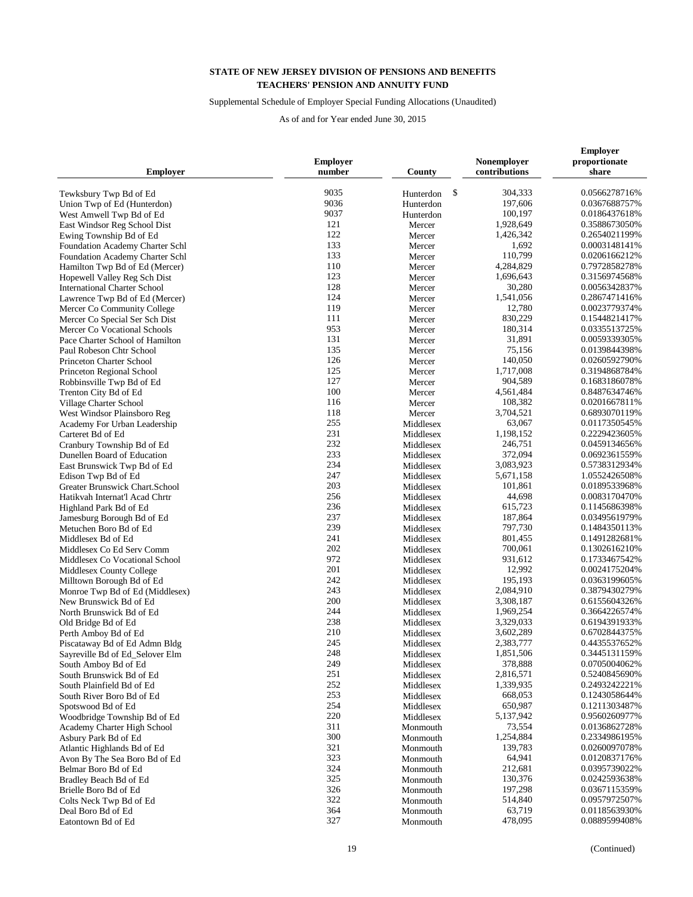**STATE OF NEW JERSEY DIVISION OF PENSIONS AND BENEFITS**
**TEACHERS' PENSION AND ANNUITY FUND**

Supplemental Schedule of Employer Special Funding Allocations (Unaudited)

As of and for Year ended June 30, 2015

| Employer | Employer number | County | Nonemployer contributions | Employer proportionate share |
|---|---|---|---|---|
| Tewksbury Twp Bd of Ed | 9035 | Hunterdon | $ 304,333 | 0.0566278716% |
| Union Twp of Ed (Hunterdon) | 9036 | Hunterdon | 197,606 | 0.0367688757% |
| West Amwell Twp Bd of Ed | 9037 | Hunterdon | 100,197 | 0.0186437618% |
| East Windsor Reg School Dist | 121 | Mercer | 1,928,649 | 0.3588673050% |
| Ewing Township Bd of Ed | 122 | Mercer | 1,426,342 | 0.2654021199% |
| Foundation Academy Charter Schl | 133 | Mercer | 1,692 | 0.0003148141% |
| Foundation Academy Charter Schl | 133 | Mercer | 110,799 | 0.0206166212% |
| Hamilton Twp Bd of Ed (Mercer) | 110 | Mercer | 4,284,829 | 0.7972858278% |
| Hopewell Valley Reg Sch Dist | 123 | Mercer | 1,696,643 | 0.3156974568% |
| International Charter School | 128 | Mercer | 30,280 | 0.0056342837% |
| Lawrence Twp Bd of Ed (Mercer) | 124 | Mercer | 1,541,056 | 0.2867471416% |
| Mercer Co Community College | 119 | Mercer | 12,780 | 0.0023779374% |
| Mercer Co Special Ser Sch Dist | 111 | Mercer | 830,229 | 0.1544821417% |
| Mercer Co Vocational Schools | 953 | Mercer | 180,314 | 0.0335513725% |
| Pace Charter School of Hamilton | 131 | Mercer | 31,891 | 0.0059339305% |
| Paul Robeson Chtr School | 135 | Mercer | 75,156 | 0.0139844398% |
| Princeton Charter School | 126 | Mercer | 140,050 | 0.0260592790% |
| Princeton Regional School | 125 | Mercer | 1,717,008 | 0.3194868784% |
| Robbinsville Twp Bd of Ed | 127 | Mercer | 904,589 | 0.1683186078% |
| Trenton City Bd of Ed | 100 | Mercer | 4,561,484 | 0.8487634746% |
| Village Charter School | 116 | Mercer | 108,382 | 0.0201667811% |
| West Windsor Plainsboro Reg | 118 | Mercer | 3,704,521 | 0.6893070119% |
| Academy For Urban Leadership | 255 | Middlesex | 63,067 | 0.0117350545% |
| Carteret Bd of Ed | 231 | Middlesex | 1,198,152 | 0.2229423605% |
| Cranbury Township Bd of Ed | 232 | Middlesex | 246,751 | 0.0459134656% |
| Dunellen Board of Education | 233 | Middlesex | 372,094 | 0.0692361559% |
| East Brunswick Twp Bd of Ed | 234 | Middlesex | 3,083,923 | 0.5738312934% |
| Edison Twp Bd of Ed | 247 | Middlesex | 5,671,158 | 1.0552426508% |
| Greater Brunswick Chart.School | 203 | Middlesex | 101,861 | 0.0189533968% |
| Hatikvah Internat'l Acad Chrtr | 256 | Middlesex | 44,698 | 0.0083170470% |
| Highland Park Bd of Ed | 236 | Middlesex | 615,723 | 0.1145686398% |
| Jamesburg Borough Bd of Ed | 237 | Middlesex | 187,864 | 0.0349561979% |
| Metuchen Boro Bd of Ed | 239 | Middlesex | 797,730 | 0.1484350113% |
| Middlesex Bd of Ed | 241 | Middlesex | 801,455 | 0.1491282681% |
| Middlesex Co Ed Serv Comm | 202 | Middlesex | 700,061 | 0.1302616210% |
| Middlesex Co Vocational School | 972 | Middlesex | 931,612 | 0.1733467542% |
| Middlesex County College | 201 | Middlesex | 12,992 | 0.0024175204% |
| Milltown Borough Bd of Ed | 242 | Middlesex | 195,193 | 0.0363199605% |
| Monroe Twp Bd of Ed (Middlesex) | 243 | Middlesex | 2,084,910 | 0.3879430279% |
| New Brunswick Bd of Ed | 200 | Middlesex | 3,308,187 | 0.6155604326% |
| North Brunswick Bd of Ed | 244 | Middlesex | 1,969,254 | 0.3664226574% |
| Old Bridge Bd of Ed | 238 | Middlesex | 3,329,033 | 0.6194391933% |
| Perth Amboy Bd of Ed | 210 | Middlesex | 3,602,289 | 0.6702844375% |
| Piscataway Bd of Ed Admn Bldg | 245 | Middlesex | 2,383,777 | 0.4435537652% |
| Sayreville Bd of Ed_Selover Elm | 248 | Middlesex | 1,851,506 | 0.3445131159% |
| South Amboy Bd of Ed | 249 | Middlesex | 378,888 | 0.0705004062% |
| South Brunswick Bd of Ed | 251 | Middlesex | 2,816,571 | 0.5240845690% |
| South Plainfield Bd of Ed | 252 | Middlesex | 1,339,935 | 0.2493242221% |
| South River Boro Bd of Ed | 253 | Middlesex | 668,053 | 0.1243058644% |
| Spotswood Bd of Ed | 254 | Middlesex | 650,987 | 0.1211303487% |
| Woodbridge Township Bd of Ed | 220 | Middlesex | 5,137,942 | 0.9560260977% |
| Academy Charter High School | 311 | Monmouth | 73,554 | 0.0136862728% |
| Asbury Park Bd of Ed | 300 | Monmouth | 1,254,884 | 0.2334986195% |
| Atlantic Highlands Bd of Ed | 321 | Monmouth | 139,783 | 0.0260097078% |
| Avon By The Sea Boro Bd of Ed | 323 | Monmouth | 64,941 | 0.0120837176% |
| Belmar Boro Bd of Ed | 324 | Monmouth | 212,681 | 0.0395739022% |
| Bradley Beach Bd of Ed | 325 | Monmouth | 130,376 | 0.0242593638% |
| Brielle Boro Bd of Ed | 326 | Monmouth | 197,298 | 0.0367115359% |
| Colts Neck Twp Bd of Ed | 322 | Monmouth | 514,840 | 0.0957972507% |
| Deal Boro Bd of Ed | 364 | Monmouth | 63,719 | 0.0118563930% |
| Eatontown Bd of Ed | 327 | Monmouth | 478,095 | 0.0889599408% |

(Continued)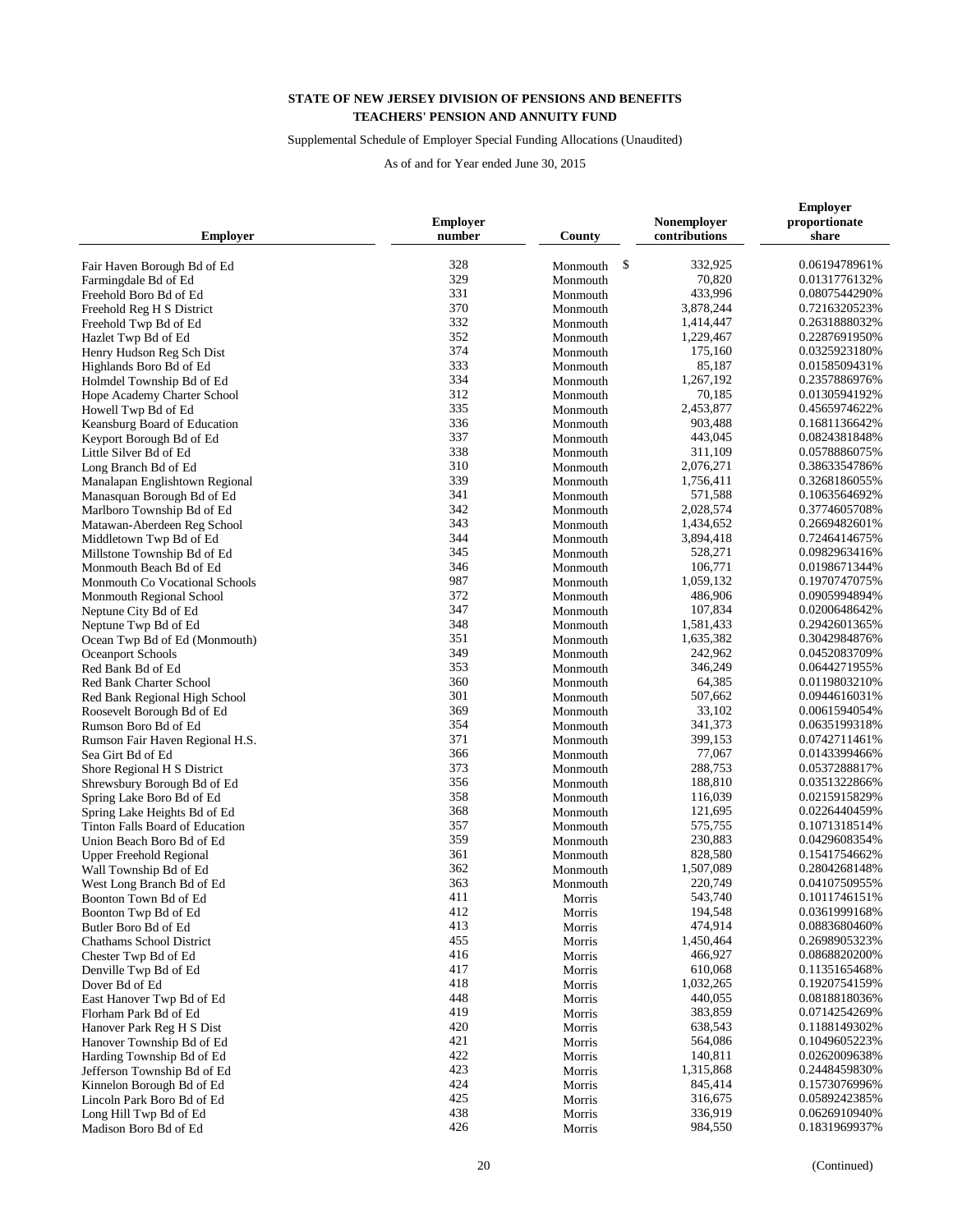**STATE OF NEW JERSEY DIVISION OF PENSIONS AND BENEFITS**
**TEACHERS' PENSION AND ANNUITY FUND**

Supplemental Schedule of Employer Special Funding Allocations (Unaudited)

As of and for Year ended June 30, 2015

| Employer | Employer number | County | Nonemployer contributions | Employer proportionate share |
|---|---|---|---|---|
| Fair Haven Borough Bd of Ed | 328 | Monmouth | $ 332,925 | 0.0619478961% |
| Farmingdale Bd of Ed | 329 | Monmouth | 70,820 | 0.0131776132% |
| Freehold Boro Bd of Ed | 331 | Monmouth | 433,996 | 0.0807544290% |
| Freehold Reg H S District | 370 | Monmouth | 3,878,244 | 0.7216320523% |
| Freehold Twp Bd of Ed | 332 | Monmouth | 1,414,447 | 0.2631888032% |
| Hazlet Twp Bd of Ed | 352 | Monmouth | 1,229,467 | 0.2287691950% |
| Henry Hudson Reg Sch Dist | 374 | Monmouth | 175,160 | 0.0325923180% |
| Highlands Boro Bd of Ed | 333 | Monmouth | 85,187 | 0.0158509431% |
| Holmdel Township Bd of Ed | 334 | Monmouth | 1,267,192 | 0.2357886976% |
| Hope Academy Charter School | 312 | Monmouth | 70,185 | 0.0130594192% |
| Howell Twp Bd of Ed | 335 | Monmouth | 2,453,877 | 0.4565974622% |
| Keansburg Board of Education | 336 | Monmouth | 903,488 | 0.1681136642% |
| Keyport Borough Bd of Ed | 337 | Monmouth | 443,045 | 0.0824381848% |
| Little Silver Bd of Ed | 338 | Monmouth | 311,109 | 0.0578886075% |
| Long Branch Bd of Ed | 310 | Monmouth | 2,076,271 | 0.3863354786% |
| Manalapan Englishtown Regional | 339 | Monmouth | 1,756,411 | 0.3268186055% |
| Manasquan Borough Bd of Ed | 341 | Monmouth | 571,588 | 0.1063564692% |
| Marlboro Township Bd of Ed | 342 | Monmouth | 2,028,574 | 0.3774605708% |
| Matawan-Aberdeen Reg School | 343 | Monmouth | 1,434,652 | 0.2669482601% |
| Middletown Twp Bd of Ed | 344 | Monmouth | 3,894,418 | 0.7246414675% |
| Millstone Township Bd of Ed | 345 | Monmouth | 528,271 | 0.0982963416% |
| Monmouth Beach Bd of Ed | 346 | Monmouth | 106,771 | 0.0198671344% |
| Monmouth Co Vocational Schools | 987 | Monmouth | 1,059,132 | 0.1970747075% |
| Monmouth Regional School | 372 | Monmouth | 486,906 | 0.0905994894% |
| Neptune City Bd of Ed | 347 | Monmouth | 107,834 | 0.0200648642% |
| Neptune Twp Bd of Ed | 348 | Monmouth | 1,581,433 | 0.2942601365% |
| Ocean Twp Bd of Ed (Monmouth) | 351 | Monmouth | 1,635,382 | 0.3042984876% |
| Oceanport Schools | 349 | Monmouth | 242,962 | 0.0452083709% |
| Red Bank Bd of Ed | 353 | Monmouth | 346,249 | 0.0644271955% |
| Red Bank Charter School | 360 | Monmouth | 64,385 | 0.0119803210% |
| Red Bank Regional High School | 301 | Monmouth | 507,662 | 0.0944616031% |
| Roosevelt Borough Bd of Ed | 369 | Monmouth | 33,102 | 0.0061594054% |
| Rumson Boro Bd of Ed | 354 | Monmouth | 341,373 | 0.0635199318% |
| Rumson Fair Haven Regional H.S. | 371 | Monmouth | 399,153 | 0.0742711461% |
| Sea Girt Bd of Ed | 366 | Monmouth | 77,067 | 0.0143399466% |
| Shore Regional H S District | 373 | Monmouth | 288,753 | 0.0537288817% |
| Shrewsbury Borough Bd of Ed | 356 | Monmouth | 188,810 | 0.0351322866% |
| Spring Lake Boro Bd of Ed | 358 | Monmouth | 116,039 | 0.0215915829% |
| Spring Lake Heights Bd of Ed | 368 | Monmouth | 121,695 | 0.0226440459% |
| Tinton Falls Board of Education | 357 | Monmouth | 575,755 | 0.1071318514% |
| Union Beach Boro Bd of Ed | 359 | Monmouth | 230,883 | 0.0429608354% |
| Upper Freehold Regional | 361 | Monmouth | 828,580 | 0.1541754662% |
| Wall Township Bd of Ed | 362 | Monmouth | 1,507,089 | 0.2804268148% |
| West Long Branch Bd of Ed | 363 | Monmouth | 220,749 | 0.0410750955% |
| Boonton Town Bd of Ed | 411 | Morris | 543,740 | 0.1011746151% |
| Boonton Twp Bd of Ed | 412 | Morris | 194,548 | 0.0361999168% |
| Butler Boro Bd of Ed | 413 | Morris | 474,914 | 0.0883680460% |
| Chathams School District | 455 | Morris | 1,450,464 | 0.2698905323% |
| Chester Twp Bd of Ed | 416 | Morris | 466,927 | 0.0868820200% |
| Denville Twp Bd of Ed | 417 | Morris | 610,068 | 0.1135165468% |
| Dover Bd of Ed | 418 | Morris | 1,032,265 | 0.1920754159% |
| East Hanover Twp Bd of Ed | 448 | Morris | 440,055 | 0.0818818036% |
| Florham Park Bd of Ed | 419 | Morris | 383,859 | 0.0714254269% |
| Hanover Park Reg H S Dist | 420 | Morris | 638,543 | 0.1188149302% |
| Hanover Township Bd of Ed | 421 | Morris | 564,086 | 0.1049605223% |
| Harding Township Bd of Ed | 422 | Morris | 140,811 | 0.0262009638% |
| Jefferson Township Bd of Ed | 423 | Morris | 1,315,868 | 0.2448459830% |
| Kinnelon Borough Bd of Ed | 424 | Morris | 845,414 | 0.1573076996% |
| Lincoln Park Boro Bd of Ed | 425 | Morris | 316,675 | 0.0589242385% |
| Long Hill Twp Bd of Ed | 438 | Morris | 336,919 | 0.0626910940% |
| Madison Boro Bd of Ed | 426 | Morris | 984,550 | 0.1831969937% |

(Continued)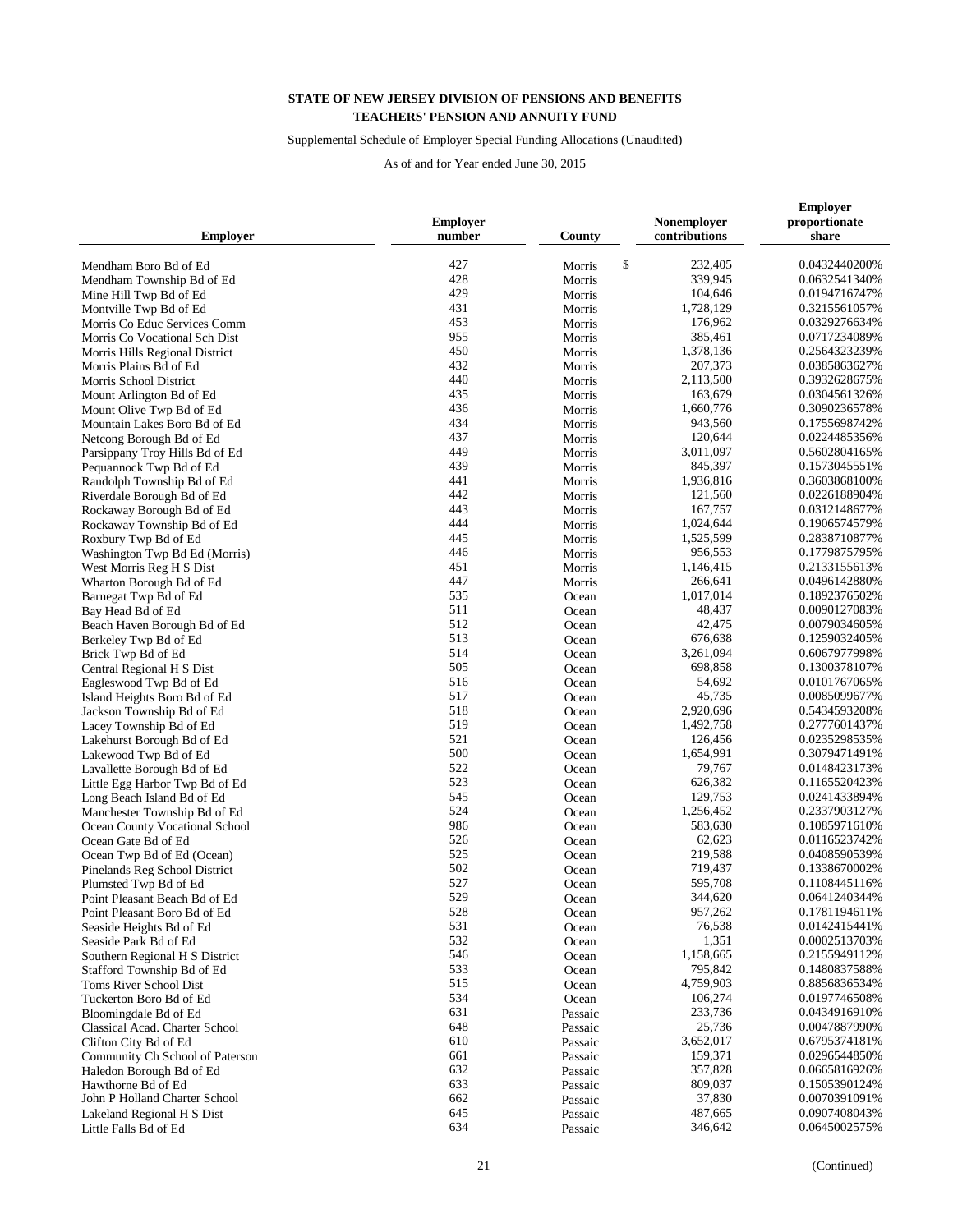**STATE OF NEW JERSEY DIVISION OF PENSIONS AND BENEFITS**
**TEACHERS' PENSION AND ANNUITY FUND**

Supplemental Schedule of Employer Special Funding Allocations (Unaudited)

As of and for Year ended June 30, 2015

| Employer | Employer number | County | Nonemployer contributions | Employer proportionate share |
|---|---|---|---|---|
| Mendham Boro Bd of Ed | 427 | Morris | $ 232,405 | 0.0432440200% |
| Mendham Township Bd of Ed | 428 | Morris | 339,945 | 0.0632541340% |
| Mine Hill Twp Bd of Ed | 429 | Morris | 104,646 | 0.0194716747% |
| Montville Twp Bd of Ed | 431 | Morris | 1,728,129 | 0.3215561057% |
| Morris Co Educ Services Comm | 453 | Morris | 176,962 | 0.0329276634% |
| Morris Co Vocational Sch Dist | 955 | Morris | 385,461 | 0.0717234089% |
| Morris Hills Regional District | 450 | Morris | 1,378,136 | 0.2564323239% |
| Morris Plains Bd of Ed | 432 | Morris | 207,373 | 0.0385863627% |
| Morris School District | 440 | Morris | 2,113,500 | 0.3932628675% |
| Mount Arlington Bd of Ed | 435 | Morris | 163,679 | 0.0304561326% |
| Mount Olive Twp Bd of Ed | 436 | Morris | 1,660,776 | 0.3090236578% |
| Mountain Lakes Boro Bd of Ed | 434 | Morris | 943,560 | 0.1755698742% |
| Netcong Borough Bd of Ed | 437 | Morris | 120,644 | 0.0224485356% |
| Parsippany Troy Hills Bd of Ed | 449 | Morris | 3,011,097 | 0.5602804165% |
| Pequannock Twp Bd of Ed | 439 | Morris | 845,397 | 0.1573045551% |
| Randolph Township Bd of Ed | 441 | Morris | 1,936,816 | 0.3603868100% |
| Riverdale Borough Bd of Ed | 442 | Morris | 121,560 | 0.0226188904% |
| Rockaway Borough Bd of Ed | 443 | Morris | 167,757 | 0.0312148677% |
| Rockaway Township Bd of Ed | 444 | Morris | 1,024,644 | 0.1906574579% |
| Roxbury Twp Bd of Ed | 445 | Morris | 1,525,599 | 0.2838710877% |
| Washington Twp Bd Ed (Morris) | 446 | Morris | 956,553 | 0.1779875795% |
| West Morris Reg H S Dist | 451 | Morris | 1,146,415 | 0.2133155613% |
| Wharton Borough Bd of Ed | 447 | Morris | 266,641 | 0.0496142880% |
| Barnegat Twp Bd of Ed | 535 | Ocean | 1,017,014 | 0.1892376502% |
| Bay Head Bd of Ed | 511 | Ocean | 48,437 | 0.0090127083% |
| Beach Haven Borough Bd of Ed | 512 | Ocean | 42,475 | 0.0079034605% |
| Berkeley Twp Bd of Ed | 513 | Ocean | 676,638 | 0.1259032405% |
| Brick Twp Bd of Ed | 514 | Ocean | 3,261,094 | 0.6067977998% |
| Central Regional H S Dist | 505 | Ocean | 698,858 | 0.1300378107% |
| Eagleswood Twp Bd of Ed | 516 | Ocean | 54,692 | 0.0101767065% |
| Island Heights Boro Bd of Ed | 517 | Ocean | 45,735 | 0.0085099677% |
| Jackson Township Bd of Ed | 518 | Ocean | 2,920,696 | 0.5434593208% |
| Lacey Township Bd of Ed | 519 | Ocean | 1,492,758 | 0.2777601437% |
| Lakehurst Borough Bd of Ed | 521 | Ocean | 126,456 | 0.0235298535% |
| Lakewood Twp Bd of Ed | 500 | Ocean | 1,654,991 | 0.3079471491% |
| Lavallette Borough Bd of Ed | 522 | Ocean | 79,767 | 0.0148423173% |
| Little Egg Harbor Twp Bd of Ed | 523 | Ocean | 626,382 | 0.1165520423% |
| Long Beach Island Bd of Ed | 545 | Ocean | 129,753 | 0.0241433894% |
| Manchester Township Bd of Ed | 524 | Ocean | 1,256,452 | 0.2337903127% |
| Ocean County Vocational School | 986 | Ocean | 583,630 | 0.1085971610% |
| Ocean Gate Bd of Ed | 526 | Ocean | 62,623 | 0.0116523742% |
| Ocean Twp Bd of Ed (Ocean) | 525 | Ocean | 219,588 | 0.0408590539% |
| Pinelands Reg School District | 502 | Ocean | 719,437 | 0.1338670002% |
| Plumsted Twp Bd of Ed | 527 | Ocean | 595,708 | 0.1108445116% |
| Point Pleasant Beach Bd of Ed | 529 | Ocean | 344,620 | 0.0641240344% |
| Point Pleasant Boro Bd of Ed | 528 | Ocean | 957,262 | 0.1781194611% |
| Seaside Heights Bd of Ed | 531 | Ocean | 76,538 | 0.0142415441% |
| Seaside Park Bd of Ed | 532 | Ocean | 1,351 | 0.0002513703% |
| Southern Regional H S District | 546 | Ocean | 1,158,665 | 0.2155949112% |
| Stafford Township Bd of Ed | 533 | Ocean | 795,842 | 0.1480837588% |
| Toms River School Dist | 515 | Ocean | 4,759,903 | 0.8856836534% |
| Tuckerton Boro Bd of Ed | 534 | Ocean | 106,274 | 0.0197746508% |
| Bloomingdale Bd of Ed | 631 | Passaic | 233,736 | 0.0434916910% |
| Classical Acad. Charter School | 648 | Passaic | 25,736 | 0.0047887990% |
| Clifton City Bd of Ed | 610 | Passaic | 3,652,017 | 0.6795374181% |
| Community Ch School of Paterson | 661 | Passaic | 159,371 | 0.0296544850% |
| Haledon Borough Bd of Ed | 632 | Passaic | 357,828 | 0.0665816926% |
| Hawthorne Bd of Ed | 633 | Passaic | 809,037 | 0.1505390124% |
| John P Holland Charter School | 662 | Passaic | 37,830 | 0.0070391091% |
| Lakeland Regional H S Dist | 645 | Passaic | 487,665 | 0.0907408043% |
| Little Falls Bd of Ed | 634 | Passaic | 346,642 | 0.0645002575% |

(Continued)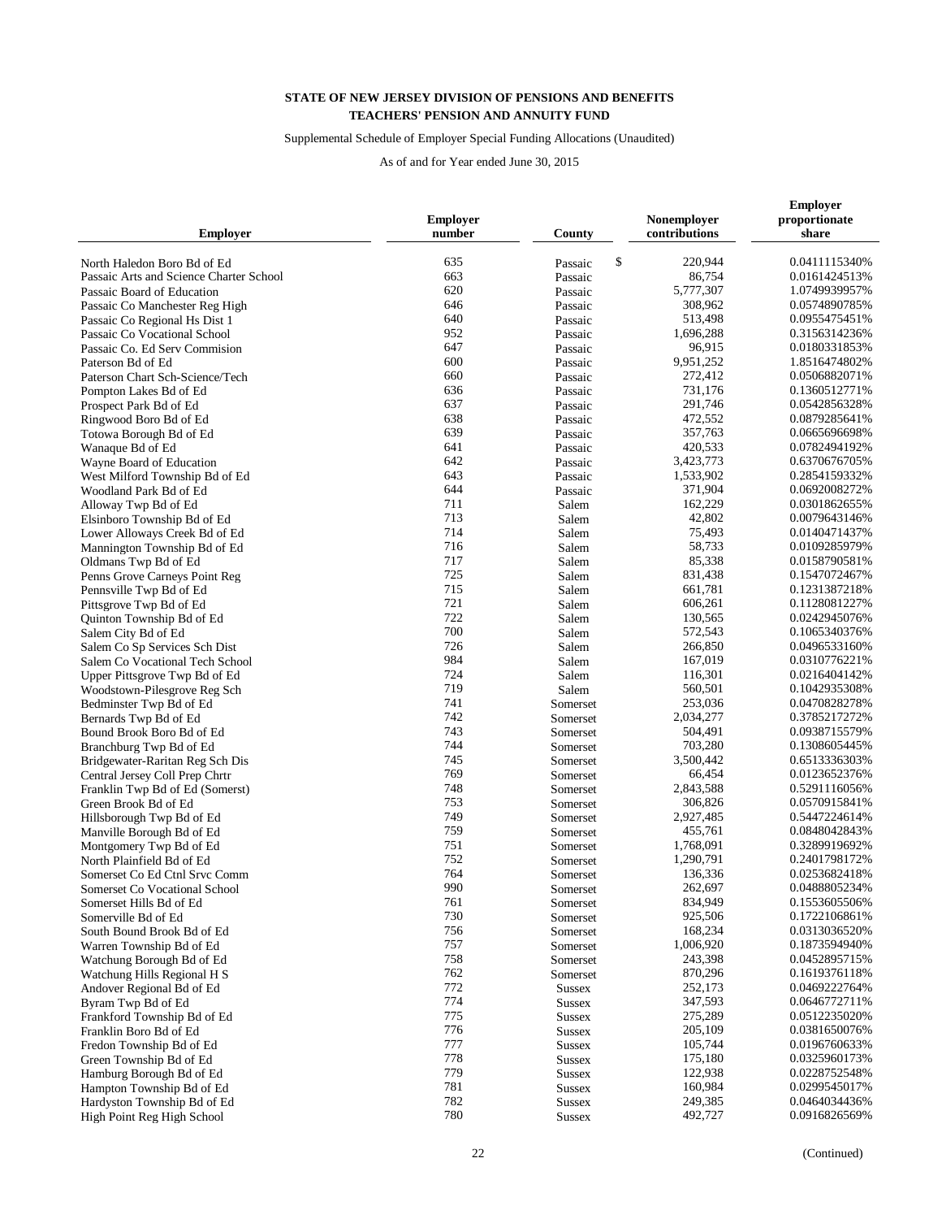**STATE OF NEW JERSEY DIVISION OF PENSIONS AND BENEFITS**
**TEACHERS' PENSION AND ANNUITY FUND**

Supplemental Schedule of Employer Special Funding Allocations (Unaudited)

As of and for Year ended June 30, 2015

| Employer | Employer number | County | Nonemployer contributions | Employer proportionate share |
|---|---|---|---|---|
| North Haledon Boro Bd of Ed | 635 | Passaic | $ 220,944 | 0.0411115340% |
| Passaic Arts and Science Charter School | 663 | Passaic | 86,754 | 0.0161424513% |
| Passaic Board of Education | 620 | Passaic | 5,777,307 | 1.0749939957% |
| Passaic Co Manchester Reg High | 646 | Passaic | 308,962 | 0.0574890785% |
| Passaic Co Regional Hs Dist 1 | 640 | Passaic | 513,498 | 0.0955475451% |
| Passaic Co Vocational School | 952 | Passaic | 1,696,288 | 0.3156314236% |
| Passaic Co. Ed Serv Commision | 647 | Passaic | 96,915 | 0.0180331853% |
| Paterson Bd of Ed | 600 | Passaic | 9,951,252 | 1.8516474802% |
| Paterson Chart Sch-Science/Tech | 660 | Passaic | 272,412 | 0.0506882071% |
| Pompton Lakes Bd of Ed | 636 | Passaic | 731,176 | 0.1360512771% |
| Prospect Park Bd of Ed | 637 | Passaic | 291,746 | 0.0542856328% |
| Ringwood Boro Bd of Ed | 638 | Passaic | 472,552 | 0.0879285641% |
| Totowa Borough Bd of Ed | 639 | Passaic | 357,763 | 0.0665696698% |
| Wanaque Bd of Ed | 641 | Passaic | 420,533 | 0.0782494192% |
| Wayne Board of Education | 642 | Passaic | 3,423,773 | 0.6370676705% |
| West Milford Township Bd of Ed | 643 | Passaic | 1,533,902 | 0.2854159332% |
| Woodland Park Bd of Ed | 644 | Passaic | 371,904 | 0.0692008272% |
| Alloway Twp Bd of Ed | 711 | Salem | 162,229 | 0.0301862655% |
| Elsinboro Township Bd of Ed | 713 | Salem | 42,802 | 0.0079643146% |
| Lower Alloways Creek Bd of Ed | 714 | Salem | 75,493 | 0.0140471437% |
| Mannington Township Bd of Ed | 716 | Salem | 58,733 | 0.0109285979% |
| Oldmans Twp Bd of Ed | 717 | Salem | 85,338 | 0.0158790581% |
| Penns Grove Carneys Point Reg | 725 | Salem | 831,438 | 0.1547072467% |
| Pennsville Twp Bd of Ed | 715 | Salem | 661,781 | 0.1231387218% |
| Pittsgrove Twp Bd of Ed | 721 | Salem | 606,261 | 0.1128081227% |
| Quinton Township Bd of Ed | 722 | Salem | 130,565 | 0.0242945076% |
| Salem City Bd of Ed | 700 | Salem | 572,543 | 0.1065340376% |
| Salem Co Sp Services Sch Dist | 726 | Salem | 266,850 | 0.0496533160% |
| Salem Co Vocational Tech School | 984 | Salem | 167,019 | 0.0310776221% |
| Upper Pittsgrove Twp Bd of Ed | 724 | Salem | 116,301 | 0.0216404142% |
| Woodstown-Pilesgrove Reg Sch | 719 | Salem | 560,501 | 0.1042935308% |
| Bedminster Twp Bd of Ed | 741 | Somerset | 253,036 | 0.0470828278% |
| Bernards Twp Bd of Ed | 742 | Somerset | 2,034,277 | 0.3785217272% |
| Bound Brook Boro Bd of Ed | 743 | Somerset | 504,491 | 0.0938715579% |
| Branchburg Twp Bd of Ed | 744 | Somerset | 703,280 | 0.1308605445% |
| Bridgewater-Raritan Reg Sch Dis | 745 | Somerset | 3,500,442 | 0.6513336303% |
| Central Jersey Coll Prep Chrtr | 769 | Somerset | 66,454 | 0.0123652376% |
| Franklin Twp Bd of Ed (Somerst) | 748 | Somerset | 2,843,588 | 0.5291116056% |
| Green Brook Bd of Ed | 753 | Somerset | 306,826 | 0.0570915841% |
| Hillsborough Twp Bd of Ed | 749 | Somerset | 2,927,485 | 0.5447224614% |
| Manville Borough Bd of Ed | 759 | Somerset | 455,761 | 0.0848042843% |
| Montgomery Twp Bd of Ed | 751 | Somerset | 1,768,091 | 0.3289919692% |
| North Plainfield Bd of Ed | 752 | Somerset | 1,290,791 | 0.2401798172% |
| Somerset Co Ed Ctnl Srvc Comm | 764 | Somerset | 136,336 | 0.0253682418% |
| Somerset Co Vocational School | 990 | Somerset | 262,697 | 0.0488805234% |
| Somerset Hills Bd of Ed | 761 | Somerset | 834,949 | 0.1553605506% |
| Somerville Bd of Ed | 730 | Somerset | 925,506 | 0.1722106861% |
| South Bound Brook Bd of Ed | 756 | Somerset | 168,234 | 0.0313036520% |
| Warren Township Bd of Ed | 757 | Somerset | 1,006,920 | 0.1873594940% |
| Watchung Borough Bd of Ed | 758 | Somerset | 243,398 | 0.0452895715% |
| Watchung Hills Regional H S | 762 | Somerset | 870,296 | 0.1619376118% |
| Andover Regional Bd of Ed | 772 | Sussex | 252,173 | 0.0469222764% |
| Byram Twp Bd of Ed | 774 | Sussex | 347,593 | 0.0646772711% |
| Frankford Township Bd of Ed | 775 | Sussex | 275,289 | 0.0512235020% |
| Franklin Boro Bd of Ed | 776 | Sussex | 205,109 | 0.0381650076% |
| Fredon Township Bd of Ed | 777 | Sussex | 105,744 | 0.0196760633% |
| Green Township Bd of Ed | 778 | Sussex | 175,180 | 0.0325960173% |
| Hamburg Borough Bd of Ed | 779 | Sussex | 122,938 | 0.0228752548% |
| Hampton Township Bd of Ed | 781 | Sussex | 160,984 | 0.0299545017% |
| Hardyston Township Bd of Ed | 782 | Sussex | 249,385 | 0.0464034436% |
| High Point Reg High School | 780 | Sussex | 492,727 | 0.0916826569% |

(Continued)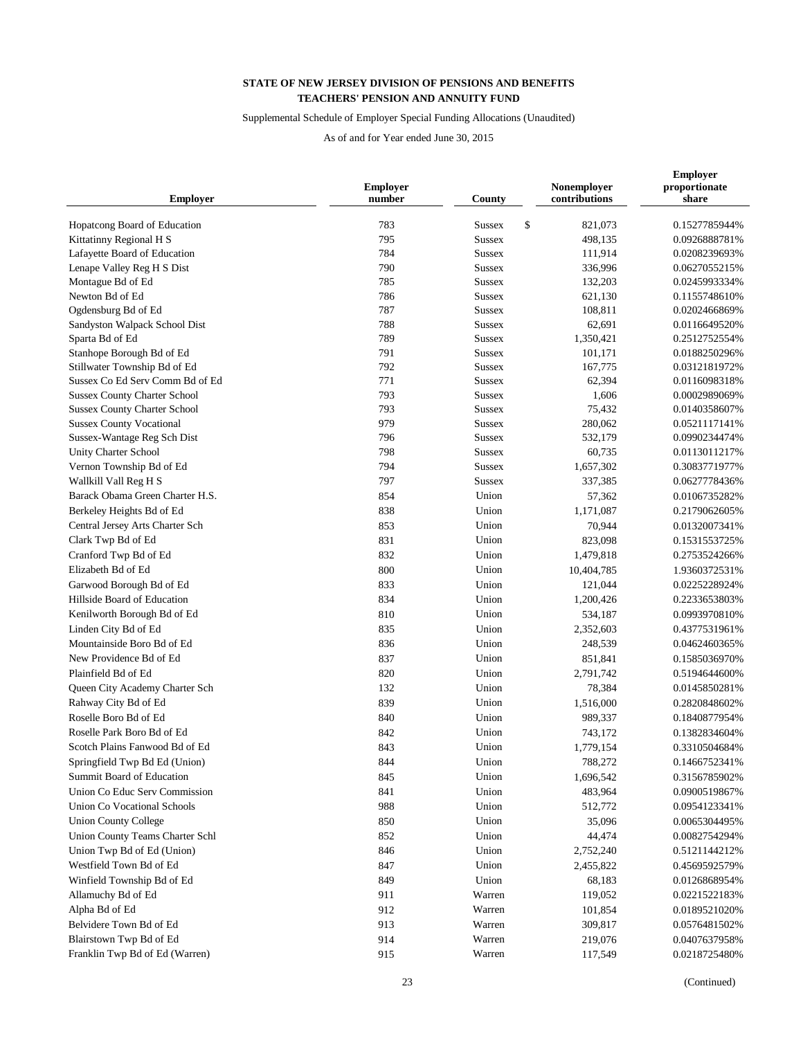**STATE OF NEW JERSEY DIVISION OF PENSIONS AND BENEFITS**
**TEACHERS' PENSION AND ANNUITY FUND**

Supplemental Schedule of Employer Special Funding Allocations (Unaudited)

As of and for Year ended June 30, 2015

| Employer | Employer number | County | Nonemployer contributions | Employer proportionate share |
|---|---|---|---|---|
| Hopatcong Board of Education | 783 | Sussex | $ 821,073 | 0.1527785944% |
| Kittatinny Regional H S | 795 | Sussex | 498,135 | 0.0926888781% |
| Lafayette Board of Education | 784 | Sussex | 111,914 | 0.0208239693% |
| Lenape Valley Reg H S Dist | 790 | Sussex | 336,996 | 0.0627055215% |
| Montague Bd of Ed | 785 | Sussex | 132,203 | 0.0245993334% |
| Newton Bd of Ed | 786 | Sussex | 621,130 | 0.1155748610% |
| Ogdensburg Bd of Ed | 787 | Sussex | 108,811 | 0.0202466869% |
| Sandyston Walpack School Dist | 788 | Sussex | 62,691 | 0.0116649520% |
| Sparta Bd of Ed | 789 | Sussex | 1,350,421 | 0.2512752554% |
| Stanhope Borough Bd of Ed | 791 | Sussex | 101,171 | 0.0188250296% |
| Stillwater Township Bd of Ed | 792 | Sussex | 167,775 | 0.0312181972% |
| Sussex Co Ed Serv Comm Bd of Ed | 771 | Sussex | 62,394 | 0.0116098318% |
| Sussex County Charter School | 793 | Sussex | 1,606 | 0.0002989069% |
| Sussex County Charter School | 793 | Sussex | 75,432 | 0.0140358607% |
| Sussex County Vocational | 979 | Sussex | 280,062 | 0.0521117141% |
| Sussex-Wantage Reg Sch Dist | 796 | Sussex | 532,179 | 0.0990234474% |
| Unity Charter School | 798 | Sussex | 60,735 | 0.0113011217% |
| Vernon Township Bd of Ed | 794 | Sussex | 1,657,302 | 0.3083771977% |
| Wallkill Vall Reg H S | 797 | Sussex | 337,385 | 0.0627778436% |
| Barack Obama Green Charter H.S. | 854 | Union | 57,362 | 0.0106735282% |
| Berkeley Heights Bd of Ed | 838 | Union | 1,171,087 | 0.2179062605% |
| Central Jersey Arts Charter Sch | 853 | Union | 70,944 | 0.0132007341% |
| Clark Twp Bd of Ed | 831 | Union | 823,098 | 0.1531553725% |
| Cranford Twp Bd of Ed | 832 | Union | 1,479,818 | 0.2753524266% |
| Elizabeth Bd of Ed | 800 | Union | 10,404,785 | 1.9360372531% |
| Garwood Borough Bd of Ed | 833 | Union | 121,044 | 0.0225228924% |
| Hillside Board of Education | 834 | Union | 1,200,426 | 0.2233653803% |
| Kenilworth Borough Bd of Ed | 810 | Union | 534,187 | 0.0993970810% |
| Linden City Bd of Ed | 835 | Union | 2,352,603 | 0.4377531961% |
| Mountainside Boro Bd of Ed | 836 | Union | 248,539 | 0.0462460365% |
| New Providence Bd of Ed | 837 | Union | 851,841 | 0.1585036970% |
| Plainfield Bd of Ed | 820 | Union | 2,791,742 | 0.5194644600% |
| Queen City Academy Charter Sch | 132 | Union | 78,384 | 0.0145850281% |
| Rahway City Bd of Ed | 839 | Union | 1,516,000 | 0.2820848602% |
| Roselle Boro Bd of Ed | 840 | Union | 989,337 | 0.1840877954% |
| Roselle Park Boro Bd of Ed | 842 | Union | 743,172 | 0.1382834604% |
| Scotch Plains Fanwood Bd of Ed | 843 | Union | 1,779,154 | 0.3310504684% |
| Springfield Twp Bd Ed (Union) | 844 | Union | 788,272 | 0.1466752341% |
| Summit Board of Education | 845 | Union | 1,696,542 | 0.3156785902% |
| Union Co Educ Serv Commission | 841 | Union | 483,964 | 0.0900519867% |
| Union Co Vocational Schools | 988 | Union | 512,772 | 0.0954123341% |
| Union County College | 850 | Union | 35,096 | 0.0065304495% |
| Union County Teams Charter Schl | 852 | Union | 44,474 | 0.0082754294% |
| Union Twp Bd of Ed (Union) | 846 | Union | 2,752,240 | 0.5121144212% |
| Westfield Town Bd of Ed | 847 | Union | 2,455,822 | 0.4569592579% |
| Winfield Township Bd of Ed | 849 | Union | 68,183 | 0.0126868954% |
| Allamuchy Bd of Ed | 911 | Warren | 119,052 | 0.0221522183% |
| Alpha Bd of Ed | 912 | Warren | 101,854 | 0.0189521020% |
| Belvidere Town Bd of Ed | 913 | Warren | 309,817 | 0.0576481502% |
| Blairstown Twp Bd of Ed | 914 | Warren | 219,076 | 0.0407637958% |
| Franklin Twp Bd of Ed (Warren) | 915 | Warren | 117,549 | 0.0218725480% |

(Continued)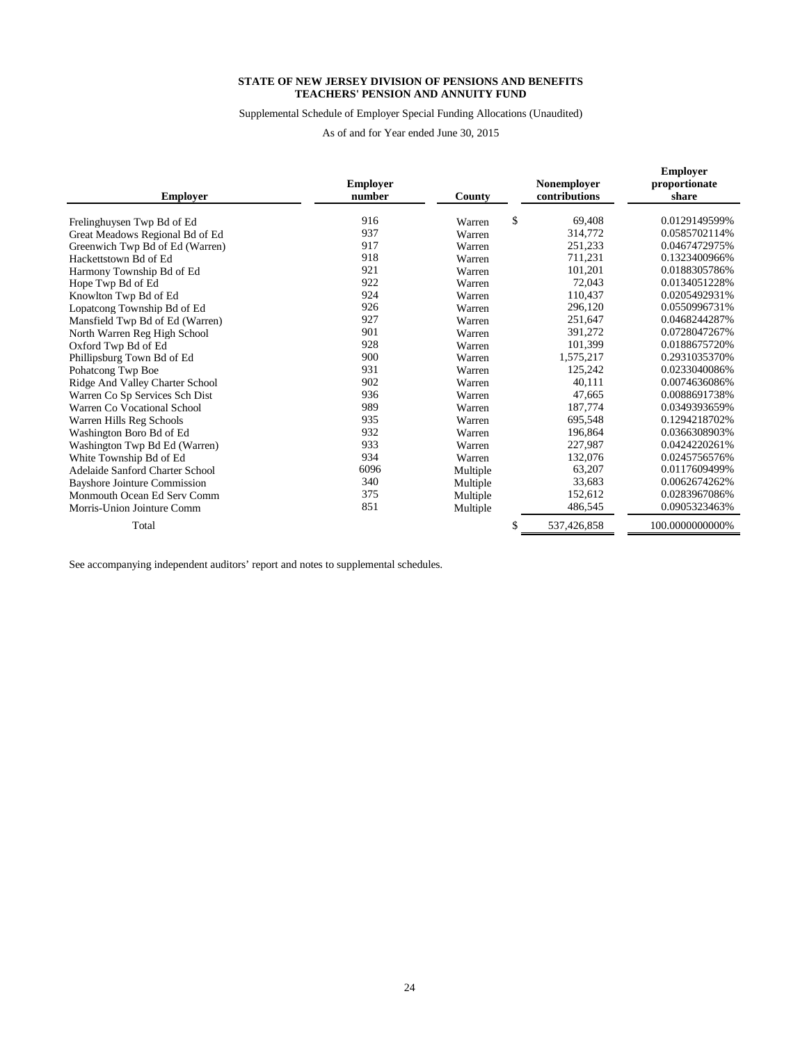**STATE OF NEW JERSEY DIVISION OF PENSIONS AND BENEFITS**
**TEACHERS' PENSION AND ANNUITY FUND**

Supplemental Schedule of Employer Special Funding Allocations (Unaudited)

As of and for Year ended June 30, 2015

| Employer | Employer number | County | Nonemployer contributions | Employer proportionate share |
|---|---|---|---|---|
| Frelinghuysen Twp Bd of Ed | 916 | Warren | $ 69,408 | 0.0129149599% |
| Great Meadows Regional Bd of Ed | 937 | Warren | 314,772 | 0.0585702114% |
| Greenwich Twp Bd of Ed (Warren) | 917 | Warren | 251,233 | 0.0467472975% |
| Hackettstown Bd of Ed | 918 | Warren | 711,231 | 0.1323400966% |
| Harmony Township Bd of Ed | 921 | Warren | 101,201 | 0.0188305786% |
| Hope Twp Bd of Ed | 922 | Warren | 72,043 | 0.0134051228% |
| Knowlton Twp Bd of Ed | 924 | Warren | 110,437 | 0.0205492931% |
| Lopatcong Township Bd of Ed | 926 | Warren | 296,120 | 0.0550996731% |
| Mansfield Twp Bd of Ed (Warren) | 927 | Warren | 251,647 | 0.0468244287% |
| North Warren Reg High School | 901 | Warren | 391,272 | 0.0728047267% |
| Oxford Twp Bd of Ed | 928 | Warren | 101,399 | 0.0188675720% |
| Phillipsburg Town Bd of Ed | 900 | Warren | 1,575,217 | 0.2931035370% |
| Pohatcong Twp Boe | 931 | Warren | 125,242 | 0.0233040086% |
| Ridge And Valley Charter School | 902 | Warren | 40,111 | 0.0074636086% |
| Warren Co Sp Services Sch Dist | 936 | Warren | 47,665 | 0.0088691738% |
| Warren Co Vocational School | 989 | Warren | 187,774 | 0.0349393659% |
| Warren Hills Reg Schools | 935 | Warren | 695,548 | 0.1294218702% |
| Washington Boro Bd of Ed | 932 | Warren | 196,864 | 0.0366308903% |
| Washington Twp Bd Ed (Warren) | 933 | Warren | 227,987 | 0.0424220261% |
| White Township Bd of Ed | 934 | Warren | 132,076 | 0.0245756576% |
| Adelaide Sanford Charter School | 6096 | Multiple | 63,207 | 0.0117609499% |
| Bayshore Jointure Commission | 340 | Multiple | 33,683 | 0.0062674262% |
| Monmouth Ocean Ed Serv Comm | 375 | Multiple | 152,612 | 0.0283967086% |
| Morris-Union Jointure Comm | 851 | Multiple | 486,545 | 0.0905323463% |
| Total | | | $ 537,426,858 | 100.0000000000% |

See accompanying independent auditors' report and notes to supplemental schedules.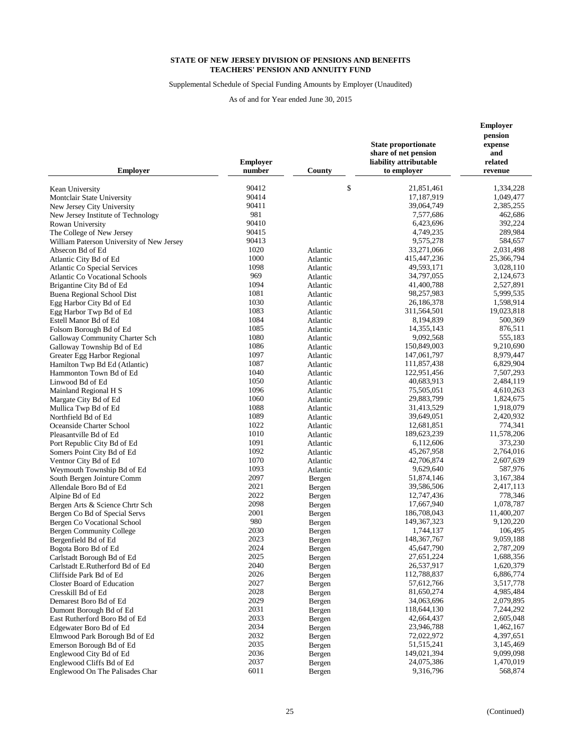**STATE OF NEW JERSEY DIVISION OF PENSIONS AND BENEFITS**
**TEACHERS' PENSION AND ANNUITY FUND**

Supplemental Schedule of Special Funding Amounts by Employer (Unaudited)

As of and for Year ended June 30, 2015

| Employer | Employer number | County | State proportionate share of net pension liability attributable to employer | Employer pension expense and related revenue |
|---|---|---|---|---|
| Kean University | 90412 | | $ 21,851,461 | 1,334,228 |
| Montclair State University | 90414 | | 17,187,919 | 1,049,477 |
| New Jersey City University | 90411 | | 39,064,749 | 2,385,255 |
| New Jersey Institute of Technology | 981 | | 7,577,686 | 462,686 |
| Rowan University | 90410 | | 6,423,696 | 392,224 |
| The College of New Jersey | 90415 | | 4,749,235 | 289,984 |
| William Paterson University of New Jersey | 90413 | | 9,575,278 | 584,657 |
| Absecon Bd of Ed | 1020 | Atlantic | 33,271,066 | 2,031,498 |
| Atlantic City Bd of Ed | 1000 | Atlantic | 415,447,236 | 25,366,794 |
| Atlantic Co Special Services | 1098 | Atlantic | 49,593,171 | 3,028,110 |
| Atlantic Co Vocational Schools | 969 | Atlantic | 34,797,055 | 2,124,673 |
| Brigantine City Bd of Ed | 1094 | Atlantic | 41,400,788 | 2,527,891 |
| Buena Regional School Dist | 1081 | Atlantic | 98,257,983 | 5,999,535 |
| Egg Harbor City Bd of Ed | 1030 | Atlantic | 26,186,378 | 1,598,914 |
| Egg Harbor Twp Bd of Ed | 1083 | Atlantic | 311,564,501 | 19,023,818 |
| Estell Manor Bd of Ed | 1084 | Atlantic | 8,194,839 | 500,369 |
| Folsom Borough Bd of Ed | 1085 | Atlantic | 14,355,143 | 876,511 |
| Galloway Community Charter Sch | 1080 | Atlantic | 9,092,568 | 555,183 |
| Galloway Township Bd of Ed | 1086 | Atlantic | 150,849,003 | 9,210,690 |
| Greater Egg Harbor Regional | 1097 | Atlantic | 147,061,797 | 8,979,447 |
| Hamilton Twp Bd Ed (Atlantic) | 1087 | Atlantic | 111,857,438 | 6,829,904 |
| Hammonton Town Bd of Ed | 1040 | Atlantic | 122,951,456 | 7,507,293 |
| Linwood Bd of Ed | 1050 | Atlantic | 40,683,913 | 2,484,119 |
| Mainland Regional H S | 1096 | Atlantic | 75,505,051 | 4,610,263 |
| Margate City Bd of Ed | 1060 | Atlantic | 29,883,799 | 1,824,675 |
| Mullica Twp Bd of Ed | 1088 | Atlantic | 31,413,529 | 1,918,079 |
| Northfield Bd of Ed | 1089 | Atlantic | 39,649,051 | 2,420,932 |
| Oceanside Charter School | 1022 | Atlantic | 12,681,851 | 774,341 |
| Pleasantville Bd of Ed | 1010 | Atlantic | 189,623,239 | 11,578,206 |
| Port Republic City Bd of Ed | 1091 | Atlantic | 6,112,606 | 373,230 |
| Somers Point City Bd of Ed | 1092 | Atlantic | 45,267,958 | 2,764,016 |
| Ventnor City Bd of Ed | 1070 | Atlantic | 42,706,874 | 2,607,639 |
| Weymouth Township Bd of Ed | 1093 | Atlantic | 9,629,640 | 587,976 |
| South Bergen Jointure Comm | 2097 | Bergen | 51,874,146 | 3,167,384 |
| Allendale Boro Bd of Ed | 2021 | Bergen | 39,586,506 | 2,417,113 |
| Alpine Bd of Ed | 2022 | Bergen | 12,747,436 | 778,346 |
| Bergen Arts & Science Chrtr Sch | 2098 | Bergen | 17,667,940 | 1,078,787 |
| Bergen Co Bd of Special Servs | 2001 | Bergen | 186,708,043 | 11,400,207 |
| Bergen Co Vocational School | 980 | Bergen | 149,367,323 | 9,120,220 |
| Bergen Community College | 2030 | Bergen | 1,744,137 | 106,495 |
| Bergenfield Bd of Ed | 2023 | Bergen | 148,367,767 | 9,059,188 |
| Bogota Boro Bd of Ed | 2024 | Bergen | 45,647,790 | 2,787,209 |
| Carlstadt Borough Bd of Ed | 2025 | Bergen | 27,651,224 | 1,688,356 |
| Carlstadt E.Rutherford Bd of Ed | 2040 | Bergen | 26,537,917 | 1,620,379 |
| Cliffside Park Bd of Ed | 2026 | Bergen | 112,788,837 | 6,886,774 |
| Closter Board of Education | 2027 | Bergen | 57,612,766 | 3,517,778 |
| Cresskill Bd of Ed | 2028 | Bergen | 81,650,274 | 4,985,484 |
| Demarest Boro Bd of Ed | 2029 | Bergen | 34,063,696 | 2,079,895 |
| Dumont Borough Bd of Ed | 2031 | Bergen | 118,644,130 | 7,244,292 |
| East Rutherford Boro Bd of Ed | 2033 | Bergen | 42,664,437 | 2,605,048 |
| Edgewater Boro Bd of Ed | 2034 | Bergen | 23,946,788 | 1,462,167 |
| Elmwood Park Borough Bd of Ed | 2032 | Bergen | 72,022,972 | 4,397,651 |
| Emerson Borough Bd of Ed | 2035 | Bergen | 51,515,241 | 3,145,469 |
| Englewood City Bd of Ed | 2036 | Bergen | 149,021,394 | 9,099,098 |
| Englewood Cliffs Bd of Ed | 2037 | Bergen | 24,075,386 | 1,470,019 |
| Englewood On The Palisades Char | 6011 | Bergen | 9,316,796 | 568,874 |

(Continued)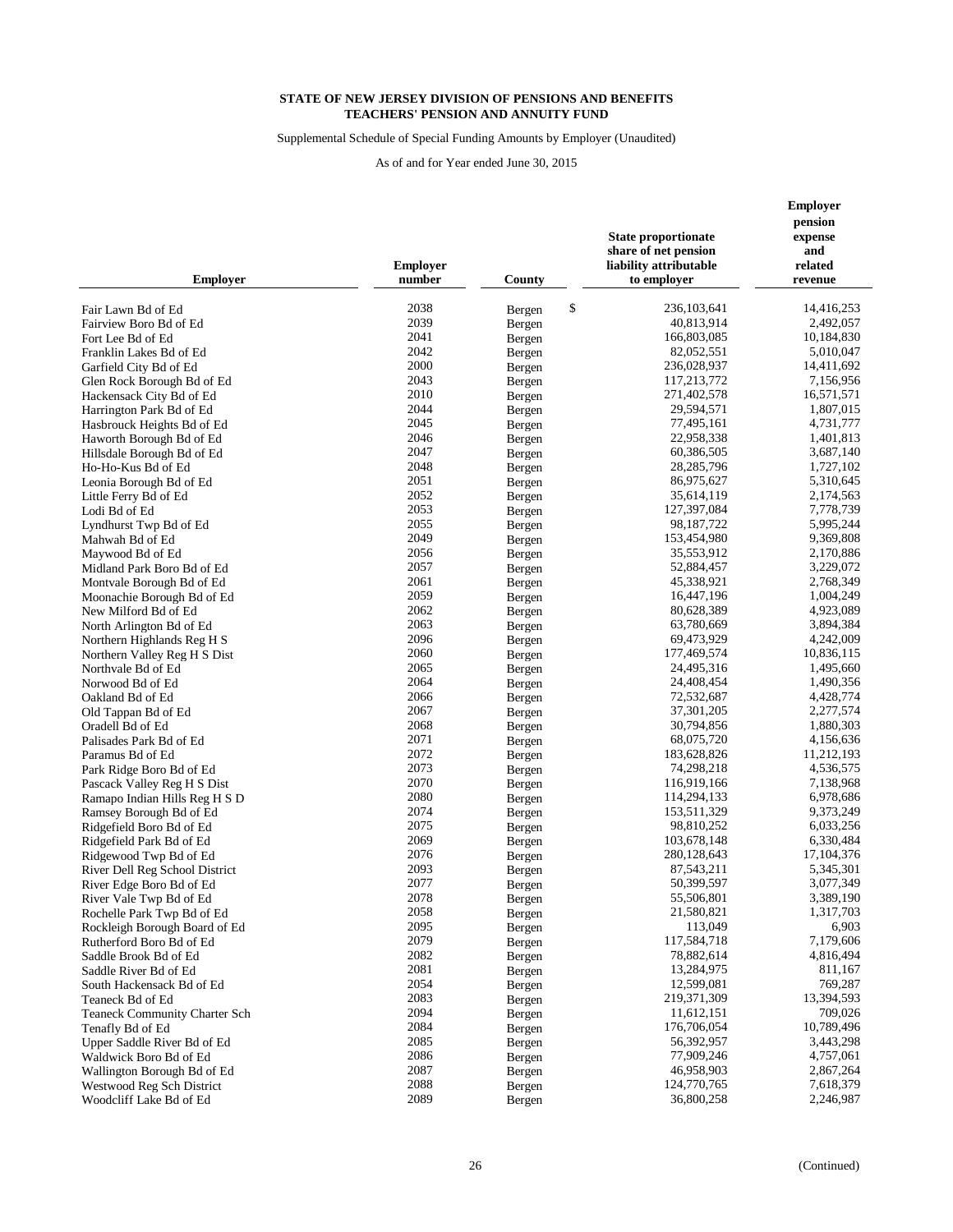**STATE OF NEW JERSEY DIVISION OF PENSIONS AND BENEFITS**
**TEACHERS' PENSION AND ANNUITY FUND**

Supplemental Schedule of Special Funding Amounts by Employer (Unaudited)

As of and for Year ended June 30, 2015

| Employer | Employer number | County | State proportionate share of net pension liability attributable to employer | Employer pension expense and related revenue |
|---|---|---|---|---|
| Fair Lawn Bd of Ed | 2038 | Bergen | $ 236,103,641 | 14,416,253 |
| Fairview Boro Bd of Ed | 2039 | Bergen | 40,813,914 | 2,492,057 |
| Fort Lee Bd of Ed | 2041 | Bergen | 166,803,085 | 10,184,830 |
| Franklin Lakes Bd of Ed | 2042 | Bergen | 82,052,551 | 5,010,047 |
| Garfield City Bd of Ed | 2000 | Bergen | 236,028,937 | 14,411,692 |
| Glen Rock Borough Bd of Ed | 2043 | Bergen | 117,213,772 | 7,156,956 |
| Hackensack City Bd of Ed | 2010 | Bergen | 271,402,578 | 16,571,571 |
| Harrington Park Bd of Ed | 2044 | Bergen | 29,594,571 | 1,807,015 |
| Hasbrouck Heights Bd of Ed | 2045 | Bergen | 77,495,161 | 4,731,777 |
| Haworth Borough Bd of Ed | 2046 | Bergen | 22,958,338 | 1,401,813 |
| Hillsdale Borough Bd of Ed | 2047 | Bergen | 60,386,505 | 3,687,140 |
| Ho-Ho-Kus Bd of Ed | 2048 | Bergen | 28,285,796 | 1,727,102 |
| Leonia Borough Bd of Ed | 2051 | Bergen | 86,975,627 | 5,310,645 |
| Little Ferry Bd of Ed | 2052 | Bergen | 35,614,119 | 2,174,563 |
| Lodi Bd of Ed | 2053 | Bergen | 127,397,084 | 7,778,739 |
| Lyndhurst Twp Bd of Ed | 2055 | Bergen | 98,187,722 | 5,995,244 |
| Mahwah Bd of Ed | 2049 | Bergen | 153,454,980 | 9,369,808 |
| Maywood Bd of Ed | 2056 | Bergen | 35,553,912 | 2,170,886 |
| Midland Park Boro Bd of Ed | 2057 | Bergen | 52,884,457 | 3,229,072 |
| Montvale Borough Bd of Ed | 2061 | Bergen | 45,338,921 | 2,768,349 |
| Moonachie Borough Bd of Ed | 2059 | Bergen | 16,447,196 | 1,004,249 |
| New Milford Bd of Ed | 2062 | Bergen | 80,628,389 | 4,923,089 |
| North Arlington Bd of Ed | 2063 | Bergen | 63,780,669 | 3,894,384 |
| Northern Highlands Reg H S | 2096 | Bergen | 69,473,929 | 4,242,009 |
| Northern Valley Reg H S Dist | 2060 | Bergen | 177,469,574 | 10,836,115 |
| Northvale Bd of Ed | 2065 | Bergen | 24,495,316 | 1,495,660 |
| Norwood Bd of Ed | 2064 | Bergen | 24,408,454 | 1,490,356 |
| Oakland Bd of Ed | 2066 | Bergen | 72,532,687 | 4,428,774 |
| Old Tappan Bd of Ed | 2067 | Bergen | 37,301,205 | 2,277,574 |
| Oradell Bd of Ed | 2068 | Bergen | 30,794,856 | 1,880,303 |
| Palisades Park Bd of Ed | 2071 | Bergen | 68,075,720 | 4,156,636 |
| Paramus Bd of Ed | 2072 | Bergen | 183,628,826 | 11,212,193 |
| Park Ridge Boro Bd of Ed | 2073 | Bergen | 74,298,218 | 4,536,575 |
| Pascack Valley Reg H S Dist | 2070 | Bergen | 116,919,166 | 7,138,968 |
| Ramapo Indian Hills Reg H S D | 2080 | Bergen | 114,294,133 | 6,978,686 |
| Ramsey Borough Bd of Ed | 2074 | Bergen | 153,511,329 | 9,373,249 |
| Ridgefield Boro Bd of Ed | 2075 | Bergen | 98,810,252 | 6,033,256 |
| Ridgefield Park Bd of Ed | 2069 | Bergen | 103,678,148 | 6,330,484 |
| Ridgewood Twp Bd of Ed | 2076 | Bergen | 280,128,643 | 17,104,376 |
| River Dell Reg School District | 2093 | Bergen | 87,543,211 | 5,345,301 |
| River Edge Boro Bd of Ed | 2077 | Bergen | 50,399,597 | 3,077,349 |
| River Vale Twp Bd of Ed | 2078 | Bergen | 55,506,801 | 3,389,190 |
| Rochelle Park Twp Bd of Ed | 2058 | Bergen | 21,580,821 | 1,317,703 |
| Rockleigh Borough Board of Ed | 2095 | Bergen | 113,049 | 6,903 |
| Rutherford Boro Bd of Ed | 2079 | Bergen | 117,584,718 | 7,179,606 |
| Saddle Brook Bd of Ed | 2082 | Bergen | 78,882,614 | 4,816,494 |
| Saddle River Bd of Ed | 2081 | Bergen | 13,284,975 | 811,167 |
| South Hackensack Bd of Ed | 2054 | Bergen | 12,599,081 | 769,287 |
| Teaneck Bd of Ed | 2083 | Bergen | 219,371,309 | 13,394,593 |
| Teaneck Community Charter Sch | 2094 | Bergen | 11,612,151 | 709,026 |
| Tenafly Bd of Ed | 2084 | Bergen | 176,706,054 | 10,789,496 |
| Upper Saddle River Bd of Ed | 2085 | Bergen | 56,392,957 | 3,443,298 |
| Waldwick Boro Bd of Ed | 2086 | Bergen | 77,909,246 | 4,757,061 |
| Wallington Borough Bd of Ed | 2087 | Bergen | 46,958,903 | 2,867,264 |
| Westwood Reg Sch District | 2088 | Bergen | 124,770,765 | 7,618,379 |
| Woodcliff Lake Bd of Ed | 2089 | Bergen | 36,800,258 | 2,246,987 |

(Continued)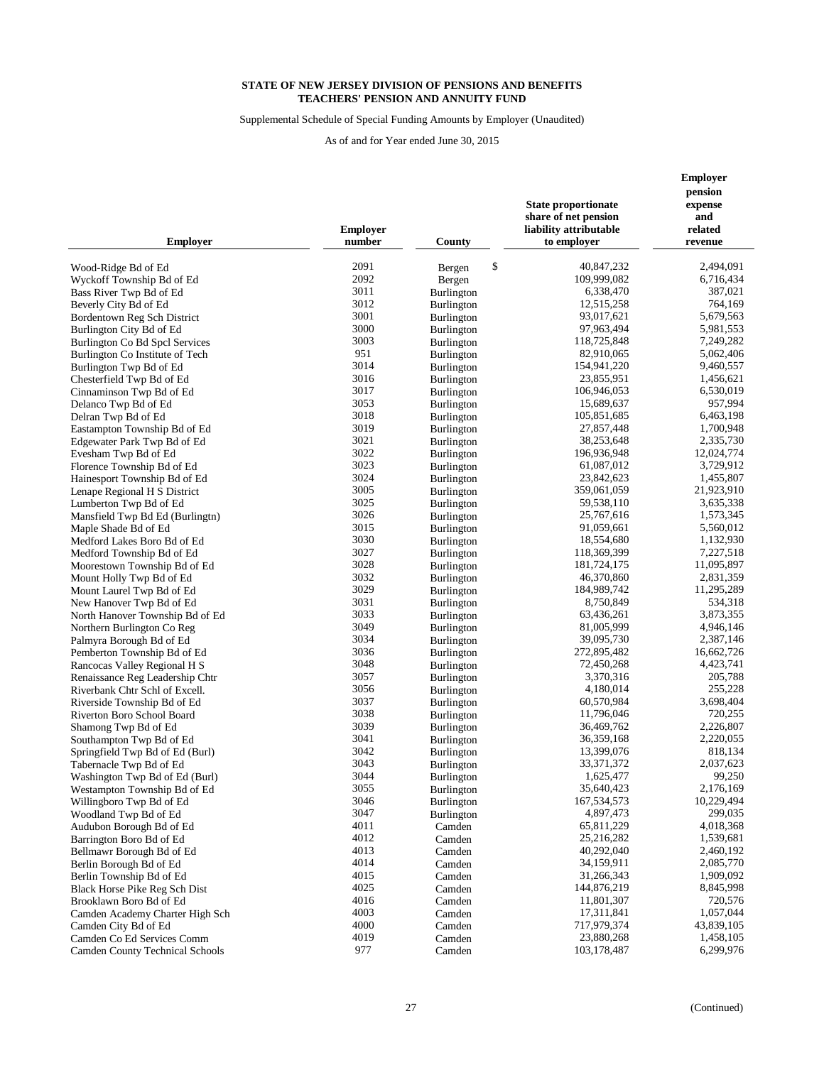**STATE OF NEW JERSEY DIVISION OF PENSIONS AND BENEFITS**
**TEACHERS' PENSION AND ANNUITY FUND**

Supplemental Schedule of Special Funding Amounts by Employer (Unaudited)

As of and for Year ended June 30, 2015

| Employer | Employer number | County | State proportionate share of net pension liability attributable to employer | Employer pension expense and related revenue |
|---|---|---|---|---|
| Wood-Ridge Bd of Ed | 2091 | Bergen | $ 40,847,232 | 2,494,091 |
| Wyckoff Township Bd of Ed | 2092 | Bergen | 109,999,082 | 6,716,434 |
| Bass River Twp Bd of Ed | 3011 | Burlington | 6,338,470 | 387,021 |
| Beverly City Bd of Ed | 3012 | Burlington | 12,515,258 | 764,169 |
| Bordentown Reg Sch District | 3001 | Burlington | 93,017,621 | 5,679,563 |
| Burlington City Bd of Ed | 3000 | Burlington | 97,963,494 | 5,981,553 |
| Burlington Co Bd Spcl Services | 3003 | Burlington | 118,725,848 | 7,249,282 |
| Burlington Co Institute of Tech | 951 | Burlington | 82,910,065 | 5,062,406 |
| Burlington Twp Bd of Ed | 3014 | Burlington | 154,941,220 | 9,460,557 |
| Chesterfield Twp Bd of Ed | 3016 | Burlington | 23,855,951 | 1,456,621 |
| Cinnaminson Twp Bd of Ed | 3017 | Burlington | 106,946,053 | 6,530,019 |
| Delanco Twp Bd of Ed | 3053 | Burlington | 15,689,637 | 957,994 |
| Delran Twp Bd of Ed | 3018 | Burlington | 105,851,685 | 6,463,198 |
| Eastampton Township Bd of Ed | 3019 | Burlington | 27,857,448 | 1,700,948 |
| Edgewater Park Twp Bd of Ed | 3021 | Burlington | 38,253,648 | 2,335,730 |
| Evesham Twp Bd of Ed | 3022 | Burlington | 196,936,948 | 12,024,774 |
| Florence Township Bd of Ed | 3023 | Burlington | 61,087,012 | 3,729,912 |
| Hainesport Township Bd of Ed | 3024 | Burlington | 23,842,623 | 1,455,807 |
| Lenape Regional H S District | 3005 | Burlington | 359,061,059 | 21,923,910 |
| Lumberton Twp Bd of Ed | 3025 | Burlington | 59,538,110 | 3,635,338 |
| Mansfield Twp Bd Ed (Burlingtn) | 3026 | Burlington | 25,767,616 | 1,573,345 |
| Maple Shade Bd of Ed | 3015 | Burlington | 91,059,661 | 5,560,012 |
| Medford Lakes Boro Bd of Ed | 3030 | Burlington | 18,554,680 | 1,132,930 |
| Medford Township Bd of Ed | 3027 | Burlington | 118,369,399 | 7,227,518 |
| Moorestown Township Bd of Ed | 3028 | Burlington | 181,724,175 | 11,095,897 |
| Mount Holly Twp Bd of Ed | 3032 | Burlington | 46,370,860 | 2,831,359 |
| Mount Laurel Twp Bd of Ed | 3029 | Burlington | 184,989,742 | 11,295,289 |
| New Hanover Twp Bd of Ed | 3031 | Burlington | 8,750,849 | 534,318 |
| North Hanover Township Bd of Ed | 3033 | Burlington | 63,436,261 | 3,873,355 |
| Northern Burlington Co Reg | 3049 | Burlington | 81,005,999 | 4,946,146 |
| Palmyra Borough Bd of Ed | 3034 | Burlington | 39,095,730 | 2,387,146 |
| Pemberton Township Bd of Ed | 3036 | Burlington | 272,895,482 | 16,662,726 |
| Rancocas Valley Regional H S | 3048 | Burlington | 72,450,268 | 4,423,741 |
| Renaissance Reg Leadership Chtr | 3057 | Burlington | 3,370,316 | 205,788 |
| Riverbank Chtr Schl of Excell. | 3056 | Burlington | 4,180,014 | 255,228 |
| Riverside Township Bd of Ed | 3037 | Burlington | 60,570,984 | 3,698,404 |
| Riverton Boro School Board | 3038 | Burlington | 11,796,046 | 720,255 |
| Shamong Twp Bd of Ed | 3039 | Burlington | 36,469,762 | 2,226,807 |
| Southampton Twp Bd of Ed | 3041 | Burlington | 36,359,168 | 2,220,055 |
| Springfield Twp Bd of Ed (Burl) | 3042 | Burlington | 13,399,076 | 818,134 |
| Tabernacle Twp Bd of Ed | 3043 | Burlington | 33,371,372 | 2,037,623 |
| Washington Twp Bd of Ed (Burl) | 3044 | Burlington | 1,625,477 | 99,250 |
| Westampton Township Bd of Ed | 3055 | Burlington | 35,640,423 | 2,176,169 |
| Willingboro Twp Bd of Ed | 3046 | Burlington | 167,534,573 | 10,229,494 |
| Woodland Twp Bd of Ed | 3047 | Burlington | 4,897,473 | 299,035 |
| Audubon Borough Bd of Ed | 4011 | Camden | 65,811,229 | 4,018,368 |
| Barrington Boro Bd of Ed | 4012 | Camden | 25,216,282 | 1,539,681 |
| Bellmawr Borough Bd of Ed | 4013 | Camden | 40,292,040 | 2,460,192 |
| Berlin Borough Bd of Ed | 4014 | Camden | 34,159,911 | 2,085,770 |
| Berlin Township Bd of Ed | 4015 | Camden | 31,266,343 | 1,909,092 |
| Black Horse Pike Reg Sch Dist | 4025 | Camden | 144,876,219 | 8,845,998 |
| Brooklawn Boro Bd of Ed | 4016 | Camden | 11,801,307 | 720,576 |
| Camden Academy Charter High Sch | 4003 | Camden | 17,311,841 | 1,057,044 |
| Camden City Bd of Ed | 4000 | Camden | 717,979,374 | 43,839,105 |
| Camden Co Ed Services Comm | 4019 | Camden | 23,880,268 | 1,458,105 |
| Camden County Technical Schools | 977 | Camden | 103,178,487 | 6,299,976 |

(Continued)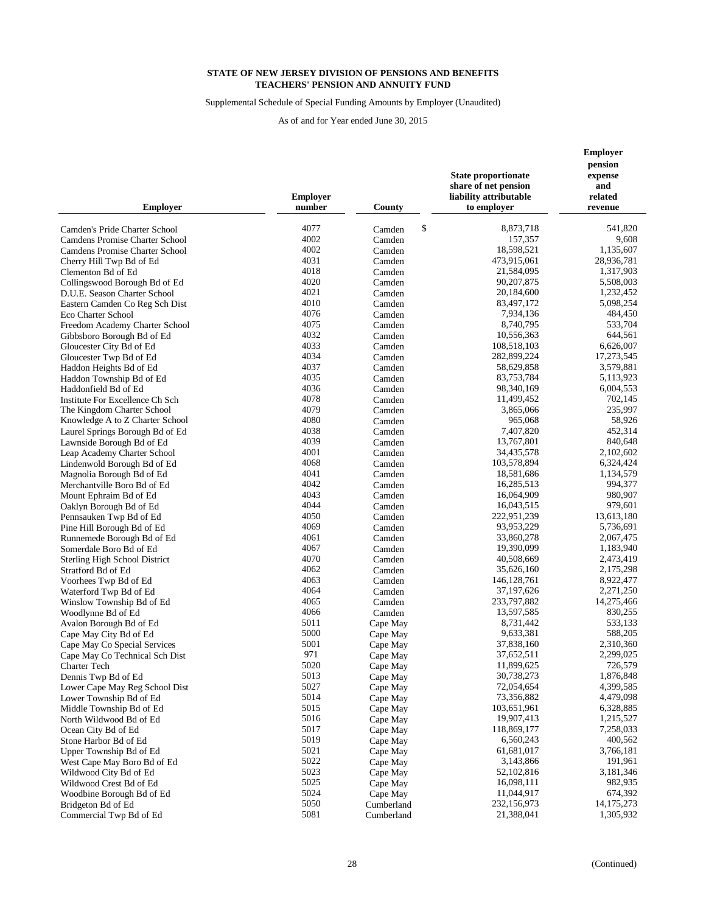**STATE OF NEW JERSEY DIVISION OF PENSIONS AND BENEFITS**
**TEACHERS' PENSION AND ANNUITY FUND**

Supplemental Schedule of Special Funding Amounts by Employer (Unaudited)

As of and for Year ended June 30, 2015

| Employer | Employer number | County | State proportionate share of net pension liability attributable to employer | Employer pension expense and related revenue |
|---|---|---|---|---|
| Camden's Pride Charter School | 4077 | Camden | $ 8,873,718 | 541,820 |
| Camdens Promise Charter School | 4002 | Camden | 157,357 | 9,608 |
| Camdens Promise Charter School | 4002 | Camden | 18,598,521 | 1,135,607 |
| Cherry Hill Twp Bd of Ed | 4031 | Camden | 473,915,061 | 28,936,781 |
| Clementon Bd of Ed | 4018 | Camden | 21,584,095 | 1,317,903 |
| Collingswood Borough Bd of Ed | 4020 | Camden | 90,207,875 | 5,508,003 |
| D.U.E. Season Charter School | 4021 | Camden | 20,184,600 | 1,232,452 |
| Eastern Camden Co Reg Sch Dist | 4010 | Camden | 83,497,172 | 5,098,254 |
| Eco Charter School | 4076 | Camden | 7,934,136 | 484,450 |
| Freedom Academy Charter School | 4075 | Camden | 8,740,795 | 533,704 |
| Gibbsboro Borough Bd of Ed | 4032 | Camden | 10,556,363 | 644,561 |
| Gloucester City Bd of Ed | 4033 | Camden | 108,518,103 | 6,626,007 |
| Gloucester Twp Bd of Ed | 4034 | Camden | 282,899,224 | 17,273,545 |
| Haddon Heights Bd of Ed | 4037 | Camden | 58,629,858 | 3,579,881 |
| Haddon Township Bd of Ed | 4035 | Camden | 83,753,784 | 5,113,923 |
| Haddonfield Bd of Ed | 4036 | Camden | 98,340,169 | 6,004,553 |
| Institute For Excellence Ch Sch | 4078 | Camden | 11,499,452 | 702,145 |
| The Kingdom Charter School | 4079 | Camden | 3,865,066 | 235,997 |
| Knowledge A to Z Charter School | 4080 | Camden | 965,068 | 58,926 |
| Laurel Springs Borough Bd of Ed | 4038 | Camden | 7,407,820 | 452,314 |
| Lawnside Borough Bd of Ed | 4039 | Camden | 13,767,801 | 840,648 |
| Leap Academy Charter School | 4001 | Camden | 34,435,578 | 2,102,602 |
| Lindenwold Borough Bd of Ed | 4068 | Camden | 103,578,894 | 6,324,424 |
| Magnolia Borough Bd of Ed | 4041 | Camden | 18,581,686 | 1,134,579 |
| Merchantville Boro Bd of Ed | 4042 | Camden | 16,285,513 | 994,377 |
| Mount Ephraim Bd of Ed | 4043 | Camden | 16,064,909 | 980,907 |
| Oaklyn Borough Bd of Ed | 4044 | Camden | 16,043,515 | 979,601 |
| Pennsauken Twp Bd of Ed | 4050 | Camden | 222,951,239 | 13,613,180 |
| Pine Hill Borough Bd of Ed | 4069 | Camden | 93,953,229 | 5,736,691 |
| Runnemede Borough Bd of Ed | 4061 | Camden | 33,860,278 | 2,067,475 |
| Somerdale Boro Bd of Ed | 4067 | Camden | 19,390,099 | 1,183,940 |
| Sterling High School District | 4070 | Camden | 40,508,669 | 2,473,419 |
| Stratford Bd of Ed | 4062 | Camden | 35,626,160 | 2,175,298 |
| Voorhees Twp Bd of Ed | 4063 | Camden | 146,128,761 | 8,922,477 |
| Waterford Twp Bd of Ed | 4064 | Camden | 37,197,626 | 2,271,250 |
| Winslow Township Bd of Ed | 4065 | Camden | 233,797,882 | 14,275,466 |
| Woodlynne Bd of Ed | 4066 | Camden | 13,597,585 | 830,255 |
| Avalon Borough Bd of Ed | 5011 | Cape May | 8,731,442 | 533,133 |
| Cape May City Bd of Ed | 5000 | Cape May | 9,633,381 | 588,205 |
| Cape May Co Special Services | 5001 | Cape May | 37,838,160 | 2,310,360 |
| Cape May Co Technical Sch Dist | 971 | Cape May | 37,652,511 | 2,299,025 |
| Charter Tech | 5020 | Cape May | 11,899,625 | 726,579 |
| Dennis Twp Bd of Ed | 5013 | Cape May | 30,738,273 | 1,876,848 |
| Lower Cape May Reg School Dist | 5027 | Cape May | 72,054,654 | 4,399,585 |
| Lower Township Bd of Ed | 5014 | Cape May | 73,356,882 | 4,479,098 |
| Middle Township Bd of Ed | 5015 | Cape May | 103,651,961 | 6,328,885 |
| North Wildwood Bd of Ed | 5016 | Cape May | 19,907,413 | 1,215,527 |
| Ocean City Bd of Ed | 5017 | Cape May | 118,869,177 | 7,258,033 |
| Stone Harbor Bd of Ed | 5019 | Cape May | 6,560,243 | 400,562 |
| Upper Township Bd of Ed | 5021 | Cape May | 61,681,017 | 3,766,181 |
| West Cape May Boro Bd of Ed | 5022 | Cape May | 3,143,866 | 191,961 |
| Wildwood City Bd of Ed | 5023 | Cape May | 52,102,816 | 3,181,346 |
| Wildwood Crest Bd of Ed | 5025 | Cape May | 16,098,111 | 982,935 |
| Woodbine Borough Bd of Ed | 5024 | Cape May | 11,044,917 | 674,392 |
| Bridgeton Bd of Ed | 5050 | Cumberland | 232,156,973 | 14,175,273 |
| Commercial Twp Bd of Ed | 5081 | Cumberland | 21,388,041 | 1,305,932 |

(Continued)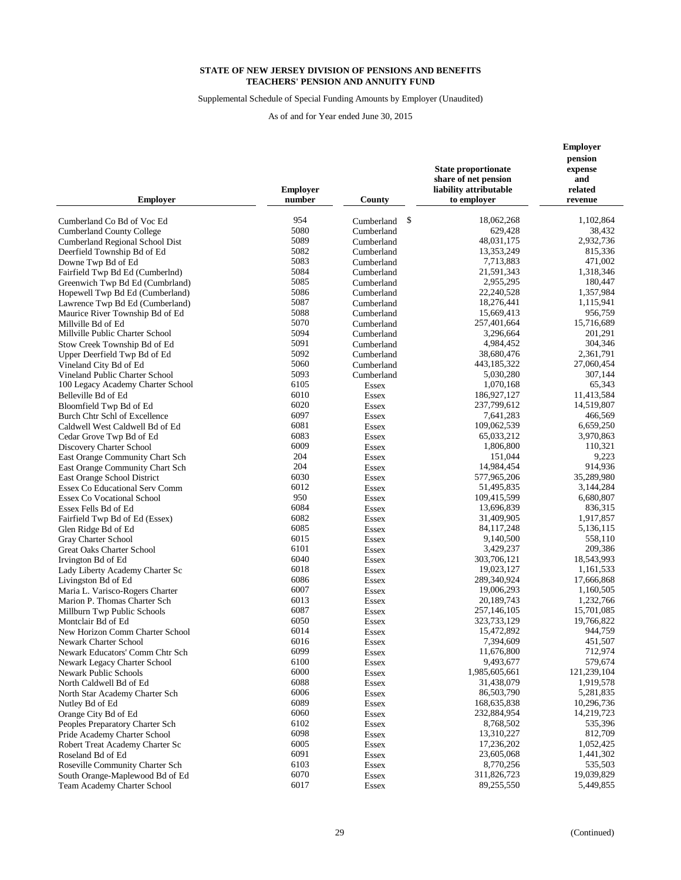**STATE OF NEW JERSEY DIVISION OF PENSIONS AND BENEFITS**
**TEACHERS' PENSION AND ANNUITY FUND**

Supplemental Schedule of Special Funding Amounts by Employer (Unaudited)

As of and for Year ended June 30, 2015

| Employer | Employer number | County | State proportionate share of net pension liability attributable to employer | Employer pension expense and related revenue |
|---|---|---|---|---|
| Cumberland Co Bd of Voc Ed | 954 | Cumberland | $ 18,062,268 | 1,102,864 |
| Cumberland County College | 5080 | Cumberland | 629,428 | 38,432 |
| Cumberland Regional School Dist | 5089 | Cumberland | 48,031,175 | 2,932,736 |
| Deerfield Township Bd of Ed | 5082 | Cumberland | 13,353,249 | 815,336 |
| Downe Twp Bd of Ed | 5083 | Cumberland | 7,713,883 | 471,002 |
| Fairfield Twp Bd Ed (Cumberlnd) | 5084 | Cumberland | 21,591,343 | 1,318,346 |
| Greenwich Twp Bd Ed (Cumbrland) | 5085 | Cumberland | 2,955,295 | 180,447 |
| Hopewell Twp Bd Ed (Cumberland) | 5086 | Cumberland | 22,240,528 | 1,357,984 |
| Lawrence Twp Bd Ed (Cumberland) | 5087 | Cumberland | 18,276,441 | 1,115,941 |
| Maurice River Township Bd of Ed | 5088 | Cumberland | 15,669,413 | 956,759 |
| Millville Bd of Ed | 5070 | Cumberland | 257,401,664 | 15,716,689 |
| Millville Public Charter School | 5094 | Cumberland | 3,296,664 | 201,291 |
| Stow Creek Township Bd of Ed | 5091 | Cumberland | 4,984,452 | 304,346 |
| Upper Deerfield Twp Bd of Ed | 5092 | Cumberland | 38,680,476 | 2,361,791 |
| Vineland City Bd of Ed | 5060 | Cumberland | 443,185,322 | 27,060,454 |
| Vineland Public Charter School | 5093 | Cumberland | 5,030,280 | 307,144 |
| 100 Legacy Academy Charter School | 6105 | Essex | 1,070,168 | 65,343 |
| Belleville Bd of Ed | 6010 | Essex | 186,927,127 | 11,413,584 |
| Bloomfield Twp Bd of Ed | 6020 | Essex | 237,799,612 | 14,519,807 |
| Burch Chtr Schl of Excellence | 6097 | Essex | 7,641,283 | 466,569 |
| Caldwell West Caldwell Bd of Ed | 6081 | Essex | 109,062,539 | 6,659,250 |
| Cedar Grove Twp Bd of Ed | 6083 | Essex | 65,033,212 | 3,970,863 |
| Discovery Charter School | 6009 | Essex | 1,806,800 | 110,321 |
| East Orange Community Chart Sch | 204 | Essex | 151,044 | 9,223 |
| East Orange Community Chart Sch | 204 | Essex | 14,984,454 | 914,936 |
| East Orange School District | 6030 | Essex | 577,965,206 | 35,289,980 |
| Essex Co Educational Serv Comm | 6012 | Essex | 51,495,835 | 3,144,284 |
| Essex Co Vocational School | 950 | Essex | 109,415,599 | 6,680,807 |
| Essex Fells Bd of Ed | 6084 | Essex | 13,696,839 | 836,315 |
| Fairfield Twp Bd of Ed (Essex) | 6082 | Essex | 31,409,905 | 1,917,857 |
| Glen Ridge Bd of Ed | 6085 | Essex | 84,117,248 | 5,136,115 |
| Gray Charter School | 6015 | Essex | 9,140,500 | 558,110 |
| Great Oaks Charter School | 6101 | Essex | 3,429,237 | 209,386 |
| Irvington Bd of Ed | 6040 | Essex | 303,706,121 | 18,543,993 |
| Lady Liberty Academy Charter Sc | 6018 | Essex | 19,023,127 | 1,161,533 |
| Livingston Bd of Ed | 6086 | Essex | 289,340,924 | 17,666,868 |
| Maria L. Varisco-Rogers Charter | 6007 | Essex | 19,006,293 | 1,160,505 |
| Marion P. Thomas Charter Sch | 6013 | Essex | 20,189,743 | 1,232,766 |
| Millburn Twp Public Schools | 6087 | Essex | 257,146,105 | 15,701,085 |
| Montclair Bd of Ed | 6050 | Essex | 323,733,129 | 19,766,822 |
| New Horizon Comm Charter School | 6014 | Essex | 15,472,892 | 944,759 |
| Newark Charter School | 6016 | Essex | 7,394,609 | 451,507 |
| Newark Educators' Comm Chtr Sch | 6099 | Essex | 11,676,800 | 712,974 |
| Newark Legacy Charter School | 6100 | Essex | 9,493,677 | 579,674 |
| Newark Public Schools | 6000 | Essex | 1,985,605,661 | 121,239,104 |
| North Caldwell Bd of Ed | 6088 | Essex | 31,438,079 | 1,919,578 |
| North Star Academy Charter Sch | 6006 | Essex | 86,503,790 | 5,281,835 |
| Nutley Bd of Ed | 6089 | Essex | 168,635,838 | 10,296,736 |
| Orange City Bd of Ed | 6060 | Essex | 232,884,954 | 14,219,723 |
| Peoples Preparatory Charter Sch | 6102 | Essex | 8,768,502 | 535,396 |
| Pride Academy Charter School | 6098 | Essex | 13,310,227 | 812,709 |
| Robert Treat Academy Charter Sc | 6005 | Essex | 17,236,202 | 1,052,425 |
| Roseland Bd of Ed | 6091 | Essex | 23,605,068 | 1,441,302 |
| Roseville Community Charter Sch | 6103 | Essex | 8,770,256 | 535,503 |
| South Orange-Maplewood Bd of Ed | 6070 | Essex | 311,826,723 | 19,039,829 |
| Team Academy Charter School | 6017 | Essex | 89,255,550 | 5,449,855 |

(Continued)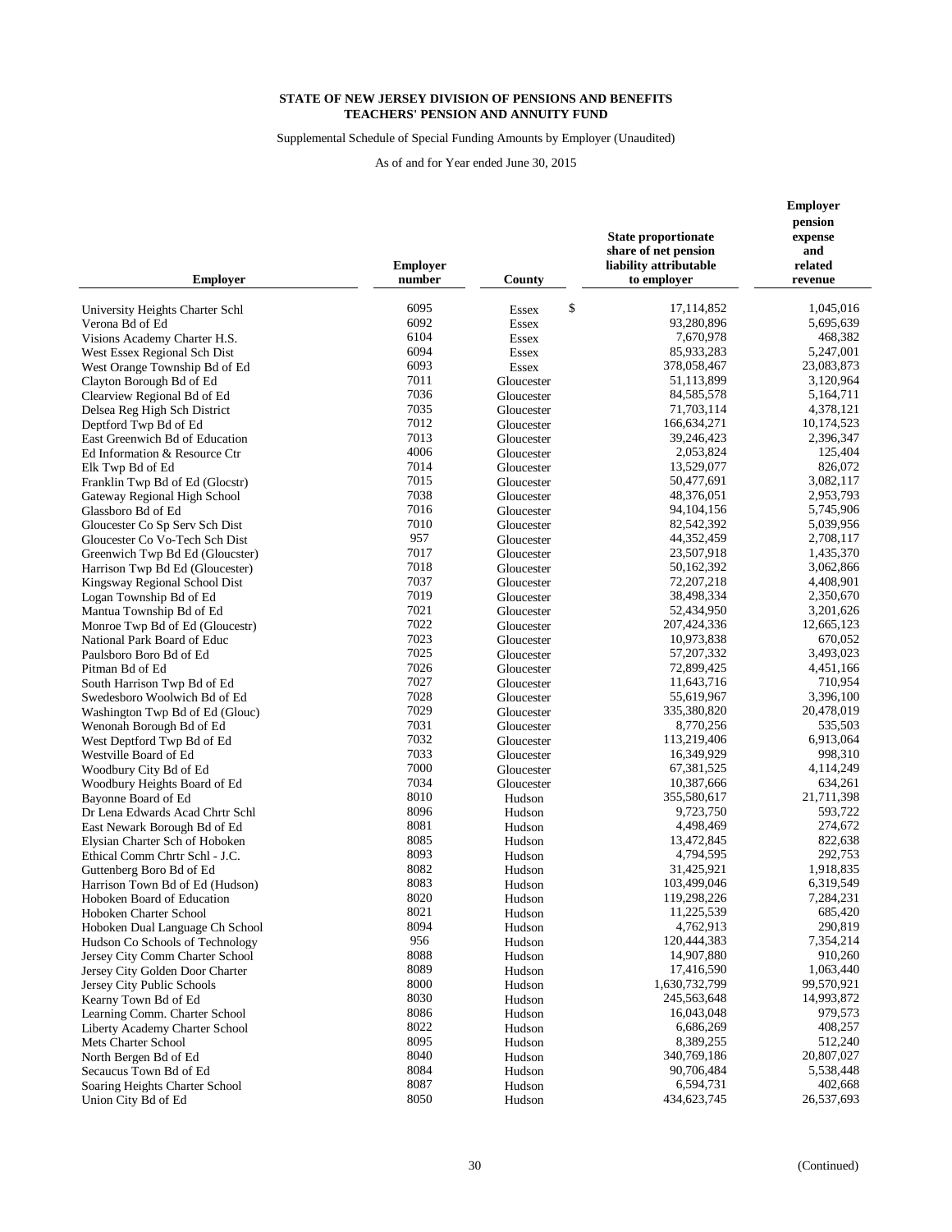**STATE OF NEW JERSEY DIVISION OF PENSIONS AND BENEFITS**
**TEACHERS' PENSION AND ANNUITY FUND**

Supplemental Schedule of Special Funding Amounts by Employer (Unaudited)

As of and for Year ended June 30, 2015

| Employer | Employer number | County | State proportionate share of net pension liability attributable to employer | Employer pension expense and related revenue |
|---|---|---|---|---|
| University Heights Charter Schl | 6095 | Essex | $ 17,114,852 | 1,045,016 |
| Verona Bd of Ed | 6092 | Essex | 93,280,896 | 5,695,639 |
| Visions Academy Charter H.S. | 6104 | Essex | 7,670,978 | 468,382 |
| West Essex Regional Sch Dist | 6094 | Essex | 85,933,283 | 5,247,001 |
| West Orange Township Bd of Ed | 6093 | Essex | 378,058,467 | 23,083,873 |
| Clayton Borough Bd of Ed | 7011 | Gloucester | 51,113,899 | 3,120,964 |
| Clearview Regional Bd of Ed | 7036 | Gloucester | 84,585,578 | 5,164,711 |
| Delsea Reg High Sch District | 7035 | Gloucester | 71,703,114 | 4,378,121 |
| Deptford Twp Bd of Ed | 7012 | Gloucester | 166,634,271 | 10,174,523 |
| East Greenwich Bd of Education | 7013 | Gloucester | 39,246,423 | 2,396,347 |
| Ed Information & Resource Ctr | 4006 | Gloucester | 2,053,824 | 125,404 |
| Elk Twp Bd of Ed | 7014 | Gloucester | 13,529,077 | 826,072 |
| Franklin Twp Bd of Ed (Glocstr) | 7015 | Gloucester | 50,477,691 | 3,082,117 |
| Gateway Regional High School | 7038 | Gloucester | 48,376,051 | 2,953,793 |
| Glassboro Bd of Ed | 7016 | Gloucester | 94,104,156 | 5,745,906 |
| Gloucester Co Sp Serv Sch Dist | 7010 | Gloucester | 82,542,392 | 5,039,956 |
| Gloucester Co Vo-Tech Sch Dist | 957 | Gloucester | 44,352,459 | 2,708,117 |
| Greenwich Twp Bd Ed (Gloucster) | 7017 | Gloucester | 23,507,918 | 1,435,370 |
| Harrison Twp Bd Ed (Gloucester) | 7018 | Gloucester | 50,162,392 | 3,062,866 |
| Kingsway Regional School Dist | 7037 | Gloucester | 72,207,218 | 4,408,901 |
| Logan Township Bd of Ed | 7019 | Gloucester | 38,498,334 | 2,350,670 |
| Mantua Township Bd of Ed | 7021 | Gloucester | 52,434,950 | 3,201,626 |
| Monroe Twp Bd of Ed (Gloucestr) | 7022 | Gloucester | 207,424,336 | 12,665,123 |
| National Park Board of Educ | 7023 | Gloucester | 10,973,838 | 670,052 |
| Paulsboro Boro Bd of Ed | 7025 | Gloucester | 57,207,332 | 3,493,023 |
| Pitman Bd of Ed | 7026 | Gloucester | 72,899,425 | 4,451,166 |
| South Harrison Twp Bd of Ed | 7027 | Gloucester | 11,643,716 | 710,954 |
| Swedesboro Woolwich Bd of Ed | 7028 | Gloucester | 55,619,967 | 3,396,100 |
| Washington Twp Bd of Ed (Glouc) | 7029 | Gloucester | 335,380,820 | 20,478,019 |
| Wenonah Borough Bd of Ed | 7031 | Gloucester | 8,770,256 | 535,503 |
| West Deptford Twp Bd of Ed | 7032 | Gloucester | 113,219,406 | 6,913,064 |
| Westville Board of Ed | 7033 | Gloucester | 16,349,929 | 998,310 |
| Woodbury City Bd of Ed | 7000 | Gloucester | 67,381,525 | 4,114,249 |
| Woodbury Heights Board of Ed | 7034 | Gloucester | 10,387,666 | 634,261 |
| Bayonne Board of Ed | 8010 | Hudson | 355,580,617 | 21,711,398 |
| Dr Lena Edwards Acad Chrtr Schl | 8096 | Hudson | 9,723,750 | 593,722 |
| East Newark Borough Bd of Ed | 8081 | Hudson | 4,498,469 | 274,672 |
| Elysian Charter Sch of Hoboken | 8085 | Hudson | 13,472,845 | 822,638 |
| Ethical Comm Chrtr Schl - J.C. | 8093 | Hudson | 4,794,595 | 292,753 |
| Guttenberg Boro Bd of Ed | 8082 | Hudson | 31,425,921 | 1,918,835 |
| Harrison Town Bd of Ed (Hudson) | 8083 | Hudson | 103,499,046 | 6,319,549 |
| Hoboken Board of Education | 8020 | Hudson | 119,298,226 | 7,284,231 |
| Hoboken Charter School | 8021 | Hudson | 11,225,539 | 685,420 |
| Hoboken Dual Language Ch School | 8094 | Hudson | 4,762,913 | 290,819 |
| Hudson Co Schools of Technology | 956 | Hudson | 120,444,383 | 7,354,214 |
| Jersey City Comm Charter School | 8088 | Hudson | 14,907,880 | 910,260 |
| Jersey City Golden Door Charter | 8089 | Hudson | 17,416,590 | 1,063,440 |
| Jersey City Public Schools | 8000 | Hudson | 1,630,732,799 | 99,570,921 |
| Kearny Town Bd of Ed | 8030 | Hudson | 245,563,648 | 14,993,872 |
| Learning Comm. Charter School | 8086 | Hudson | 16,043,048 | 979,573 |
| Liberty Academy Charter School | 8022 | Hudson | 6,686,269 | 408,257 |
| Mets Charter School | 8095 | Hudson | 8,389,255 | 512,240 |
| North Bergen Bd of Ed | 8040 | Hudson | 340,769,186 | 20,807,027 |
| Secaucus Town Bd of Ed | 8084 | Hudson | 90,706,484 | 5,538,448 |
| Soaring Heights Charter School | 8087 | Hudson | 6,594,731 | 402,668 |
| Union City Bd of Ed | 8050 | Hudson | 434,623,745 | 26,537,693 |

(Continued)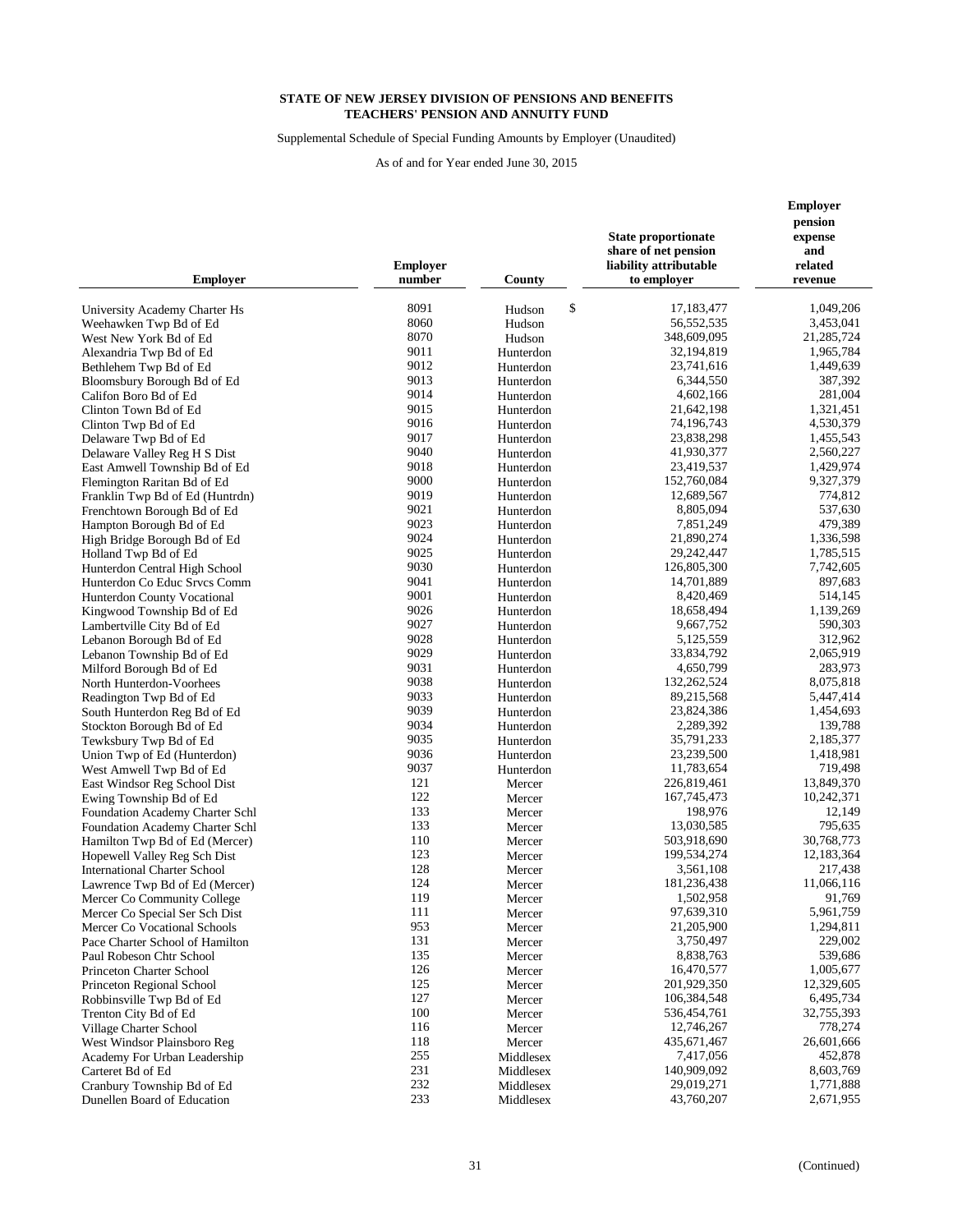**STATE OF NEW JERSEY DIVISION OF PENSIONS AND BENEFITS**
**TEACHERS' PENSION AND ANNUITY FUND**

Supplemental Schedule of Special Funding Amounts by Employer (Unaudited)

As of and for Year ended June 30, 2015

| Employer | Employer number | County | State proportionate share of net pension liability attributable to employer | Employer pension expense and related revenue |
|---|---|---|---|---|
| University Academy Charter Hs | 8091 | Hudson | $ 17,183,477 | 1,049,206 |
| Weehawken Twp Bd of Ed | 8060 | Hudson | 56,552,535 | 3,453,041 |
| West New York Bd of Ed | 8070 | Hudson | 348,609,095 | 21,285,724 |
| Alexandria Twp Bd of Ed | 9011 | Hunterdon | 32,194,819 | 1,965,784 |
| Bethlehem Twp Bd of Ed | 9012 | Hunterdon | 23,741,616 | 1,449,639 |
| Bloomsbury Borough Bd of Ed | 9013 | Hunterdon | 6,344,550 | 387,392 |
| Califon Boro Bd of Ed | 9014 | Hunterdon | 4,602,166 | 281,004 |
| Clinton Town Bd of Ed | 9015 | Hunterdon | 21,642,198 | 1,321,451 |
| Clinton Twp Bd of Ed | 9016 | Hunterdon | 74,196,743 | 4,530,379 |
| Delaware Twp Bd of Ed | 9017 | Hunterdon | 23,838,298 | 1,455,543 |
| Delaware Valley Reg H S Dist | 9040 | Hunterdon | 41,930,377 | 2,560,227 |
| East Amwell Township Bd of Ed | 9018 | Hunterdon | 23,419,537 | 1,429,974 |
| Flemington Raritan Bd of Ed | 9000 | Hunterdon | 152,760,084 | 9,327,379 |
| Franklin Twp Bd of Ed (Huntrdn) | 9019 | Hunterdon | 12,689,567 | 774,812 |
| Frenchtown Borough Bd of Ed | 9021 | Hunterdon | 8,805,094 | 537,630 |
| Hampton Borough Bd of Ed | 9023 | Hunterdon | 7,851,249 | 479,389 |
| High Bridge Borough Bd of Ed | 9024 | Hunterdon | 21,890,274 | 1,336,598 |
| Holland Twp Bd of Ed | 9025 | Hunterdon | 29,242,447 | 1,785,515 |
| Hunterdon Central High School | 9030 | Hunterdon | 126,805,300 | 7,742,605 |
| Hunterdon Co Educ Srvcs Comm | 9041 | Hunterdon | 14,701,889 | 897,683 |
| Hunterdon County Vocational | 9001 | Hunterdon | 8,420,469 | 514,145 |
| Kingwood Township Bd of Ed | 9026 | Hunterdon | 18,658,494 | 1,139,269 |
| Lambertville City Bd of Ed | 9027 | Hunterdon | 9,667,752 | 590,303 |
| Lebanon Borough Bd of Ed | 9028 | Hunterdon | 5,125,559 | 312,962 |
| Lebanon Township Bd of Ed | 9029 | Hunterdon | 33,834,792 | 2,065,919 |
| Milford Borough Bd of Ed | 9031 | Hunterdon | 4,650,799 | 283,973 |
| North Hunterdon-Voorhees | 9038 | Hunterdon | 132,262,524 | 8,075,818 |
| Readington Twp Bd of Ed | 9033 | Hunterdon | 89,215,568 | 5,447,414 |
| South Hunterdon Reg Bd of Ed | 9039 | Hunterdon | 23,824,386 | 1,454,693 |
| Stockton Borough Bd of Ed | 9034 | Hunterdon | 2,289,392 | 139,788 |
| Tewksbury Twp Bd of Ed | 9035 | Hunterdon | 35,791,233 | 2,185,377 |
| Union Twp of Ed (Hunterdon) | 9036 | Hunterdon | 23,239,500 | 1,418,981 |
| West Amwell Twp Bd of Ed | 9037 | Hunterdon | 11,783,654 | 719,498 |
| East Windsor Reg School Dist | 121 | Mercer | 226,819,461 | 13,849,370 |
| Ewing Township Bd of Ed | 122 | Mercer | 167,745,473 | 10,242,371 |
| Foundation Academy Charter Schl | 133 | Mercer | 198,976 | 12,149 |
| Foundation Academy Charter Schl | 133 | Mercer | 13,030,585 | 795,635 |
| Hamilton Twp Bd of Ed (Mercer) | 110 | Mercer | 503,918,690 | 30,768,773 |
| Hopewell Valley Reg Sch Dist | 123 | Mercer | 199,534,274 | 12,183,364 |
| International Charter School | 128 | Mercer | 3,561,108 | 217,438 |
| Lawrence Twp Bd of Ed (Mercer) | 124 | Mercer | 181,236,438 | 11,066,116 |
| Mercer Co Community College | 119 | Mercer | 1,502,958 | 91,769 |
| Mercer Co Special Ser Sch Dist | 111 | Mercer | 97,639,310 | 5,961,759 |
| Mercer Co Vocational Schools | 953 | Mercer | 21,205,900 | 1,294,811 |
| Pace Charter School of Hamilton | 131 | Mercer | 3,750,497 | 229,002 |
| Paul Robeson Chtr School | 135 | Mercer | 8,838,763 | 539,686 |
| Princeton Charter School | 126 | Mercer | 16,470,577 | 1,005,677 |
| Princeton Regional School | 125 | Mercer | 201,929,350 | 12,329,605 |
| Robbinsville Twp Bd of Ed | 127 | Mercer | 106,384,548 | 6,495,734 |
| Trenton City Bd of Ed | 100 | Mercer | 536,454,761 | 32,755,393 |
| Village Charter School | 116 | Mercer | 12,746,267 | 778,274 |
| West Windsor Plainsboro Reg | 118 | Mercer | 435,671,467 | 26,601,666 |
| Academy For Urban Leadership | 255 | Middlesex | 7,417,056 | 452,878 |
| Carteret Bd of Ed | 231 | Middlesex | 140,909,092 | 8,603,769 |
| Cranbury Township Bd of Ed | 232 | Middlesex | 29,019,271 | 1,771,888 |
| Dunellen Board of Education | 233 | Middlesex | 43,760,207 | 2,671,955 |

(Continued)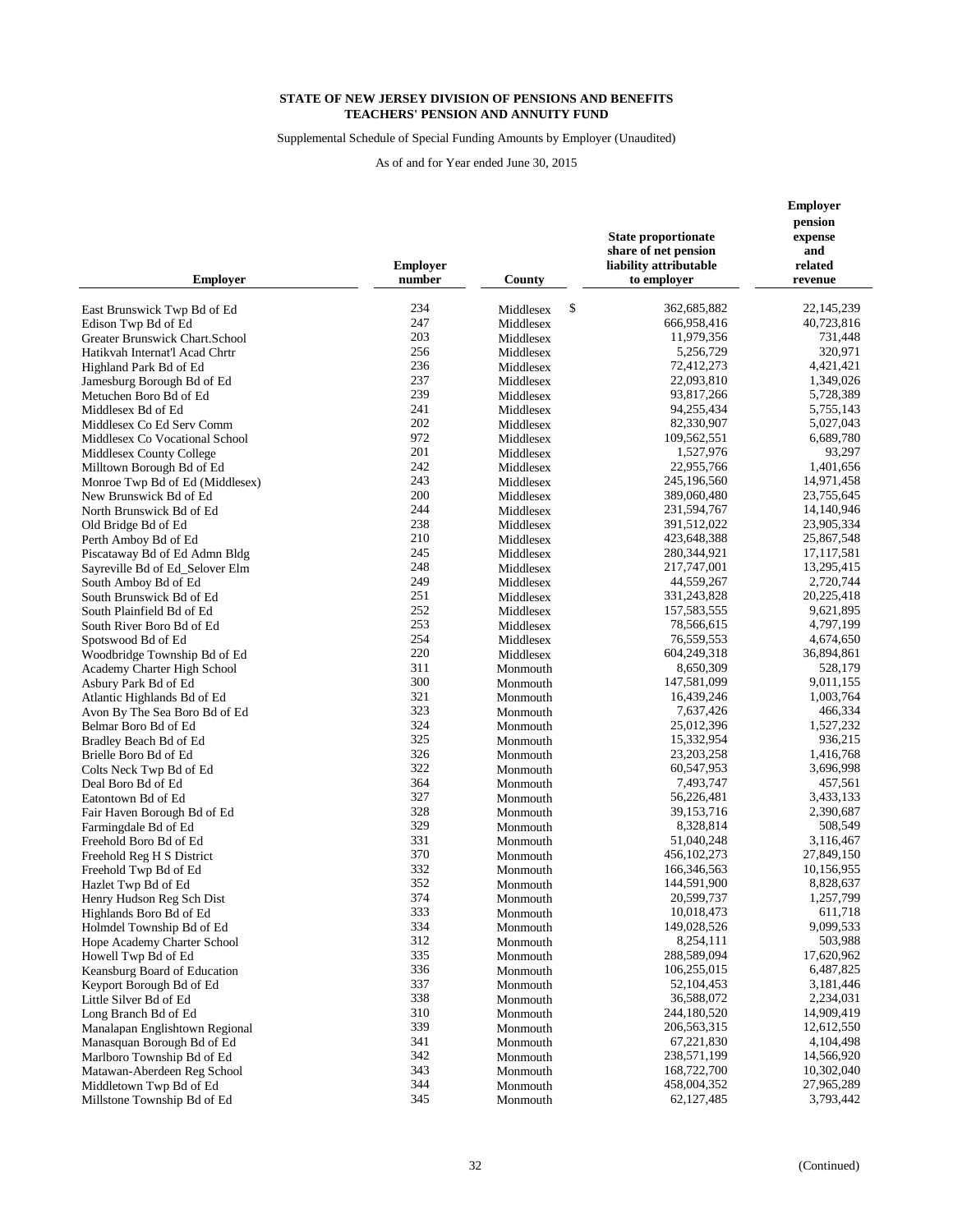**STATE OF NEW JERSEY DIVISION OF PENSIONS AND BENEFITS**
**TEACHERS' PENSION AND ANNUITY FUND**

Supplemental Schedule of Special Funding Amounts by Employer (Unaudited)

As of and for Year ended June 30, 2015

| Employer | Employer number | County | State proportionate share of net pension liability attributable to employer | Employer pension expense and related revenue |
|---|---|---|---|---|
| East Brunswick Twp Bd of Ed | 234 | Middlesex | $ 362,685,882 | 22,145,239 |
| Edison Twp Bd of Ed | 247 | Middlesex | 666,958,416 | 40,723,816 |
| Greater Brunswick Chart.School | 203 | Middlesex | 11,979,356 | 731,448 |
| Hatikvah Internat'l Acad Chrtr | 256 | Middlesex | 5,256,729 | 320,971 |
| Highland Park Bd of Ed | 236 | Middlesex | 72,412,273 | 4,421,421 |
| Jamesburg Borough Bd of Ed | 237 | Middlesex | 22,093,810 | 1,349,026 |
| Metuchen Boro Bd of Ed | 239 | Middlesex | 93,817,266 | 5,728,389 |
| Middlesex Bd of Ed | 241 | Middlesex | 94,255,434 | 5,755,143 |
| Middlesex Co Ed Serv Comm | 202 | Middlesex | 82,330,907 | 5,027,043 |
| Middlesex Co Vocational School | 972 | Middlesex | 109,562,551 | 6,689,780 |
| Middlesex County College | 201 | Middlesex | 1,527,976 | 93,297 |
| Milltown Borough Bd of Ed | 242 | Middlesex | 22,955,766 | 1,401,656 |
| Monroe Twp Bd of Ed (Middlesex) | 243 | Middlesex | 245,196,560 | 14,971,458 |
| New Brunswick Bd of Ed | 200 | Middlesex | 389,060,480 | 23,755,645 |
| North Brunswick Bd of Ed | 244 | Middlesex | 231,594,767 | 14,140,946 |
| Old Bridge Bd of Ed | 238 | Middlesex | 391,512,022 | 23,905,334 |
| Perth Amboy Bd of Ed | 210 | Middlesex | 423,648,388 | 25,867,548 |
| Piscataway Bd of Ed Admn Bldg | 245 | Middlesex | 280,344,921 | 17,117,581 |
| Sayreville Bd of Ed_Selover Elm | 248 | Middlesex | 217,747,001 | 13,295,415 |
| South Amboy Bd of Ed | 249 | Middlesex | 44,559,267 | 2,720,744 |
| South Brunswick Bd of Ed | 251 | Middlesex | 331,243,828 | 20,225,418 |
| South Plainfield Bd of Ed | 252 | Middlesex | 157,583,555 | 9,621,895 |
| South River Boro Bd of Ed | 253 | Middlesex | 78,566,615 | 4,797,199 |
| Spotswood Bd of Ed | 254 | Middlesex | 76,559,553 | 4,674,650 |
| Woodbridge Township Bd of Ed | 220 | Middlesex | 604,249,318 | 36,894,861 |
| Academy Charter High School | 311 | Monmouth | 8,650,309 | 528,179 |
| Asbury Park Bd of Ed | 300 | Monmouth | 147,581,099 | 9,011,155 |
| Atlantic Highlands Bd of Ed | 321 | Monmouth | 16,439,246 | 1,003,764 |
| Avon By The Sea Boro Bd of Ed | 323 | Monmouth | 7,637,426 | 466,334 |
| Belmar Boro Bd of Ed | 324 | Monmouth | 25,012,396 | 1,527,232 |
| Bradley Beach Bd of Ed | 325 | Monmouth | 15,332,954 | 936,215 |
| Brielle Boro Bd of Ed | 326 | Monmouth | 23,203,258 | 1,416,768 |
| Colts Neck Twp Bd of Ed | 322 | Monmouth | 60,547,953 | 3,696,998 |
| Deal Boro Bd of Ed | 364 | Monmouth | 7,493,747 | 457,561 |
| Eatontown Bd of Ed | 327 | Monmouth | 56,226,481 | 3,433,133 |
| Fair Haven Borough Bd of Ed | 328 | Monmouth | 39,153,716 | 2,390,687 |
| Farmingdale Bd of Ed | 329 | Monmouth | 8,328,814 | 508,549 |
| Freehold Boro Bd of Ed | 331 | Monmouth | 51,040,248 | 3,116,467 |
| Freehold Reg H S District | 370 | Monmouth | 456,102,273 | 27,849,150 |
| Freehold Twp Bd of Ed | 332 | Monmouth | 166,346,563 | 10,156,955 |
| Hazlet Twp Bd of Ed | 352 | Monmouth | 144,591,900 | 8,828,637 |
| Henry Hudson Reg Sch Dist | 374 | Monmouth | 20,599,737 | 1,257,799 |
| Highlands Boro Bd of Ed | 333 | Monmouth | 10,018,473 | 611,718 |
| Holmdel Township Bd of Ed | 334 | Monmouth | 149,028,526 | 9,099,533 |
| Hope Academy Charter School | 312 | Monmouth | 8,254,111 | 503,988 |
| Howell Twp Bd of Ed | 335 | Monmouth | 288,589,094 | 17,620,962 |
| Keansburg Board of Education | 336 | Monmouth | 106,255,015 | 6,487,825 |
| Keyport Borough Bd of Ed | 337 | Monmouth | 52,104,453 | 3,181,446 |
| Little Silver Bd of Ed | 338 | Monmouth | 36,588,072 | 2,234,031 |
| Long Branch Bd of Ed | 310 | Monmouth | 244,180,520 | 14,909,419 |
| Manalapan Englishtown Regional | 339 | Monmouth | 206,563,315 | 12,612,550 |
| Manasquan Borough Bd of Ed | 341 | Monmouth | 67,221,830 | 4,104,498 |
| Marlboro Township Bd of Ed | 342 | Monmouth | 238,571,199 | 14,566,920 |
| Matawan-Aberdeen Reg School | 343 | Monmouth | 168,722,700 | 10,302,040 |
| Middletown Twp Bd of Ed | 344 | Monmouth | 458,004,352 | 27,965,289 |
| Millstone Township Bd of Ed | 345 | Monmouth | 62,127,485 | 3,793,442 |

(Continued)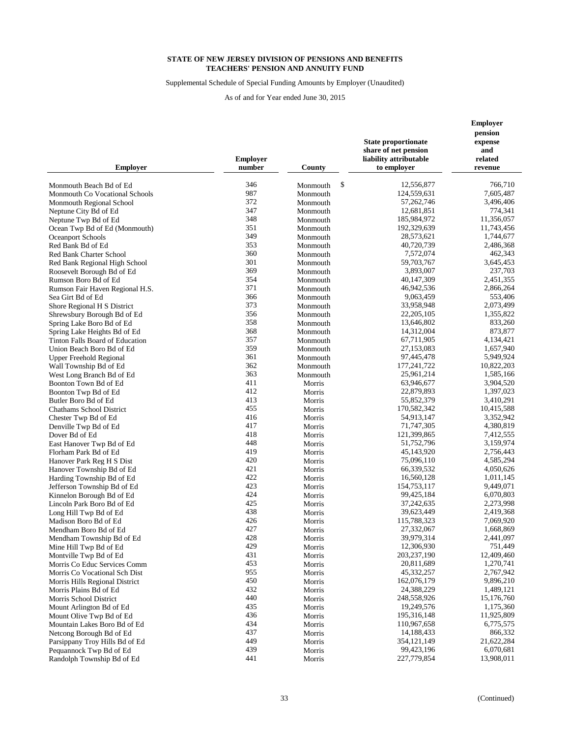**STATE OF NEW JERSEY DIVISION OF PENSIONS AND BENEFITS**
**TEACHERS' PENSION AND ANNUITY FUND**

Supplemental Schedule of Special Funding Amounts by Employer (Unaudited)

As of and for Year ended June 30, 2015

| Employer | Employer number | County | State proportionate share of net pension liability attributable to employer | Employer pension expense and related revenue |
|---|---|---|---|---|
| Monmouth Beach Bd of Ed | 346 | Monmouth | $ 12,556,877 | 766,710 |
| Monmouth Co Vocational Schools | 987 | Monmouth | 124,559,631 | 7,605,487 |
| Monmouth Regional School | 372 | Monmouth | 57,262,746 | 3,496,406 |
| Neptune City Bd of Ed | 347 | Monmouth | 12,681,851 | 774,341 |
| Neptune Twp Bd of Ed | 348 | Monmouth | 185,984,972 | 11,356,057 |
| Ocean Twp Bd of Ed (Monmouth) | 351 | Monmouth | 192,329,639 | 11,743,456 |
| Oceanport Schools | 349 | Monmouth | 28,573,621 | 1,744,677 |
| Red Bank Bd of Ed | 353 | Monmouth | 40,720,739 | 2,486,368 |
| Red Bank Charter School | 360 | Monmouth | 7,572,074 | 462,343 |
| Red Bank Regional High School | 301 | Monmouth | 59,703,767 | 3,645,453 |
| Roosevelt Borough Bd of Ed | 369 | Monmouth | 3,893,007 | 237,703 |
| Rumson Boro Bd of Ed | 354 | Monmouth | 40,147,309 | 2,451,355 |
| Rumson Fair Haven Regional H.S. | 371 | Monmouth | 46,942,536 | 2,866,264 |
| Sea Girt Bd of Ed | 366 | Monmouth | 9,063,459 | 553,406 |
| Shore Regional H S District | 373 | Monmouth | 33,958,948 | 2,073,499 |
| Shrewsbury Borough Bd of Ed | 356 | Monmouth | 22,205,105 | 1,355,822 |
| Spring Lake Boro Bd of Ed | 358 | Monmouth | 13,646,802 | 833,260 |
| Spring Lake Heights Bd of Ed | 368 | Monmouth | 14,312,004 | 873,877 |
| Tinton Falls Board of Education | 357 | Monmouth | 67,711,905 | 4,134,421 |
| Union Beach Boro Bd of Ed | 359 | Monmouth | 27,153,083 | 1,657,940 |
| Upper Freehold Regional | 361 | Monmouth | 97,445,478 | 5,949,924 |
| Wall Township Bd of Ed | 362 | Monmouth | 177,241,722 | 10,822,203 |
| West Long Branch Bd of Ed | 363 | Monmouth | 25,961,214 | 1,585,166 |
| Boonton Town Bd of Ed | 411 | Morris | 63,946,677 | 3,904,520 |
| Boonton Twp Bd of Ed | 412 | Morris | 22,879,893 | 1,397,023 |
| Butler Boro Bd of Ed | 413 | Morris | 55,852,379 | 3,410,291 |
| Chathams School District | 455 | Morris | 170,582,342 | 10,415,588 |
| Chester Twp Bd of Ed | 416 | Morris | 54,913,147 | 3,352,942 |
| Denville Twp Bd of Ed | 417 | Morris | 71,747,305 | 4,380,819 |
| Dover Bd of Ed | 418 | Morris | 121,399,865 | 7,412,555 |
| East Hanover Twp Bd of Ed | 448 | Morris | 51,752,796 | 3,159,974 |
| Florham Park Bd of Ed | 419 | Morris | 45,143,920 | 2,756,443 |
| Hanover Park Reg H S Dist | 420 | Morris | 75,096,110 | 4,585,294 |
| Hanover Township Bd of Ed | 421 | Morris | 66,339,532 | 4,050,626 |
| Harding Township Bd of Ed | 422 | Morris | 16,560,128 | 1,011,145 |
| Jefferson Township Bd of Ed | 423 | Morris | 154,753,117 | 9,449,071 |
| Kinnelon Borough Bd of Ed | 424 | Morris | 99,425,184 | 6,070,803 |
| Lincoln Park Boro Bd of Ed | 425 | Morris | 37,242,635 | 2,273,998 |
| Long Hill Twp Bd of Ed | 438 | Morris | 39,623,449 | 2,419,368 |
| Madison Boro Bd of Ed | 426 | Morris | 115,788,323 | 7,069,920 |
| Mendham Boro Bd of Ed | 427 | Morris | 27,332,067 | 1,668,869 |
| Mendham Township Bd of Ed | 428 | Morris | 39,979,314 | 2,441,097 |
| Mine Hill Twp Bd of Ed | 429 | Morris | 12,306,930 | 751,449 |
| Montville Twp Bd of Ed | 431 | Morris | 203,237,190 | 12,409,460 |
| Morris Co Educ Services Comm | 453 | Morris | 20,811,689 | 1,270,741 |
| Morris Co Vocational Sch Dist | 955 | Morris | 45,332,257 | 2,767,942 |
| Morris Hills Regional District | 450 | Morris | 162,076,179 | 9,896,210 |
| Morris Plains Bd of Ed | 432 | Morris | 24,388,229 | 1,489,121 |
| Morris School District | 440 | Morris | 248,558,926 | 15,176,760 |
| Mount Arlington Bd of Ed | 435 | Morris | 19,249,576 | 1,175,360 |
| Mount Olive Twp Bd of Ed | 436 | Morris | 195,316,148 | 11,925,809 |
| Mountain Lakes Boro Bd of Ed | 434 | Morris | 110,967,658 | 6,775,575 |
| Netcong Borough Bd of Ed | 437 | Morris | 14,188,433 | 866,332 |
| Parsippany Troy Hills Bd of Ed | 449 | Morris | 354,121,149 | 21,622,284 |
| Pequannock Twp Bd of Ed | 439 | Morris | 99,423,196 | 6,070,681 |
| Randolph Township Bd of Ed | 441 | Morris | 227,779,854 | 13,908,011 |

(Continued)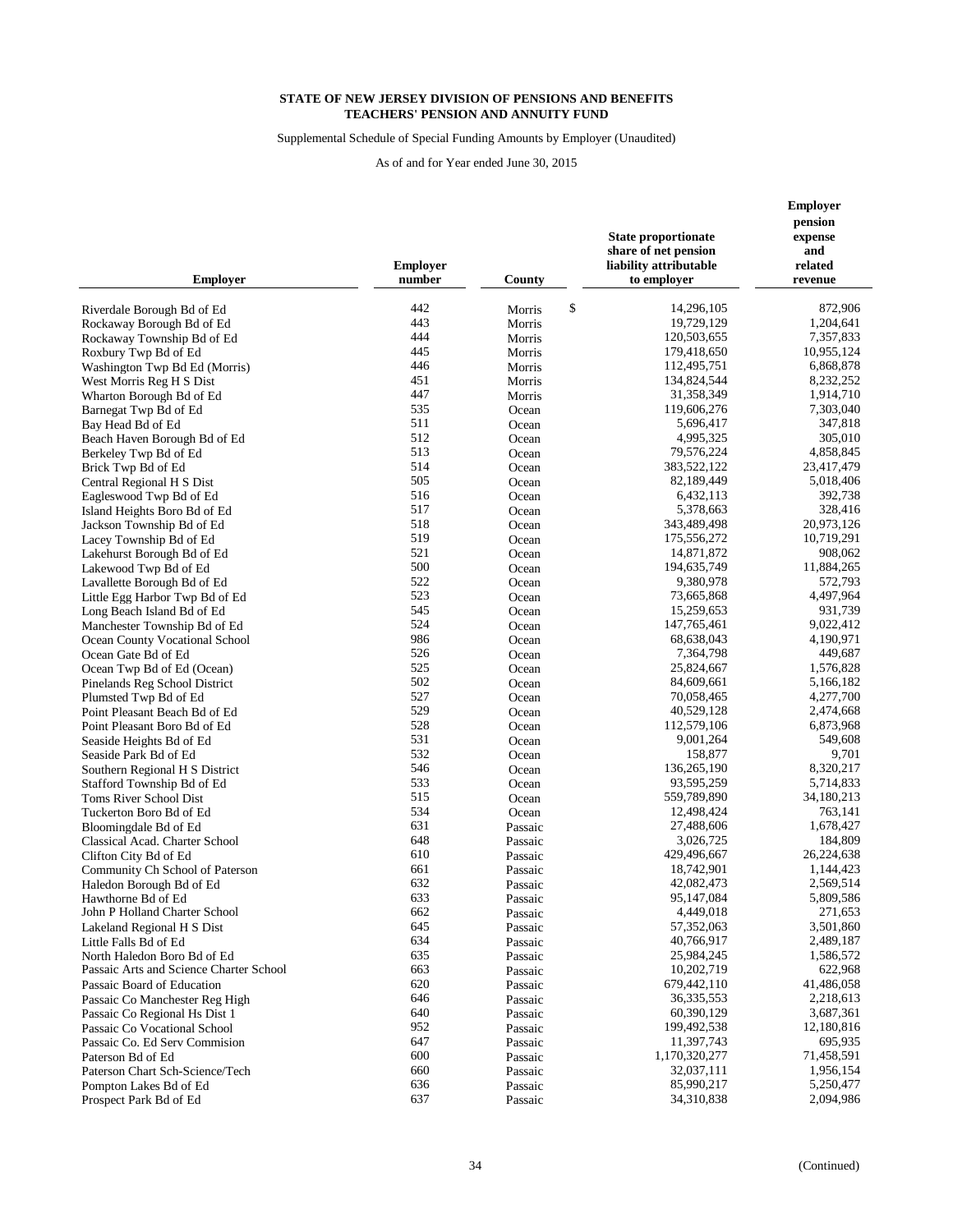**STATE OF NEW JERSEY DIVISION OF PENSIONS AND BENEFITS**
**TEACHERS' PENSION AND ANNUITY FUND**

Supplemental Schedule of Special Funding Amounts by Employer (Unaudited)

As of and for Year ended June 30, 2015

| Employer | Employer number | County | State proportionate share of net pension liability attributable to employer | Employer pension expense and related revenue |
|---|---|---|---|---|
| Riverdale Borough Bd of Ed | 442 | Morris | $ 14,296,105 | 872,906 |
| Rockaway Borough Bd of Ed | 443 | Morris | 19,729,129 | 1,204,641 |
| Rockaway Township Bd of Ed | 444 | Morris | 120,503,655 | 7,357,833 |
| Roxbury Twp Bd of Ed | 445 | Morris | 179,418,650 | 10,955,124 |
| Washington Twp Bd Ed (Morris) | 446 | Morris | 112,495,751 | 6,868,878 |
| West Morris Reg H S Dist | 451 | Morris | 134,824,544 | 8,232,252 |
| Wharton Borough Bd of Ed | 447 | Morris | 31,358,349 | 1,914,710 |
| Barnegat Twp Bd of Ed | 535 | Ocean | 119,606,276 | 7,303,040 |
| Bay Head Bd of Ed | 511 | Ocean | 5,696,417 | 347,818 |
| Beach Haven Borough Bd of Ed | 512 | Ocean | 4,995,325 | 305,010 |
| Berkeley Twp Bd of Ed | 513 | Ocean | 79,576,224 | 4,858,845 |
| Brick Twp Bd of Ed | 514 | Ocean | 383,522,122 | 23,417,479 |
| Central Regional H S Dist | 505 | Ocean | 82,189,449 | 5,018,406 |
| Eagleswood Twp Bd of Ed | 516 | Ocean | 6,432,113 | 392,738 |
| Island Heights Boro Bd of Ed | 517 | Ocean | 5,378,663 | 328,416 |
| Jackson Township Bd of Ed | 518 | Ocean | 343,489,498 | 20,973,126 |
| Lacey Township Bd of Ed | 519 | Ocean | 175,556,272 | 10,719,291 |
| Lakehurst Borough Bd of Ed | 521 | Ocean | 14,871,872 | 908,062 |
| Lakewood Twp Bd of Ed | 500 | Ocean | 194,635,749 | 11,884,265 |
| Lavallette Borough Bd of Ed | 522 | Ocean | 9,380,978 | 572,793 |
| Little Egg Harbor Twp Bd of Ed | 523 | Ocean | 73,665,868 | 4,497,964 |
| Long Beach Island Bd of Ed | 545 | Ocean | 15,259,653 | 931,739 |
| Manchester Township Bd of Ed | 524 | Ocean | 147,765,461 | 9,022,412 |
| Ocean County Vocational School | 986 | Ocean | 68,638,043 | 4,190,971 |
| Ocean Gate Bd of Ed | 526 | Ocean | 7,364,798 | 449,687 |
| Ocean Twp Bd of Ed (Ocean) | 525 | Ocean | 25,824,667 | 1,576,828 |
| Pinelands Reg School District | 502 | Ocean | 84,609,661 | 5,166,182 |
| Plumsted Twp Bd of Ed | 527 | Ocean | 70,058,465 | 4,277,700 |
| Point Pleasant Beach Bd of Ed | 529 | Ocean | 40,529,128 | 2,474,668 |
| Point Pleasant Boro Bd of Ed | 528 | Ocean | 112,579,106 | 6,873,968 |
| Seaside Heights Bd of Ed | 531 | Ocean | 9,001,264 | 549,608 |
| Seaside Park Bd of Ed | 532 | Ocean | 158,877 | 9,701 |
| Southern Regional H S District | 546 | Ocean | 136,265,190 | 8,320,217 |
| Stafford Township Bd of Ed | 533 | Ocean | 93,595,259 | 5,714,833 |
| Toms River School Dist | 515 | Ocean | 559,789,890 | 34,180,213 |
| Tuckerton Boro Bd of Ed | 534 | Ocean | 12,498,424 | 763,141 |
| Bloomingdale Bd of Ed | 631 | Passaic | 27,488,606 | 1,678,427 |
| Classical Acad. Charter School | 648 | Passaic | 3,026,725 | 184,809 |
| Clifton City Bd of Ed | 610 | Passaic | 429,496,667 | 26,224,638 |
| Community Ch School of Paterson | 661 | Passaic | 18,742,901 | 1,144,423 |
| Haledon Borough Bd of Ed | 632 | Passaic | 42,082,473 | 2,569,514 |
| Hawthorne Bd of Ed | 633 | Passaic | 95,147,084 | 5,809,586 |
| John P Holland Charter School | 662 | Passaic | 4,449,018 | 271,653 |
| Lakeland Regional H S Dist | 645 | Passaic | 57,352,063 | 3,501,860 |
| Little Falls Bd of Ed | 634 | Passaic | 40,766,917 | 2,489,187 |
| North Haledon Boro Bd of Ed | 635 | Passaic | 25,984,245 | 1,586,572 |
| Passaic Arts and Science Charter School | 663 | Passaic | 10,202,719 | 622,968 |
| Passaic Board of Education | 620 | Passaic | 679,442,110 | 41,486,058 |
| Passaic Co Manchester Reg High | 646 | Passaic | 36,335,553 | 2,218,613 |
| Passaic Co Regional Hs Dist 1 | 640 | Passaic | 60,390,129 | 3,687,361 |
| Passaic Co Vocational School | 952 | Passaic | 199,492,538 | 12,180,816 |
| Passaic Co. Ed Serv Commision | 647 | Passaic | 11,397,743 | 695,935 |
| Paterson Bd of Ed | 600 | Passaic | 1,170,320,277 | 71,458,591 |
| Paterson Chart Sch-Science/Tech | 660 | Passaic | 32,037,111 | 1,956,154 |
| Pompton Lakes Bd of Ed | 636 | Passaic | 85,990,217 | 5,250,477 |
| Prospect Park Bd of Ed | 637 | Passaic | 34,310,838 | 2,094,986 |

(Continued)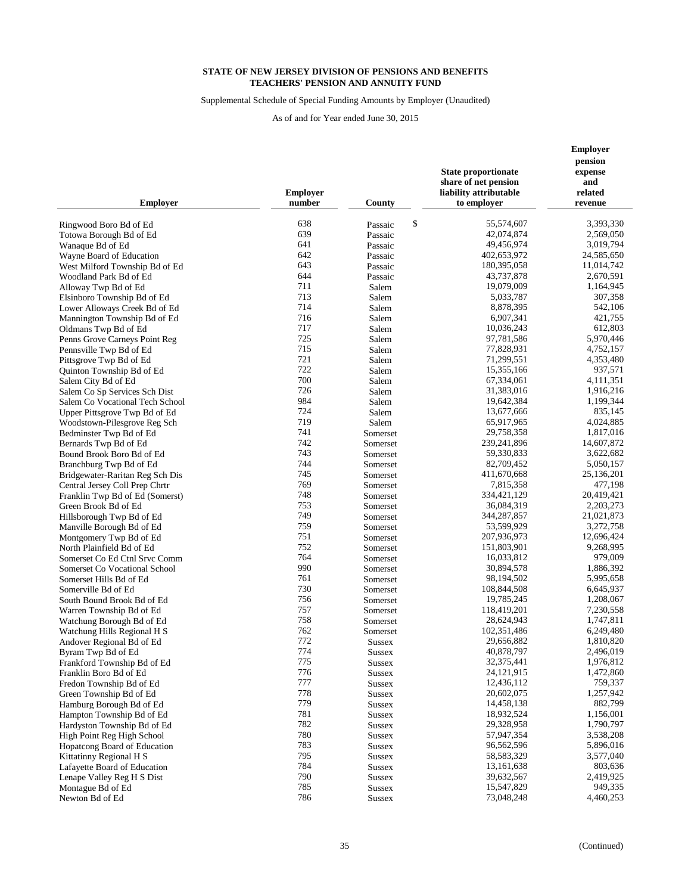**STATE OF NEW JERSEY DIVISION OF PENSIONS AND BENEFITS**
**TEACHERS' PENSION AND ANNUITY FUND**

Supplemental Schedule of Special Funding Amounts by Employer (Unaudited)

As of and for Year ended June 30, 2015

| Employer | Employer number | County | State proportionate share of net pension liability attributable to employer | Employer pension expense and related revenue |
|---|---|---|---|---|
| Ringwood Boro Bd of Ed | 638 | Passaic | $ 55,574,607 | 3,393,330 |
| Totowa Borough Bd of Ed | 639 | Passaic | 42,074,874 | 2,569,050 |
| Wanaque Bd of Ed | 641 | Passaic | 49,456,974 | 3,019,794 |
| Wayne Board of Education | 642 | Passaic | 402,653,972 | 24,585,650 |
| West Milford Township Bd of Ed | 643 | Passaic | 180,395,058 | 11,014,742 |
| Woodland Park Bd of Ed | 644 | Passaic | 43,737,878 | 2,670,591 |
| Alloway Twp Bd of Ed | 711 | Salem | 19,079,009 | 1,164,945 |
| Elsinboro Township Bd of Ed | 713 | Salem | 5,033,787 | 307,358 |
| Lower Alloways Creek Bd of Ed | 714 | Salem | 8,878,395 | 542,106 |
| Mannington Township Bd of Ed | 716 | Salem | 6,907,341 | 421,755 |
| Oldmans Twp Bd of Ed | 717 | Salem | 10,036,243 | 612,803 |
| Penns Grove Carneys Point Reg | 725 | Salem | 97,781,586 | 5,970,446 |
| Pennsville Twp Bd of Ed | 715 | Salem | 77,828,931 | 4,752,157 |
| Pittsgrove Twp Bd of Ed | 721 | Salem | 71,299,551 | 4,353,480 |
| Quinton Township Bd of Ed | 722 | Salem | 15,355,166 | 937,571 |
| Salem City Bd of Ed | 700 | Salem | 67,334,061 | 4,111,351 |
| Salem Co Sp Services Sch Dist | 726 | Salem | 31,383,016 | 1,916,216 |
| Salem Co Vocational Tech School | 984 | Salem | 19,642,384 | 1,199,344 |
| Upper Pittsgrove Twp Bd of Ed | 724 | Salem | 13,677,666 | 835,145 |
| Woodstown-Pilesgrove Reg Sch | 719 | Salem | 65,917,965 | 4,024,885 |
| Bedminster Twp Bd of Ed | 741 | Somerset | 29,758,358 | 1,817,016 |
| Bernards Twp Bd of Ed | 742 | Somerset | 239,241,896 | 14,607,872 |
| Bound Brook Boro Bd of Ed | 743 | Somerset | 59,330,833 | 3,622,682 |
| Branchburg Twp Bd of Ed | 744 | Somerset | 82,709,452 | 5,050,157 |
| Bridgewater-Raritan Reg Sch Dis | 745 | Somerset | 411,670,668 | 25,136,201 |
| Central Jersey Coll Prep Chrtr | 769 | Somerset | 7,815,358 | 477,198 |
| Franklin Twp Bd of Ed (Somerst) | 748 | Somerset | 334,421,129 | 20,419,421 |
| Green Brook Bd of Ed | 753 | Somerset | 36,084,319 | 2,203,273 |
| Hillsborough Twp Bd of Ed | 749 | Somerset | 344,287,857 | 21,021,873 |
| Manville Borough Bd of Ed | 759 | Somerset | 53,599,929 | 3,272,758 |
| Montgomery Twp Bd of Ed | 751 | Somerset | 207,936,973 | 12,696,424 |
| North Plainfield Bd of Ed | 752 | Somerset | 151,803,901 | 9,268,995 |
| Somerset Co Ed Ctnl Srvc Comm | 764 | Somerset | 16,033,812 | 979,009 |
| Somerset Co Vocational School | 990 | Somerset | 30,894,578 | 1,886,392 |
| Somerset Hills Bd of Ed | 761 | Somerset | 98,194,502 | 5,995,658 |
| Somerville Bd of Ed | 730 | Somerset | 108,844,508 | 6,645,937 |
| South Bound Brook Bd of Ed | 756 | Somerset | 19,785,245 | 1,208,067 |
| Warren Township Bd of Ed | 757 | Somerset | 118,419,201 | 7,230,558 |
| Watchung Borough Bd of Ed | 758 | Somerset | 28,624,943 | 1,747,811 |
| Watchung Hills Regional H S | 762 | Somerset | 102,351,486 | 6,249,480 |
| Andover Regional Bd of Ed | 772 | Sussex | 29,656,882 | 1,810,820 |
| Byram Twp Bd of Ed | 774 | Sussex | 40,878,797 | 2,496,019 |
| Frankford Township Bd of Ed | 775 | Sussex | 32,375,441 | 1,976,812 |
| Franklin Boro Bd of Ed | 776 | Sussex | 24,121,915 | 1,472,860 |
| Fredon Township Bd of Ed | 777 | Sussex | 12,436,112 | 759,337 |
| Green Township Bd of Ed | 778 | Sussex | 20,602,075 | 1,257,942 |
| Hamburg Borough Bd of Ed | 779 | Sussex | 14,458,138 | 882,799 |
| Hampton Township Bd of Ed | 781 | Sussex | 18,932,524 | 1,156,001 |
| Hardyston Township Bd of Ed | 782 | Sussex | 29,328,958 | 1,790,797 |
| High Point Reg High School | 780 | Sussex | 57,947,354 | 3,538,208 |
| Hopatcong Board of Education | 783 | Sussex | 96,562,596 | 5,896,016 |
| Kittatinny Regional H S | 795 | Sussex | 58,583,329 | 3,577,040 |
| Lafayette Board of Education | 784 | Sussex | 13,161,638 | 803,636 |
| Lenape Valley Reg H S Dist | 790 | Sussex | 39,632,567 | 2,419,925 |
| Montague Bd of Ed | 785 | Sussex | 15,547,829 | 949,335 |
| Newton Bd of Ed | 786 | Sussex | 73,048,248 | 4,460,253 |

(Continued)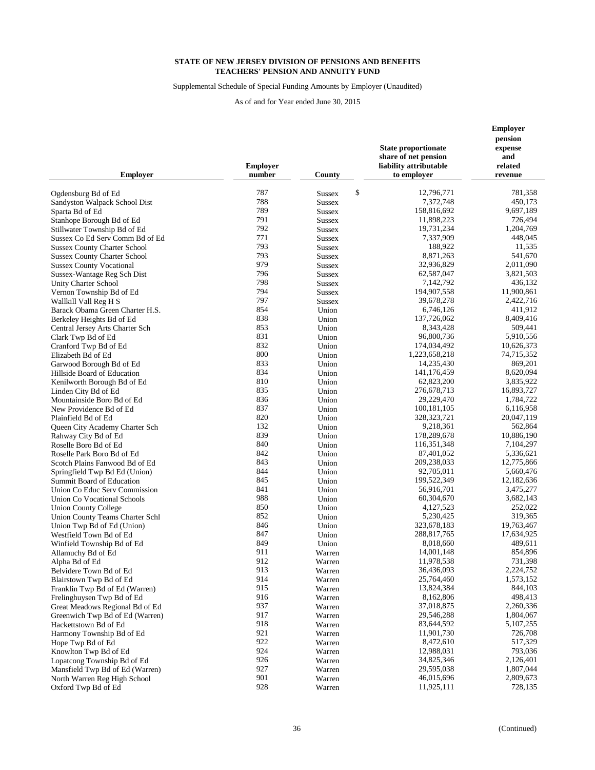**STATE OF NEW JERSEY DIVISION OF PENSIONS AND BENEFITS**
**TEACHERS' PENSION AND ANNUITY FUND**

Supplemental Schedule of Special Funding Amounts by Employer (Unaudited)

As of and for Year ended June 30, 2015

| Employer | Employer number | County | State proportionate share of net pension liability attributable to employer | Employer pension expense and related revenue |
|---|---|---|---|---|
| Ogdensburg Bd of Ed | 787 | Sussex | $ 12,796,771 | 781,358 |
| Sandyston Walpack School Dist | 788 | Sussex | 7,372,748 | 450,173 |
| Sparta Bd of Ed | 789 | Sussex | 158,816,692 | 9,697,189 |
| Stanhope Borough Bd of Ed | 791 | Sussex | 11,898,223 | 726,494 |
| Stillwater Township Bd of Ed | 792 | Sussex | 19,731,234 | 1,204,769 |
| Sussex Co Ed Serv Comm Bd of Ed | 771 | Sussex | 7,337,909 | 448,045 |
| Sussex County Charter School | 793 | Sussex | 188,922 | 11,535 |
| Sussex County Charter School | 793 | Sussex | 8,871,263 | 541,670 |
| Sussex County Vocational | 979 | Sussex | 32,936,829 | 2,011,090 |
| Sussex-Wantage Reg Sch Dist | 796 | Sussex | 62,587,047 | 3,821,503 |
| Unity Charter School | 798 | Sussex | 7,142,792 | 436,132 |
| Vernon Township Bd of Ed | 794 | Sussex | 194,907,558 | 11,900,861 |
| Wallkill Vall Reg H S | 797 | Sussex | 39,678,278 | 2,422,716 |
| Barack Obama Green Charter H.S. | 854 | Union | 6,746,126 | 411,912 |
| Berkeley Heights Bd of Ed | 838 | Union | 137,726,062 | 8,409,416 |
| Central Jersey Arts Charter Sch | 853 | Union | 8,343,428 | 509,441 |
| Clark Twp Bd of Ed | 831 | Union | 96,800,736 | 5,910,556 |
| Cranford Twp Bd of Ed | 832 | Union | 174,034,492 | 10,626,373 |
| Elizabeth Bd of Ed | 800 | Union | 1,223,658,218 | 74,715,352 |
| Garwood Borough Bd of Ed | 833 | Union | 14,235,430 | 869,201 |
| Hillside Board of Education | 834 | Union | 141,176,459 | 8,620,094 |
| Kenilworth Borough Bd of Ed | 810 | Union | 62,823,200 | 3,835,922 |
| Linden City Bd of Ed | 835 | Union | 276,678,713 | 16,893,727 |
| Mountainside Boro Bd of Ed | 836 | Union | 29,229,470 | 1,784,722 |
| New Providence Bd of Ed | 837 | Union | 100,181,105 | 6,116,958 |
| Plainfield Bd of Ed | 820 | Union | 328,323,721 | 20,047,119 |
| Queen City Academy Charter Sch | 132 | Union | 9,218,361 | 562,864 |
| Rahway City Bd of Ed | 839 | Union | 178,289,678 | 10,886,190 |
| Roselle Boro Bd of Ed | 840 | Union | 116,351,348 | 7,104,297 |
| Roselle Park Boro Bd of Ed | 842 | Union | 87,401,052 | 5,336,621 |
| Scotch Plains Fanwood Bd of Ed | 843 | Union | 209,238,033 | 12,775,866 |
| Springfield Twp Bd Ed (Union) | 844 | Union | 92,705,011 | 5,660,476 |
| Summit Board of Education | 845 | Union | 199,522,349 | 12,182,636 |
| Union Co Educ Serv Commission | 841 | Union | 56,916,701 | 3,475,277 |
| Union Co Vocational Schools | 988 | Union | 60,304,670 | 3,682,143 |
| Union County College | 850 | Union | 4,127,523 | 252,022 |
| Union County Teams Charter Schl | 852 | Union | 5,230,425 | 319,365 |
| Union Twp Bd of Ed (Union) | 846 | Union | 323,678,183 | 19,763,467 |
| Westfield Town Bd of Ed | 847 | Union | 288,817,765 | 17,634,925 |
| Winfield Township Bd of Ed | 849 | Union | 8,018,660 | 489,611 |
| Allamuchy Bd of Ed | 911 | Warren | 14,001,148 | 854,896 |
| Alpha Bd of Ed | 912 | Warren | 11,978,538 | 731,398 |
| Belvidere Town Bd of Ed | 913 | Warren | 36,436,093 | 2,224,752 |
| Blairstown Twp Bd of Ed | 914 | Warren | 25,764,460 | 1,573,152 |
| Franklin Twp Bd of Ed (Warren) | 915 | Warren | 13,824,384 | 844,103 |
| Frelinghuysen Twp Bd of Ed | 916 | Warren | 8,162,806 | 498,413 |
| Great Meadows Regional Bd of Ed | 937 | Warren | 37,018,875 | 2,260,336 |
| Greenwich Twp Bd of Ed (Warren) | 917 | Warren | 29,546,288 | 1,804,067 |
| Hackettstown Bd of Ed | 918 | Warren | 83,644,592 | 5,107,255 |
| Harmony Township Bd of Ed | 921 | Warren | 11,901,730 | 726,708 |
| Hope Twp Bd of Ed | 922 | Warren | 8,472,610 | 517,329 |
| Knowlton Twp Bd of Ed | 924 | Warren | 12,988,031 | 793,036 |
| Lopatcong Township Bd of Ed | 926 | Warren | 34,825,346 | 2,126,401 |
| Mansfield Twp Bd of Ed (Warren) | 927 | Warren | 29,595,038 | 1,807,044 |
| North Warren Reg High School | 901 | Warren | 46,015,696 | 2,809,673 |
| Oxford Twp Bd of Ed | 928 | Warren | 11,925,111 | 728,135 |

(Continued)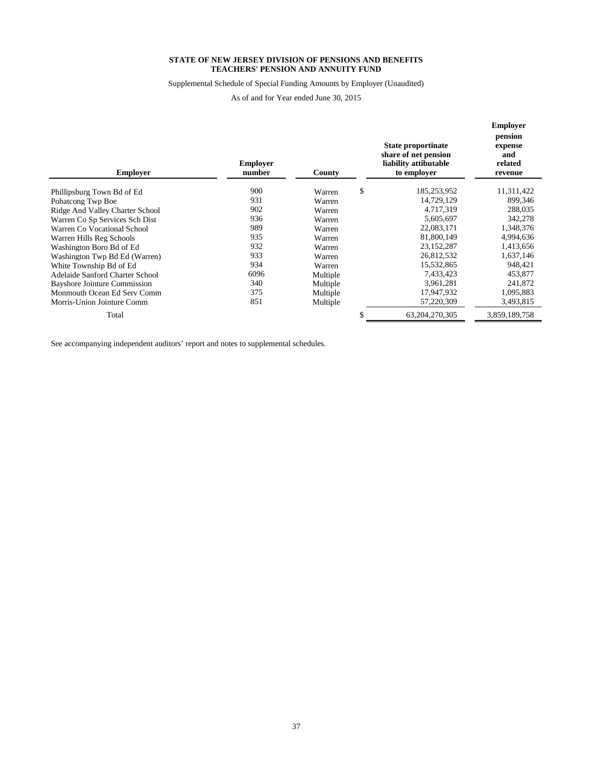**STATE OF NEW JERSEY DIVISION OF PENSIONS AND BENEFITS**
**TEACHERS' PENSION AND ANNUITY FUND**

Supplemental Schedule of Special Funding Amounts by Employer (Unaudited)

As of and for Year ended June 30, 2015

| Employer | Employer number | County | State proportionate share of net pension liability attibutable to employer | Employer pension expense and related revenue |
|---|---|---|---|---|
| Phillipsburg Town Bd of Ed | 900 | Warren | $ 185,253,952 | 11,311,422 |
| Pohatcong Twp Boe | 931 | Warren | 14,729,129 | 899,346 |
| Ridge And Valley Charter School | 902 | Warren | 4,717,319 | 288,035 |
| Warren Co Sp Services Sch Dist | 936 | Warren | 5,605,697 | 342,278 |
| Warren Co Vocational School | 989 | Warren | 22,083,171 | 1,348,376 |
| Warren Hills Reg Schools | 935 | Warren | 81,800,149 | 4,994,636 |
| Washington Boro Bd of Ed | 932 | Warren | 23,152,287 | 1,413,656 |
| Washington Twp Bd Ed (Warren) | 933 | Warren | 26,812,532 | 1,637,146 |
| White Township Bd of Ed | 934 | Warren | 15,532,865 | 948,421 |
| Adelaide Sanford Charter School | 6096 | Multiple | 7,433,423 | 453,877 |
| Bayshore Jointure Commission | 340 | Multiple | 3,961,281 | 241,872 |
| Monmouth Ocean Ed Serv Comm | 375 | Multiple | 17,947,932 | 1,095,883 |
| Morris-Union Jointure Comm | 851 | Multiple | 57,220,309 | 3,493,815 |
| Total | | | $ 63,204,270,305 | 3,859,189,758 |

See accompanying independent auditors' report and notes to supplemental schedules.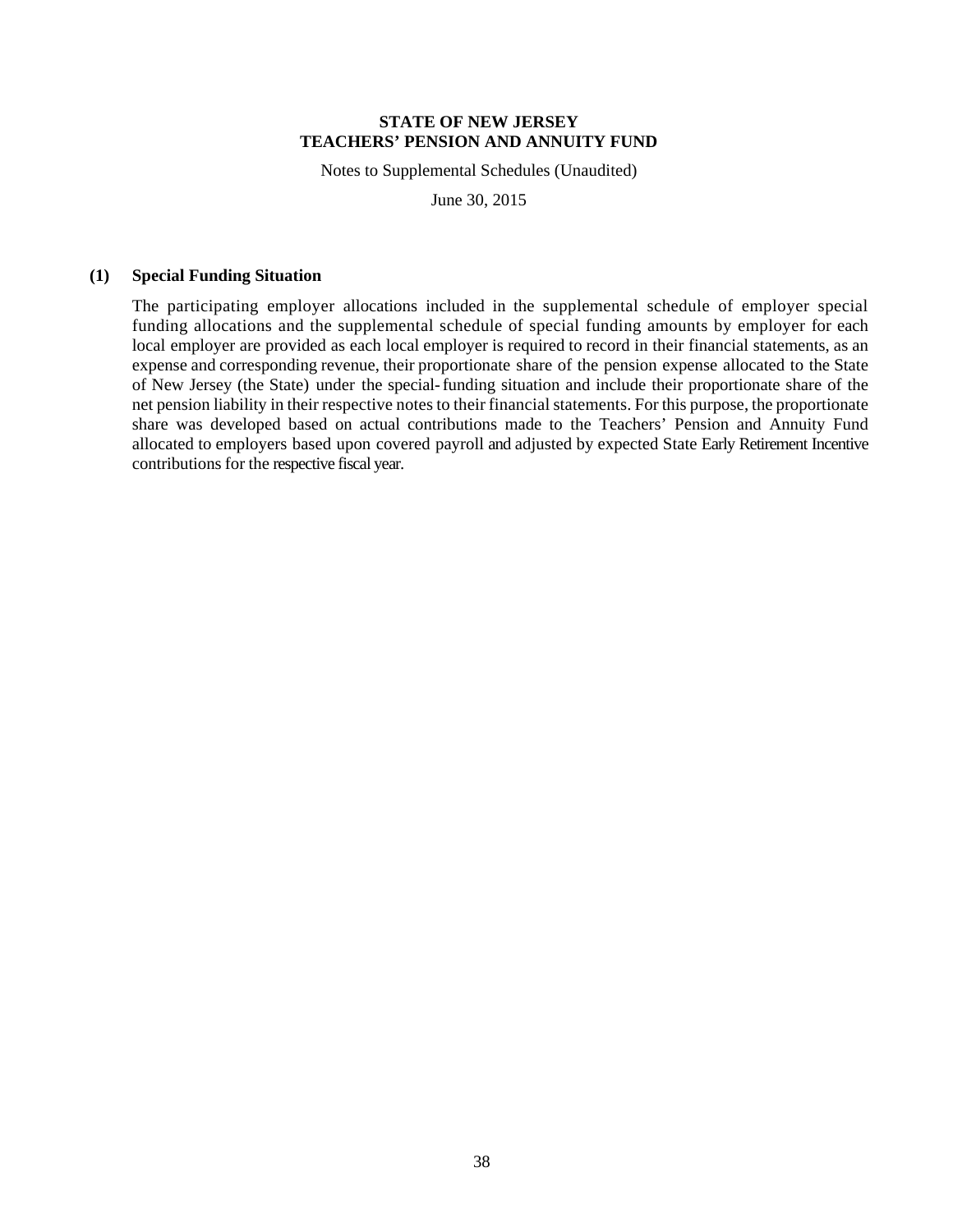# STATE OF NEW JERSEY
# TEACHERS' PENSION AND ANNUITY FUND

Notes to Supplemental Schedules (Unaudited)

June 30, 2015

## (1) Special Funding Situation

The participating employer allocations included in the supplemental schedule of employer special funding allocations and the supplemental schedule of special funding amounts by employer for each local employer are provided as each local employer is required to record in their financial statements, as an expense and corresponding revenue, their proportionate share of the pension expense allocated to the State of New Jersey (the State) under the special-funding situation and include their proportionate share of the net pension liability in their respective notes to their financial statements. For this purpose, the proportionate share was developed based on actual contributions made to the Teachers' Pension and Annuity Fund allocated to employers based upon covered payroll and adjusted by expected State Early Retirement Incentive contributions for the respective fiscal year.